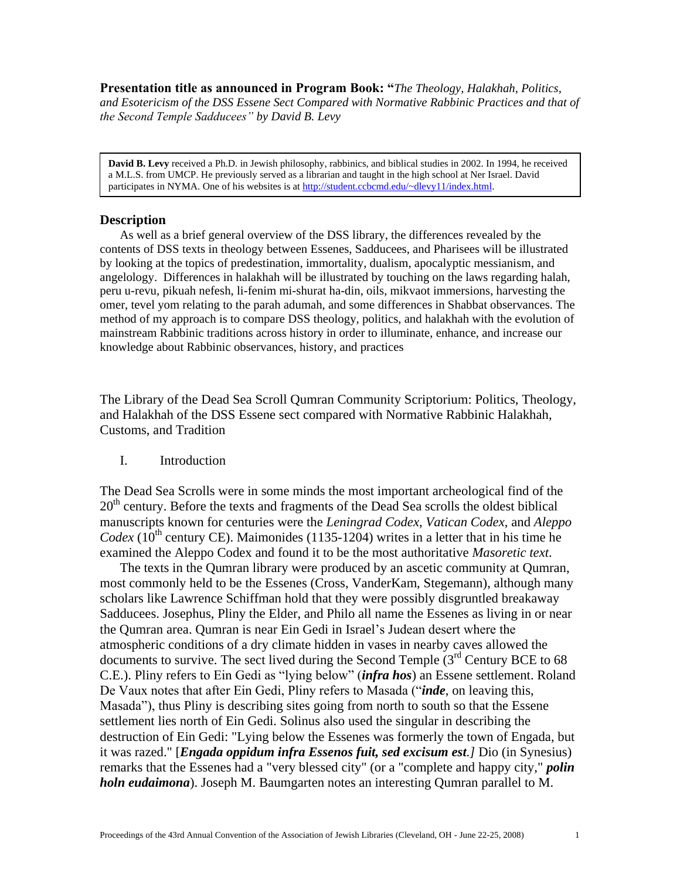**Presentation title as announced in Program Book: "***The Theology, Halakhah, Politics, and Esotericism of the DSS Essene Sect Compared with Normative Rabbinic Practices and that of the Second Temple Sadducees" by David B. Levy*

**David B. Levy** received a Ph.D. in Jewish philosophy, rabbinics, and biblical studies in 2002. In 1994, he received a M.L.S. from UMCP. He previously served as a librarian and taught in the high school at Ner Israel. David participates in NYMA. One of his websites is at http://student.ccbcmd.edu/~dlevy11/index.html.

## Description

As well as a brief general overview of the DSS library, the differences revealed by the contents of DSS texts in theology between Essenes, Sadducees, and Pharisees will be illustrated by looking at the topics of predestination, immortality, dualism, apocalyptic messianism, and angelology. Differences in halakhah will be illustrated by touching on the laws regarding halah, peru u-revu, pikuah nefesh, li-fenim mi-shurat ha-din, oils, mikvaot immersions, harvesting the omer, tevel yom relating to the parah adumah, and some differences in Shabbat observances. The method of my approach is to compare DSS theology, politics, and halakhah with the evolution of mainstream Rabbinic traditions across history in order to illuminate, enhance, and increase our knowledge about Rabbinic observances, history, and practices

# The Library of the Dead Sea Scroll Qumran Community Scriptorium: Politics, Theology, and Halakhah of the DSS Essene sect compared with Normative Rabbinic Halakhah, Customs, and Tradition

## I. Introduction

The Dead Sea Scrolls were in some minds the most important archeological find of the 20th century. Before the texts and fragments of the Dead Sea scrolls the oldest biblical manuscripts known for centuries were the *Leningrad Codex, Vatican Codex*, and *Aleppo Codex* (10th century CE). Maimonides (1135-1204) writes in a letter that in his time he examined the Aleppo Codex and found it to be the most authoritative *Masoretic text*.

The texts in the Qumran library were produced by an ascetic community at Qumran, most commonly held to be the Essenes (Cross, VanderKam, Stegemann), although many scholars like Lawrence Schiffman hold that they were possibly disgruntled breakaway Sadducees. Josephus, Pliny the Elder, and Philo all name the Essenes as living in or near the Qumran area. Qumran is near Ein Gedi in Israel's Judean desert where the atmospheric conditions of a dry climate hidden in vases in nearby caves allowed the documents to survive. The sect lived during the Second Temple (3rd Century BCE to 68 C.E.). Pliny refers to Ein Gedi as "lying below" (***infra hos***) an Essene settlement. Roland De Vaux notes that after Ein Gedi, Pliny refers to Masada ("***inde***, on leaving this, Masada"), thus Pliny is describing sites going from north to south so that the Essene settlement lies north of Ein Gedi. Solinus also used the singular in describing the destruction of Ein Gedi: "Lying below the Essenes was formerly the town of Engada, but it was razed." [***Engada oppidum infra Essenos fuit, sed excisum est.]*** Dio (in Synesius) remarks that the Essenes had a "very blessed city" (or a "complete and happy city," ***polin holn eudaimona***). Joseph M. Baumgarten notes an interesting Qumran parallel to M.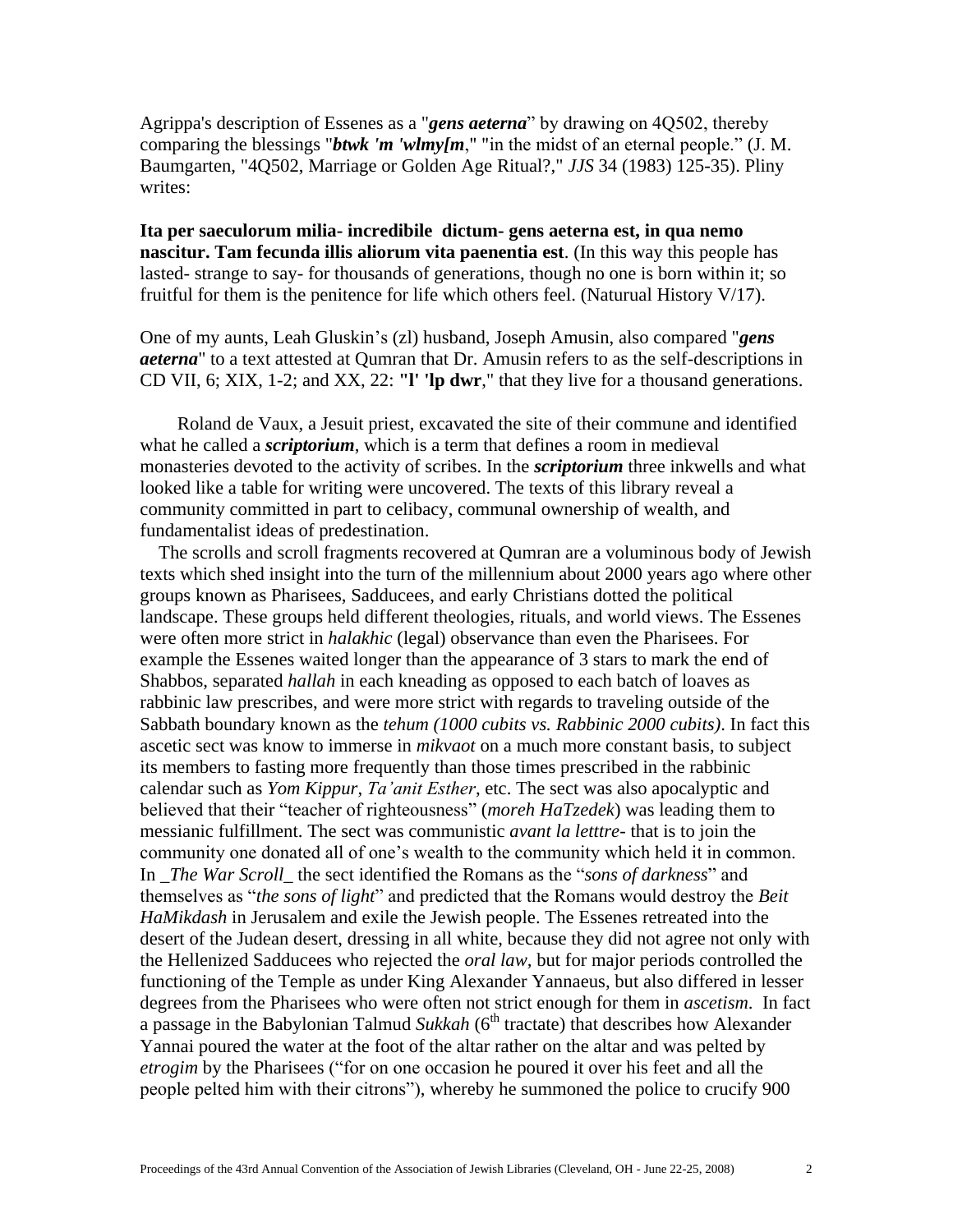Agrippa's description of Essenes as a "***gens aeterna***" by drawing on 4Q502, thereby comparing the blessings "***btwk 'm 'wlmy[m***," "in the midst of an eternal people." (J. M. Baumgarten, "4Q502, Marriage or Golden Age Ritual?," *JJS* 34 (1983) 125-35). Pliny writes:

**Ita per saeculorum milia- incredibile dictum- gens aeterna est, in qua nemo nascitur. Tam fecunda illis aliorum vita paenentia est**. (In this way this people has lasted- strange to say- for thousands of generations, though no one is born within it; so fruitful for them is the penitence for life which others feel. (Natural History V/17).

One of my aunts, Leah Gluskin's (zl) husband, Joseph Amusin, also compared "***gens aeterna***" to a text attested at Qumran that Dr. Amusin refers to as the self-descriptions in CD VII, 6; XIX, 1-2; and XX, 22: "**l' 'lp dwr**," that they live for a thousand generations.

Roland de Vaux, a Jesuit priest, excavated the site of their commune and identified what he called a ***scriptorium***, which is a term that defines a room in medieval monasteries devoted to the activity of scribes. In the ***scriptorium*** three inkwells and what looked like a table for writing were uncovered. The texts of this library reveal a community committed in part to celibacy, communal ownership of wealth, and fundamentalist ideas of predestination.

The scrolls and scroll fragments recovered at Qumran are a voluminous body of Jewish texts which shed insight into the turn of the millennium about 2000 years ago where other groups known as Pharisees, Sadducees, and early Christians dotted the political landscape. These groups held different theologies, rituals, and world views. The Essenes were often more strict in *halakhic* (legal) observance than even the Pharisees. For example the Essenes waited longer than the appearance of 3 stars to mark the end of Shabbos, separated *hallah* in each kneading as opposed to each batch of loaves as rabbinic law prescribes, and were more strict with regards to traveling outside of the Sabbath boundary known as the *tehum (1000 cubits vs. Rabbinic 2000 cubits)*. In fact this ascetic sect was know to immerse in *mikvaot* on a much more constant basis, to subject its members to fasting more frequently than those times prescribed in the rabbinic calendar such as *Yom Kippur*, *Ta'anit Esther*, etc. The sect was also apocalyptic and believed that their "teacher of righteousness" (*moreh HaTzedek*) was leading them to messianic fulfillment. The sect was communistic *avant la letttre*- that is to join the community one donated all of one's wealth to the community which held it in common. In _*The War Scroll*_ the sect identified the Romans as the "*sons of darkness*" and themselves as "*the sons of light*" and predicted that the Romans would destroy the *Beit HaMikdash* in Jerusalem and exile the Jewish people. The Essenes retreated into the desert of the Judean desert, dressing in all white, because they did not agree not only with the Hellenized Sadducees who rejected the *oral law,* but for major periods controlled the functioning of the Temple as under King Alexander Yannaeus, but also differed in lesser degrees from the Pharisees who were often not strict enough for them in *ascetism*. In fact a passage in the Babylonian Talmud *Sukkah* (6th tractate) that describes how Alexander Yannai poured the water at the foot of the altar rather on the altar and was pelted by *etrogim* by the Pharisees ("for on one occasion he poured it over his feet and all the people pelted him with their citrons"), whereby he summoned the police to crucify 900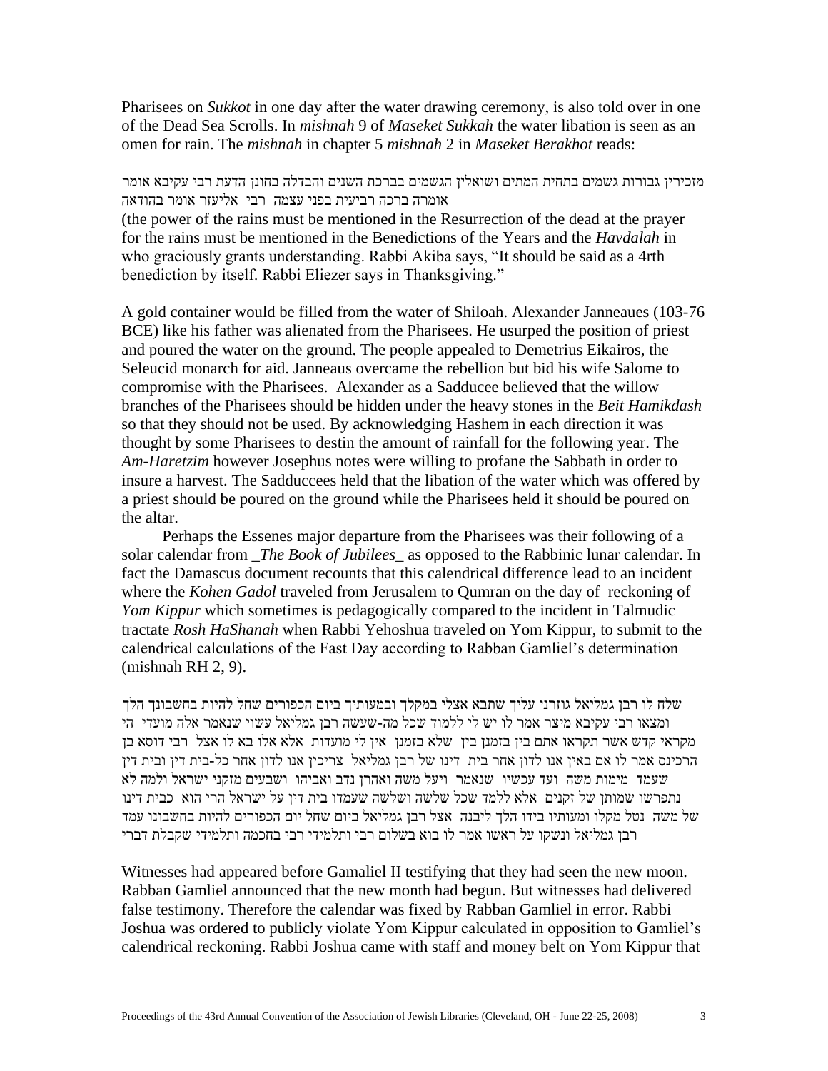Pharisees on *Sukkot* in one day after the water drawing ceremony, is also told over in one of the Dead Sea Scrolls. In *mishnah* 9 of *Maseket Sukkah* the water libation is seen as an omen for rain. The *mishnah* in chapter 5 *mishnah* 2 in *Maseket Berakhot* reads:

מזכירין גבורות גשמים בתחית המתים ושואלין הגשמים בברכת השנים והבדלה בחונן הדעת רבי עקיבא אומר אומרה ברכה רביעית בפני עצמה רבי אליעזר אומר בהודאה

(the power of the rains must be mentioned in the Resurrection of the dead at the prayer for the rains must be mentioned in the Benedictions of the Years and the *Havdalah* in who graciously grants understanding. Rabbi Akiba says, "It should be said as a 4rth benediction by itself. Rabbi Eliezer says in Thanksgiving."

A gold container would be filled from the water of Shiloah. Alexander Janneaues (103-76 BCE) like his father was alienated from the Pharisees. He usurped the position of priest and poured the water on the ground. The people appealed to Demetrius Eikairos, the Seleucid monarch for aid. Janneaus overcame the rebellion but bid his wife Salome to compromise with the Pharisees. Alexander as a Sadducee believed that the willow branches of the Pharisees should be hidden under the heavy stones in the *Beit Hamikdash* so that they should not be used. By acknowledging Hashem in each direction it was thought by some Pharisees to destin the amount of rainfall for the following year. The *Am-Haretzim* however Josephus notes were willing to profane the Sabbath in order to insure a harvest. The Sadduccees held that the libation of the water which was offered by a priest should be poured on the ground while the Pharisees held it should be poured on the altar.

Perhaps the Essenes major departure from the Pharisees was their following of a solar calendar from _The Book of Jubilees_ as opposed to the Rabbinic lunar calendar. In fact the Damascus document recounts that this calendrical difference lead to an incident where the *Kohen Gadol* traveled from Jerusalem to Qumran on the day of reckoning of *Yom Kippur* which sometimes is pedagogically compared to the incident in Talmudic tractate *Rosh HaShanah* when Rabbi Yehoshua traveled on Yom Kippur, to submit to the calendrical calculations of the Fast Day according to Rabban Gamliel's determination (mishnah RH 2, 9).

שלח לו רבן גמליאל גוזרני עליך שתבא אצלי במקלך ובמעותיך ביום הכפורים שחל להיות בחשבונך הלך ומצאו רבי עקיבא מיצר אמר לו יש לי ללמוד שכל מה-שעשה רבן גמליאל עשוי שנאמר אלה מועדי הי מקראי קדש אשר תקראו אתם בין בזמנן בין שלא בזמנן אין לי מועדות אלא אלו בא לו אצל רבי דוסא בן הרכינס אמר לו אם באין אנו לדון אחר בית דינו של רבן גמליאל צריכין אנו לדון אחר כל-בית דין ובית דין שעמד מימות משה ועד עכשיו שנאמר ויעל משה ואהרן נדב ואביהו ושבעים מזקני ישראל ולמה לא נתפרשו שמותן של זקנים אלא ללמד שכל שלשה ושלשה שעמדו בית דין על ישראל הרי הוא כבית דינו של משה נטל מקלו ומעותיו בידו הלך ליבנה אצל רבן גמליאל ביום שחל יום הכפורים להיות בחשבונו עמד רבן גמליאל ונשקו על ראשו אמר לו בוא בשלום רבי ותלמידי רבי בחכמה ותלמידי שקבלת דברי

Witnesses had appeared before Gamaliel II testifying that they had seen the new moon. Rabban Gamliel announced that the new month had begun. But witnesses had delivered false testimony. Therefore the calendar was fixed by Rabban Gamliel in error. Rabbi Joshua was ordered to publicly violate Yom Kippur calculated in opposition to Gamliel's calendrical reckoning. Rabbi Joshua came with staff and money belt on Yom Kippur that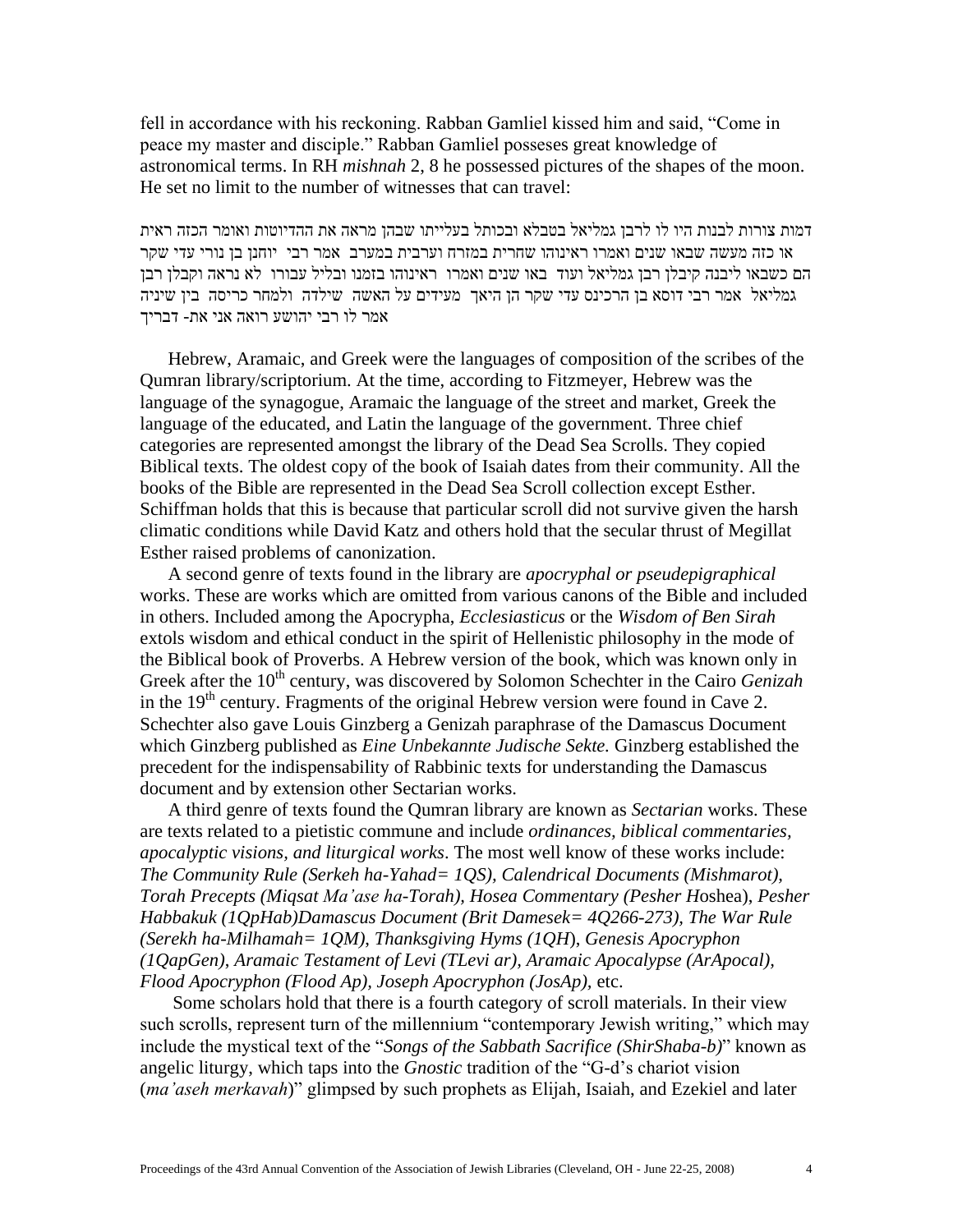fell in accordance with his reckoning. Rabban Gamliel kissed him and said, "Come in peace my master and disciple." Rabban Gamliel posseses great knowledge of astronomical terms. In RH *mishnah* 2, 8 he possessed pictures of the shapes of the moon. He set no limit to the number of witnesses that can travel:

דמות צורות לבנות היו לו לרבן גמליאל בטבלא ובכותל בעלייתו שבהן מראה את ההדיוטות ואומר הכזה ראית או כזה מעשה שבאו שנים ואמרו ראינוהו שחרית במזרח וערבית במערב אמר רבי יוחנן בן נורי עדי שקר הם כשבאו ליבנה קיבלן רבן גמליאל ועוד באו שנים ואמרו ראינוהו בזמנו ובליל עבורו לא נראה וקבלן רבן גמליאל אמר רבי דוסא בן הרכינס עדי שקר הן היאך מעידים על האשה שילדה ולמחר כריסה בין שיניה אמר לו רבי יהושע רואה אני את- דבריך

Hebrew, Aramaic, and Greek were the languages of composition of the scribes of the Qumran library/scriptorium. At the time, according to Fitzmeyer, Hebrew was the language of the synagogue, Aramaic the language of the street and market, Greek the language of the educated, and Latin the language of the government. Three chief categories are represented amongst the library of the Dead Sea Scrolls. They copied Biblical texts. The oldest copy of the book of Isaiah dates from their community. All the books of the Bible are represented in the Dead Sea Scroll collection except Esther. Schiffman holds that this is because that particular scroll did not survive given the harsh climatic conditions while David Katz and others hold that the secular thrust of Megillat Esther raised problems of canonization.

A second genre of texts found in the library are *apocryphal or pseudepigraphical* works. These are works which are omitted from various canons of the Bible and included in others. Included among the Apocrypha, *Ecclesiasticus* or the *Wisdom of Ben Sirah* extols wisdom and ethical conduct in the spirit of Hellenistic philosophy in the mode of the Biblical book of Proverbs. A Hebrew version of the book, which was known only in Greek after the 10th century, was discovered by Solomon Schechter in the Cairo *Genizah* in the 19th century. Fragments of the original Hebrew version were found in Cave 2. Schechter also gave Louis Ginzberg a Genizah paraphrase of the Damascus Document which Ginzberg published as *Eine Unbekannte Judische Sekte.* Ginzberg established the precedent for the indispensability of Rabbinic texts for understanding the Damascus document and by extension other Sectarian works.

A third genre of texts found the Qumran library are known as *Sectarian* works. These are texts related to a pietistic commune and include *ordinances, biblical commentaries, apocalyptic visions, and liturgical works*. The most well know of these works include: *The Community Rule (Serkeh ha-Yahad= 1QS), Calendrical Documents (Mishmarot), Torah Precepts (Miqsat Ma'ase ha-Torah), Hosea Commentary (Pesher H*oshea), *Pesher Habbakuk (1QpHab)Damascus Document (Brit Damesek= 4Q266-273), The War Rule (Serekh ha-Milhamah= 1QM), Thanksgiving Hyms (1QH), Genesis Apocryphon (1QapGen), Aramaic Testament of Levi (TLevi ar), Aramaic Apocalypse (ArApocal), Flood Apocryphon (Flood Ap), Joseph Apocryphon (JosAp)*, etc.

Some scholars hold that there is a fourth category of scroll materials. In their view such scrolls, represent turn of the millennium "contemporary Jewish writing," which may include the mystical text of the "*Songs of the Sabbath Sacrifice (ShirShaba-b)*" known as angelic liturgy, which taps into the *Gnostic* tradition of the "G-d's chariot vision (*ma'aseh merkavah*)" glimpsed by such prophets as Elijah, Isaiah, and Ezekiel and later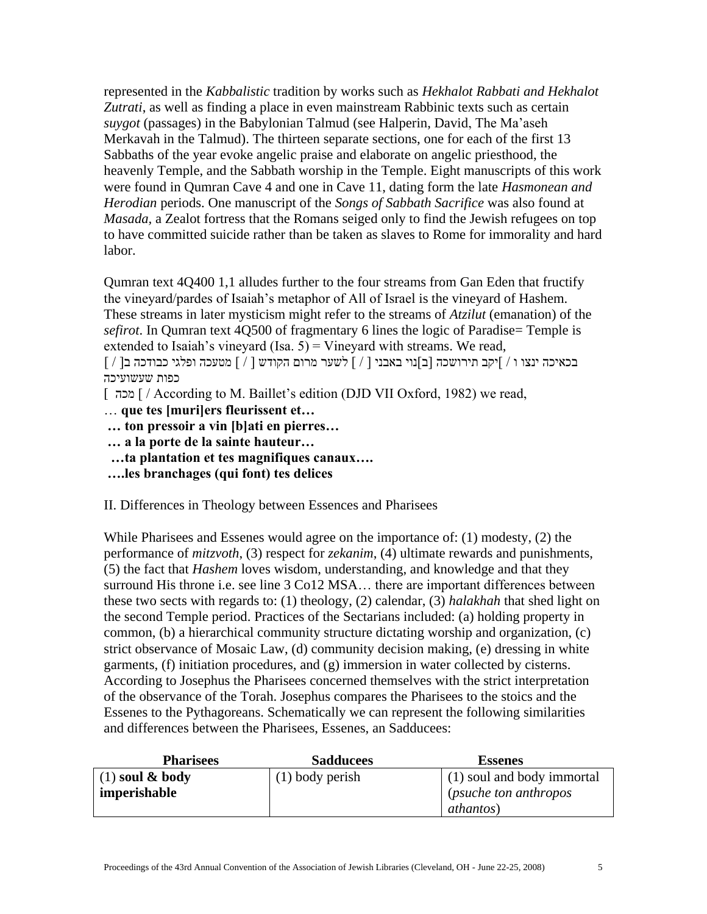represented in the *Kabbalistic* tradition by works such as *Hekhalot Rabbati and Hekhalot Zutrati*, as well as finding a place in even mainstream Rabbinic texts such as certain *suygot* (passages) in the Babylonian Talmud (see Halperin, David, The Ma'aseh Merkavah in the Talmud). The thirteen separate sections, one for each of the first 13 Sabbaths of the year evoke angelic praise and elaborate on angelic priesthood, the heavenly Temple, and the Sabbath worship in the Temple. Eight manuscripts of this work were found in Qumran Cave 4 and one in Cave 11, dating form the late *Hasmonean and Herodian* periods. One manuscript of the *Songs of Sabbath Sacrifice* was also found at *Masada*, a Zealot fortress that the Romans seiged only to find the Jewish refugees on top to have committed suicide rather than be taken as slaves to Rome for immorality and hard labor.

Qumran text 4Q400 1,1 alludes further to the four streams from Gan Eden that fructify the vineyard/pardes of Isaiah's metaphor of All of Israel is the vineyard of Hashem. These streams in later mysticism might refer to the streams of *Atzilut* (emanation) of the *sefirot*. In Qumran text 4Q500 of fragmentary 6 lines the logic of Paradise= Temple is extended to Isaiah's vineyard (Isa. 5) = Vineyard with streams. We read,

בכאיכה ינצו ו / ]יקב תירושכה [ב]נוי באבני [ / ] לשער מרום הקודש [ / ] מטעכה ופלגי כבודכה ב[ / ] כפות שעשועיכה

[ מכה [ / According to M. Baillet's edition (DJD VII Oxford, 1982) we read,

… **que tes [muri]ers fleurissent et…**

**… ton pressoir a vin [b]ati en pierres…**

**… a la porte de la sainte hauteur…**

**…ta plantation et tes magnifiques canaux….**

**….les branchages (qui font) tes delices**

II. Differences in Theology between Essences and Pharisees

While Pharisees and Essenes would agree on the importance of: (1) modesty, (2) the performance of *mitzvoth*, (3) respect for *zekanim*, (4) ultimate rewards and punishments, (5) the fact that *Hashem* loves wisdom, understanding, and knowledge and that they surround His throne i.e. see line 3 Co12 MSA… there are important differences between these two sects with regards to: (1) theology, (2) calendar, (3) *halakhah* that shed light on the second Temple period. Practices of the Sectarians included: (a) holding property in common, (b) a hierarchical community structure dictating worship and organization, (c) strict observance of Mosaic Law, (d) community decision making, (e) dressing in white garments, (f) initiation procedures, and (g) immersion in water collected by cisterns. According to Josephus the Pharisees concerned themselves with the strict interpretation of the observance of the Torah. Josephus compares the Pharisees to the stoics and the Essenes to the Pythagoreans. Schematically we can represent the following similarities and differences between the Pharisees, Essenes, an Sadducees:

| **Pharisees** | **Sadducees** | **Essenes** |
|---|---|---|
| (1) **soul & body imperishable** | (1) body perish | (1) soul and body immortal (*psuche ton anthropos athantos*) |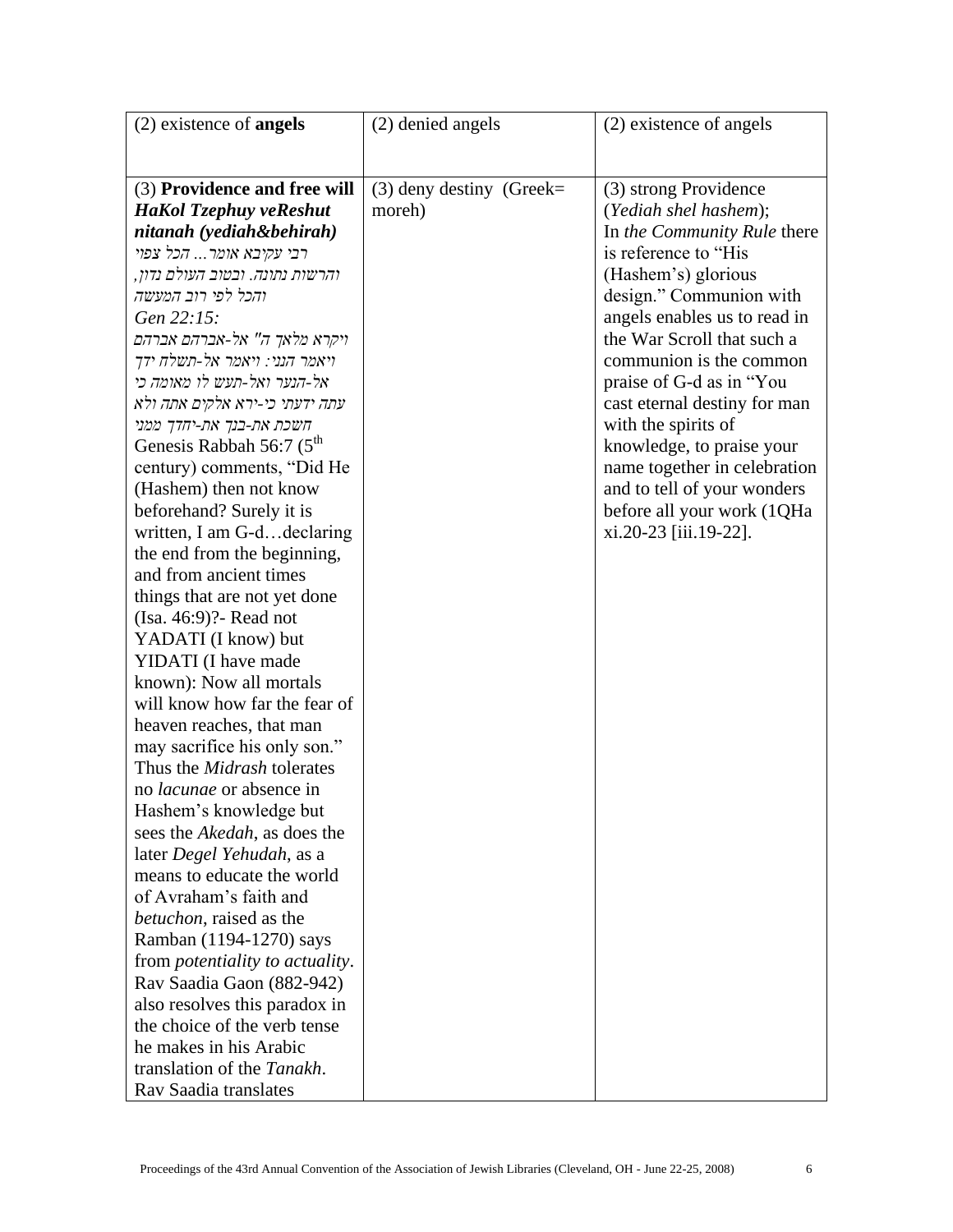| (2) existence of **angels** | (2) denied angels | (2) existence of angels |
|---|---|---|
| (3) **Providence and free will** ***HaKol Tzephuy veReshut nitanah (yediah&behirah)*** *רבי עקיבא אומר... הכל צפוי והרשות נתונה. ובטוב העולם נדון, והכל לפי רוב המעשה* *Gen 22:15:* *ויקרא מלאך ה" אל-אברהם אברהם ויאמר הנני: ויאמר אל-תשלח ידך אל-הנער ואל-תעש לו מאומה כי עתה ידעתי כי-ירא אלקים אתה ולא חשכת את-בנך את-יחדך ממני* Genesis Rabbah 56:7 (5th century) comments, "Did He (Hashem) then not know beforehand? Surely it is written, I am G-d…declaring the end from the beginning, and from ancient times things that are not yet done (Isa. 46:9)?- Read not YADATI (I know) but YIDATI (I have made known): Now all mortals will know how far the fear of heaven reaches, that man may sacrifice his only son." Thus the *Midrash* tolerates no *lacunae* or absence in Hashem's knowledge but sees the *Akedah*, as does the later *Degel Yehudah*, as a means to educate the world of Avraham's faith and *betuchon*, raised as the Ramban (1194-1270) says from *potentiality to actuality*. Rav Saadia Gaon (882-942) also resolves this paradox in the choice of the verb tense he makes in his Arabic translation of the *Tanakh*. Rav Saadia translates | (3) deny destiny (Greek= moreh) | (3) strong Providence (*Yediah shel hashem*); In *the Community Rule* there is reference to "His (Hashem's) glorious design." Communion with angels enables us to read in the War Scroll that such a communion is the common praise of G-d as in "You cast eternal destiny for man with the spirits of knowledge, to praise your name together in celebration and to tell of your wonders before all your work (1QHa xi.20-23 [iii.19-22]. |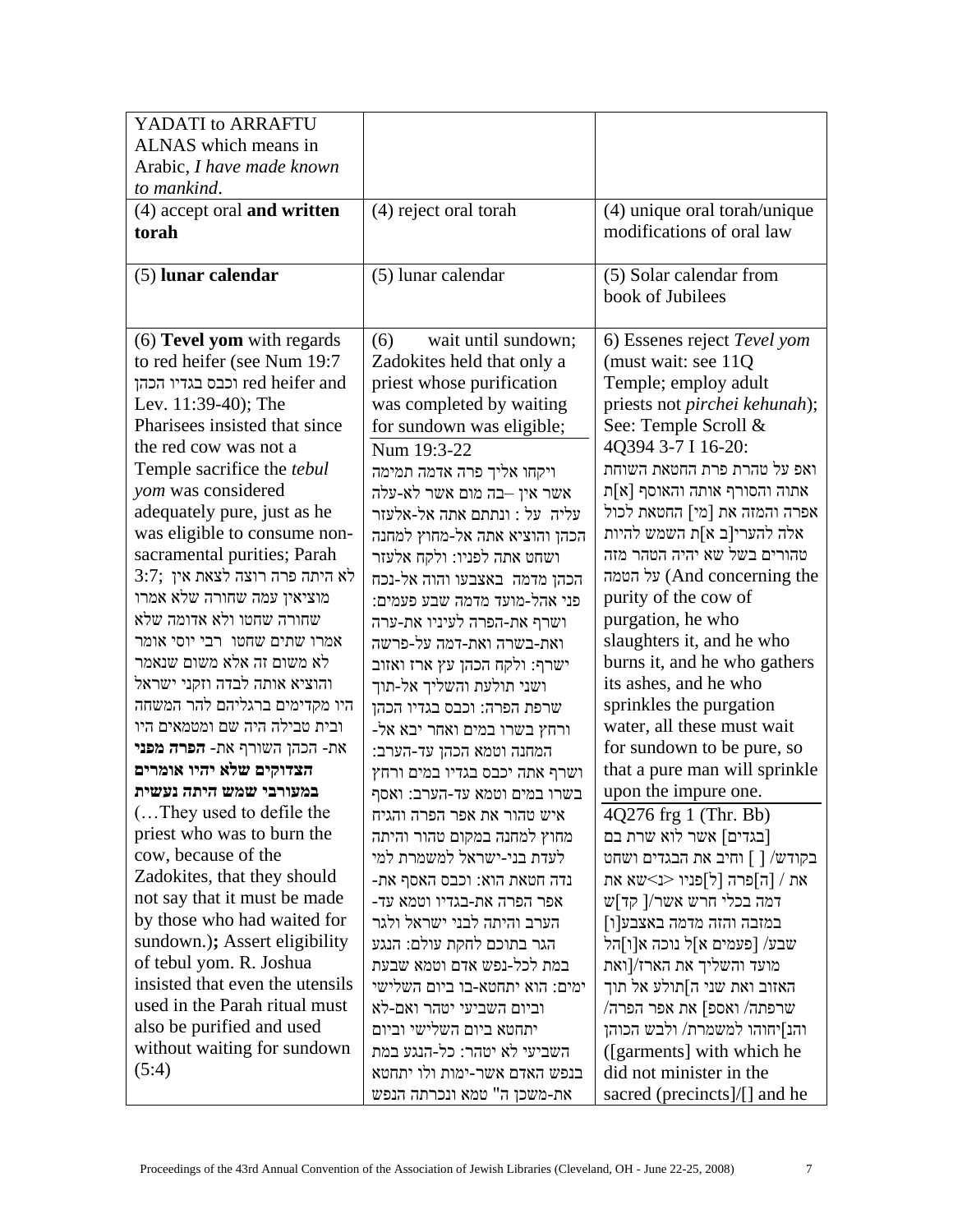| | | |
|---|---|---|
| YADATI to ARRAFTU ALNAS which means in Arabic, *I have made known to mankind*. | | |
| (4) accept oral **and written torah** | (4) reject oral torah | (4) unique oral torah/unique modifications of oral law |
| (5) **lunar calendar** | (5) lunar calendar | (5) Solar calendar from book of Jubilees |
| (6) **Tevel yom** with regards to red heifer (see Num 19:7 וכבס בגדיו הכהן red heifer and Lev. 11:39-40); The Pharisees insisted that since the red cow was not a Temple sacrifice the *tebul yom* was considered adequately pure, just as he was eligible to consume non-sacramental purities; Parah 3:7; לא היתה פרה רוצה לצאת אין מוציאין עמה שחורה שלא אמרו שחורה שחטו ולא אדומה שלא אמרו שתים שחטו רבי יוסי אומר לא משום זה אלא משום שנאמר והוציא אותה לבדה וזקני ישראל היו מקדימים ברגליהם להר המשחה ובית טבילה היה שם ומטמאים היו את- הכהן השורף את- **הפרה מפני הצדוקים שלא יהיו אומרים במעורבי שמש היתה נעשית** (…They used to defile the priest who was to burn the cow, because of the Zadokites, that they should not say that it must be made by those who had waited for sundown.)**;** Assert eligibility of tebul yom. R. Joshua insisted that even the utensils used in the Parah ritual must also be purified and used without waiting for sundown (5:4) | (6) wait until sundown; Zadokites held that only a priest whose purification was completed by waiting for sundown was eligible; Num 19:3-22 ויקחו אליך פרה אדמה תמימה אשר אין –בה מום אשר לא-עלה עליה על : ונתתם אתה אל-אלעזר הכהן והוציא אתה אל-מחוץ למחנה ושחט אתה לפניו: ולקח אלעזר הכהן מדמה באצבעו והזה אל-נכח פני אהל-מועד מדמה שבע פעמים: ושרף את-הפרה לעיניו את-ערה ואת-בשרה ואת-דמה על-פרשה ישרף: ולקח הכהן עץ ארז ואזוב ושני תולעת והשליך אל-תוך שרפת הפרה: וכבס בגדיו הכהן ורחץ בשרו במים ואחר יבא אל-המחנה וטמא הכהן עד-הערב: ושרף אתה יכבס בגדיו במים ורחץ בשרו במים וטמא עד-הערב: ואסף איש טהור את אפר הפרה והגיח מחוץ למחנה במקום טהור והיתה לעדת בני-ישראל למשמרת למי נדה חטאת הוא: וכבס האסף את-אפר הפרה את-בגדיו וטמא עד-הערב והיתה לבני ישראל ולגר הגר בתוכם לחקת עולם: הנגע במת לכל-נפש אדם וטמא שבעת ימים: הוא יתחטא-בו ביום השלישי וביום השביעי יטהר ואם-לא יתחטא ביום השלישי וביום השביעי לא יטהר: כל-הנגע במת בנפש האדם אשר-ימות ולו יתחטא את-משכן ה" טמא ונכרתה הנפש | 6) Essenes reject *Tevel yom* (must wait: see 11Q Temple; employ adult priests not *pirchei kehunah*); See: Temple Scroll & 4Q394 3-7 I 16-20: ואף על טהרת פרת החטאת השוחת אתוה והסורף אותה והאוסף [א]ת אפרה והמזה את [מי] החטאת לכול אלה להערי[ב א]ת השמש להיות טהורים בשל שא יהיה הטהר מזה על הטמה (And concerning the purity of the cow of purgation, he who slaughters it, and he who burns it, and he who gathers its ashes, and he who sprinkles the purgation water, all these must wait for sundown to be pure, so that a pure man will sprinkle upon the impure one. 4Q276 frg 1 (Thr. Bb) [בגדים] אשר לוא שרת בם בקודש/ [ ] וחיב את הבגדים ושחט את / [ה]פרה [ל]פניו <נ>שא את דמה בכלי חרש אשר/[ קד]ש במזבה והזה מדמה באצבעו[] שבע/ [פעמים א]ל נוכה א[ו]הל מועד והשליך את הארז/[ואת האזוב ואת שני ה]תולע אל תוך שרפתה/ ואספ] את אפר הפרה/ והנ]יחוהו למשמרת/ ולבש הכוהן ([garments] with which he did not minister in the sacred (precincts]/[] and he |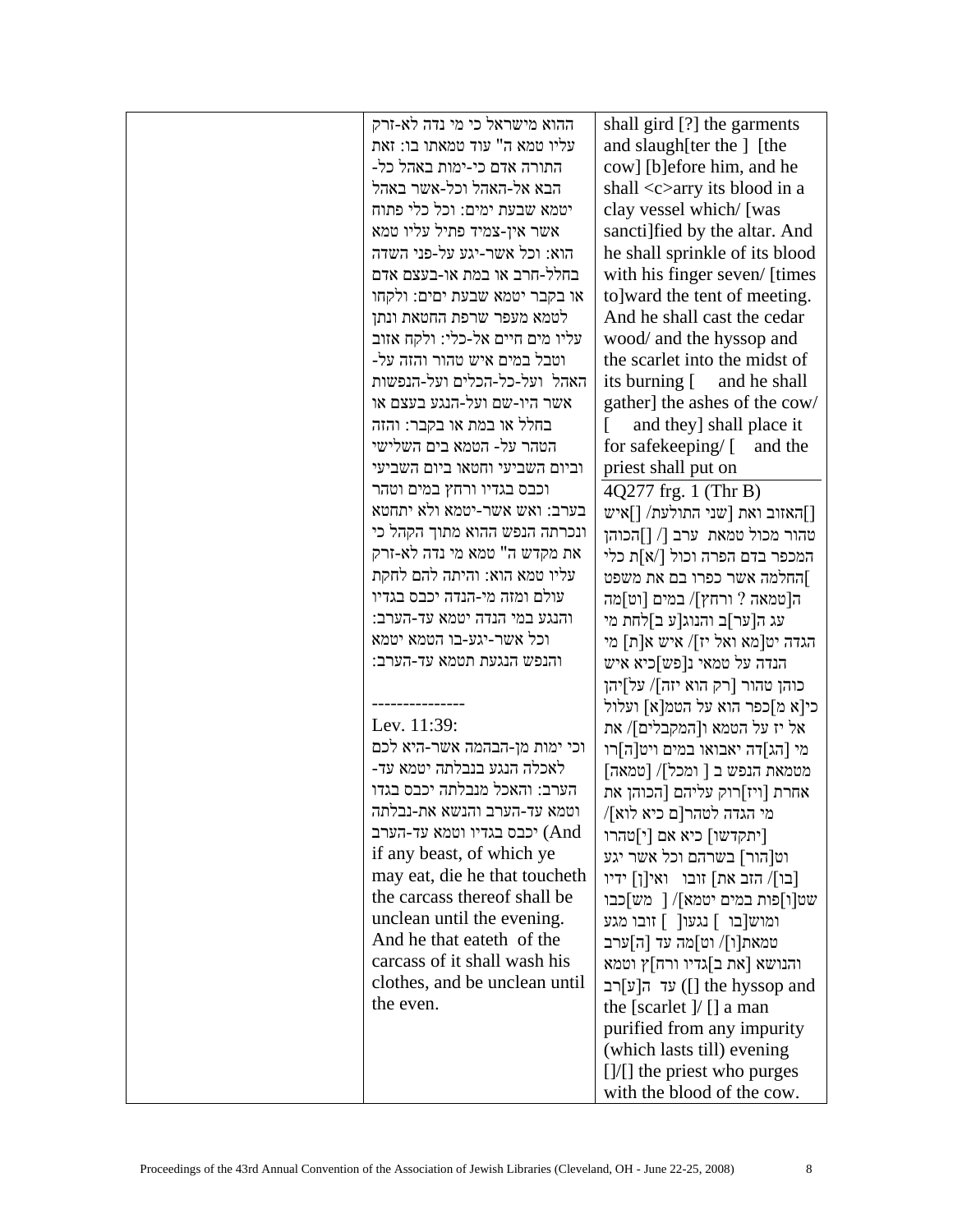| | | |
|---|---|---|
| | ההוא מישראל כי מי נדה לא-זרק עליו טמא ה" עוד טמאתו בו: זאת התורה אדם כי-ימות באהל כל-הבא אל-האהל וכל-אשר באהל יטמא שבעת ימים: וכל כלי פתוח אשר אין-צמיד פתיל עליו טמא הוא: וכל אשר-יגע על-פני השדה בחלל-חרב או במת או-בעצם אדם או בקבר יטמא שבעת ימים: ולקחו לטמא מעפר שרפת החטאת ונתן עליו מים חיים אל-כלי: ולקח אזוב וטבל במים איש טהור והזה על-האהל ועל-כל-הכלים ועל-הנפשות אשר היו-שם ועל-הנגע בעצם או בחלל או במת או בקבר: והזה הטהר על- הטמא בים השלישי וביום השביעי וחטאו ביום השביעי וכבס בגדיו ורחץ במים וטהר בערב: ואש אשר-יטמא ולא יתחטא ונכרתה הנפש ההוא מתוך הקהל כי את מקדש ה" טמא מי נדה לא-זרק עליו טמא הוא: והיתה להם לחקת עולם ומזה מי-הנדה יכבס בגדיו והנגע במי הנדה יטמא עד-הערב: וכל אשר-יגע-בו הטמא יטמא והנפש הנגעת תטמא עד-הערב:<br><br>---------------<br>Lev. 11:39:<br>וכי ימות מן-הבהמה אשר-היא לכם לאכלה הנגע בנבלתה יטמא עד-הערב: והאכל מנבלתה יכבס בגדו וטמא עד-הערב והנשא את-נבלתה יכבס בגדיו וטמא עד-הערב (And if any beast, of which ye may eat, die he that toucheth the carcass thereof shall be unclean until the evening. And he that eateth of the carcass of it shall wash his clothes, and be unclean until the even. | shall gird [?] the garments and slaugh[ter the ] [the cow] [b]efore him, and he shall <c>arry its blood in a clay vessel which/ [was sancti]fied by the altar. And he shall sprinkle of its blood with his finger seven/ [times to]ward the tent of meeting. And he shall cast the cedar wood/ and the hyssop and the scarlet into the midst of its burning [ and he shall gather] the ashes of the cow/ [ and they] shall place it for safekeeping/ [ and the priest shall put on<br><br>4Q277 frg. 1 (Thr B)<br>[]האזוב ואת [שני התולעת/ []איש טהור מכול טמאת ערב [/ []הכוהן המכפר בדם הפרה וכול [/א]ת כלי ]החלמה אשר כפרו בם את משפט ה]טמאה ? ורחץ]/ במים [וט]מה עג ה[ער]ב והנוג[ע ב]לחת מי הגדה יט]מא ואל יז]/ איש א[ת] מי הנדה על טמאי נ[פש]כיא איש כוהן טהור [רק הוא יזה]/ על]יהן כי[א מ]כפר הוא על הטמ[א] ועלול אל יז על הטמא ו[המקבלים]/ את מי [הג]דה יאבואו במים ויט[ה]רו מטמאת הנפש ב [ ומכל]/ [טמאה] אחרת [ויז]רוק עליהם [הכוהן את מי הגדה לטהר[ם כיא לוא]/ [יתקדשו] כיא אם [י]טהרו וט]הור] בשרהם וכול אשר יגע [בו]/ הזב את] זובו ואי[ן] ידיו שט[ו]פות במים יטמא]/ [ מש]כבו ומוש[בו ] נגעו[ ] זובו מגע טמאת[ו]/ וט]מה עד [ה]ערב והנושא [את ב]גדיו ורח]ץ וטמא עד ה[ע]רב ([] the hyssop and the [scarlet ]/ [] a man purified from any impurity (which lasts till) evening []/[] the priest who purges with the blood of the cow. |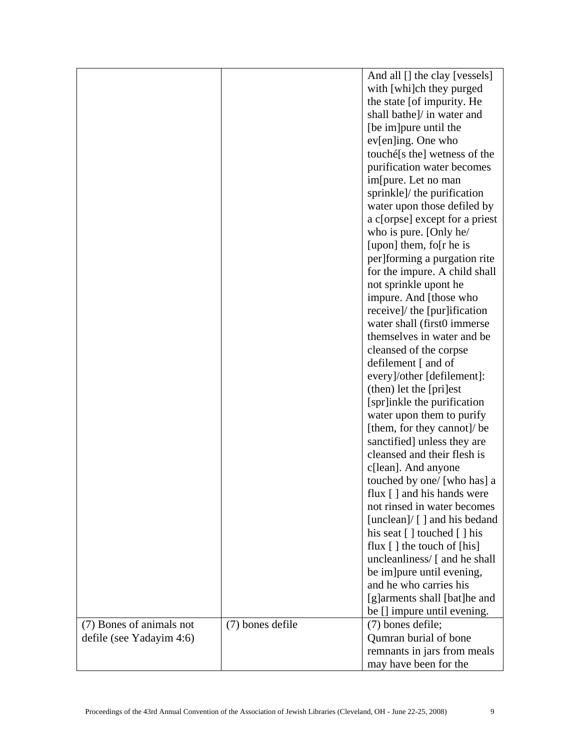| | | And all [] the clay [vessels] with [whi]ch they purged the state [of impurity. He shall bathe]/ in water and [be im]pure until the ev[en]ing. One who touché[s the] wetness of the purification water becomes im[pure. Let no man sprinkle]/ the purification water upon those defiled by a c[orpse] except for a priest who is pure. [Only he/ [upon] them, fo[r he is per]forming a purgation rite for the impure. A child shall not sprinkle upont he impure. And [those who receive]/ the [pur]ification water shall (first0 immerse themselves in water and be cleansed of the corpse defilement [ and of every]/other [defilement]: (then) let the [pri]est [spr]inkle the purification water upon them to purify [them, for they cannot]/ be sanctified] unless they are cleansed and their flesh is c[lean]. And anyone touched by one/ [who has] a flux [ ] and his hands were not rinsed in water becomes [unclean]/ [ ] and his bedand his seat [ ] touched [ ] his flux [ ] the touch of [his] uncleanliness/ [ and he shall be im]pure until evening, and he who carries his [g]arments shall [bat]he and be [] impure until evening. |
|---|---|---|
| (7) Bones of animals not defile (see Yadayim 4:6) | (7) bones defile | (7) bones defile; Qumran burial of bone remnants in jars from meals may have been for the |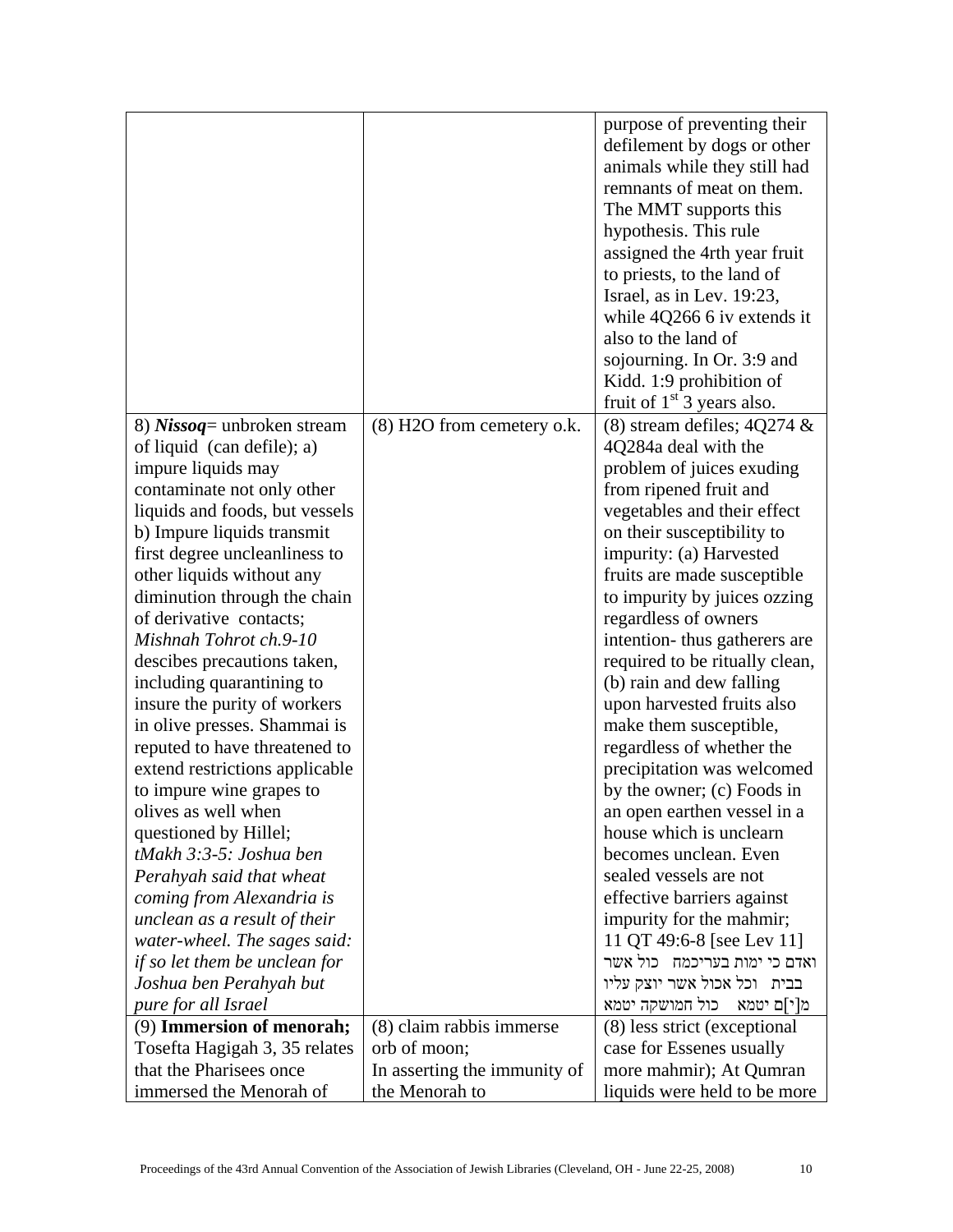|  |  |  |
|---|---|---|
|  |  | purpose of preventing their defilement by dogs or other animals while they still had remnants of meat on them. The MMT supports this hypothesis. This rule assigned the 4rth year fruit to priests, to the land of Israel, as in Lev. 19:23, while 4Q266 6 iv extends it also to the land of sojourning. In Or. 3:9 and Kidd. 1:9 prohibition of fruit of 1st 3 years also. |
| 8) ***Nissoq***= unbroken stream of liquid (can defile); a) impure liquids may contaminate not only other liquids and foods, but vessels b) Impure liquids transmit first degree uncleanliness to other liquids without any diminution through the chain of derivative contacts; *Mishnah Tohrot ch.9-10* descibes precautions taken, including quarantining to insure the purity of workers in olive presses. Shammai is reputed to have threatened to extend restrictions applicable to impure wine grapes to olives as well when questioned by Hillel; *tMakh 3:3-5: Joshua ben Perahyah said that wheat coming from Alexandria is unclean as a result of their water-wheel. The sages said: if so let them be unclean for Joshua ben Perahyah but pure for all Israel* | (8) H2O from cemetery o.k. | (8) stream defiles; 4Q274 & 4Q284a deal with the problem of juices exuding from ripened fruit and vegetables and their effect on their susceptibility to impurity: (a) Harvested fruits are made susceptible to impurity by juices ozzing regardless of owners intention- thus gatherers are required to be ritually clean, (b) rain and dew falling upon harvested fruits also make them susceptible, regardless of whether the precipitation was welcomed by the owner; (c) Foods in an open earthen vessel in a house which is unclearn becomes unclean. Even sealed vessels are not effective barriers against impurity for the mahmir; 11 QT 49:6-8 [see Lev 11] ואדם כי ימות בעריכמה כול אשר בבית וכל אכול אשר יוצק עליו מ[י]ם יטמא כול חמושקה יטמא |
| (9) **Immersion of menorah;** Tosefta Hagigah 3, 35 relates that the Pharisees once immersed the Menorah of | (8) claim rabbis immerse orb of moon; In asserting the immunity of the Menorah to | (8) less strict (exceptional case for Essenes usually more mahmir); At Qumran liquids were held to be more |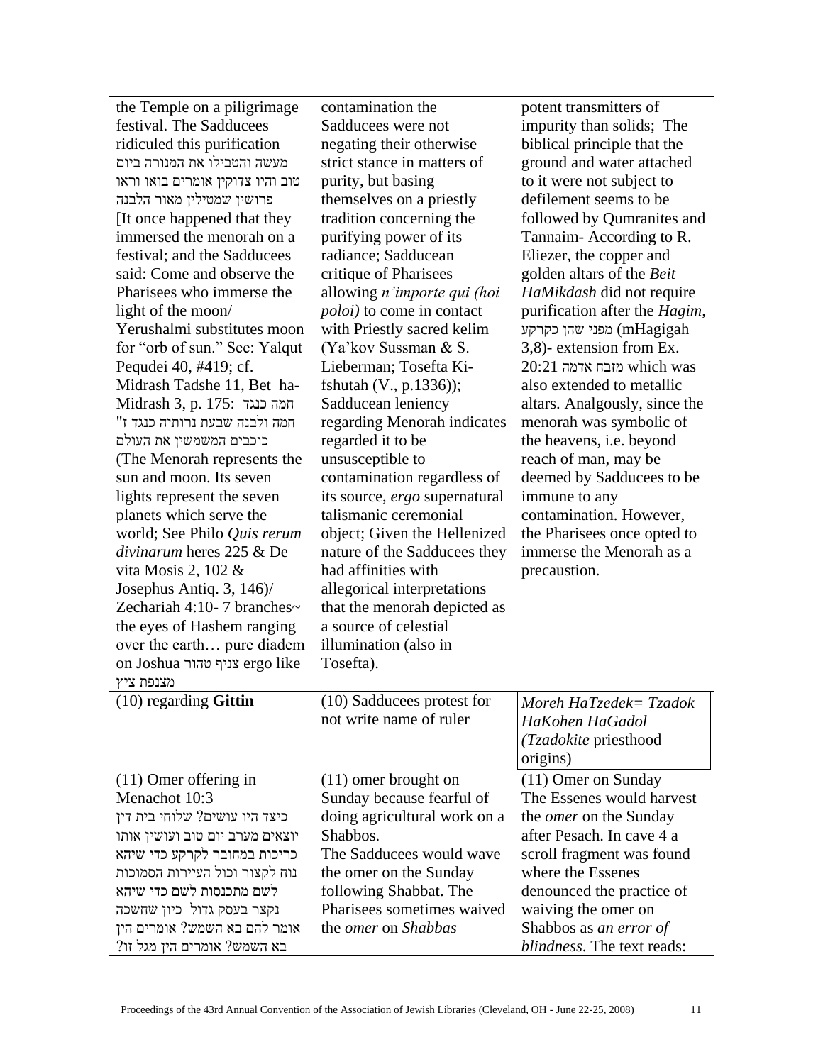| | | |
|---|---|---|
| the Temple on a piligrimage festival. The Sadducees ridiculed this purification מעשה והטבילו את המנורה ביום טוב והיו צדוקין אומרים בואו וראו פרושין שמטילין מאור הלבנה [It once happened that they immersed the menorah on a festival; and the Sadducees said: Come and observe the Pharisees who immerse the light of the moon/ Yerushalmi substitutes moon for "orb of sun." See: Yalqut Pequdei 40, #419; cf. Midrash Tadshe 11, Bet ha-Midrash 3, p. 175: חמה כנגד חמה ולבנה שבעת נרותיה כנגד ז" כוכבים המשמשין את העולם (The Menorah represents the sun and moon. Its seven lights represent the seven planets which serve the world; See Philo *Quis rerum divinarum* heres 225 & De vita Mosis 2, 102 & Josephus Antiq. 3, 146)/ Zechariah 4:10- 7 branches~ the eyes of Hashem ranging over the earth… pure diadem on Joshua צניף טהור ergo like מצנפת ציץ | contamination the Sadducees were not negating their otherwise strict stance in matters of purity, but basing themselves on a priestly tradition concerning the purifying power of its radiance; Sadducean critique of Pharisees allowing *n'importe qui (hoi poloi)* to come in contact with Priestly sacred kelim (Ya'kov Sussman & S. Lieberman; Tosefta Ki-fshutah (V., p.1336)); Sadducean leniency regarding Menorah indicates regarded it to be unsusceptible to contamination regardless of its source, *ergo* supernatural talismanic ceremonial object; Given the Hellenized nature of the Sadducees they had affinities with allegorical interpretations that the menorah depicted as a source of celestial illumination (also in Tosefta). | potent transmitters of impurity than solids; The biblical principle that the ground and water attached to it were not subject to defilement seems to be followed by Qumranites and Tannaim- According to R. Eliezer, the copper and golden altars of the *Beit HaMikdash* did not require purification after the *Hagim*, מפני שהן כקרקע (mHagigah 3,8)- extension from Ex. 20:21 מזבח אדמה which was also extended to metallic altars. Analgously, since the menorah was symbolic of the heavens, i.e. beyond reach of man, may be deemed by Sadducees to be immune to any contamination. However, the Pharisees once opted to immerse the Menorah as a precaustion. |
| (10) regarding **Gittin** | (10) Sadducees protest for not write name of ruler | *Moreh HaTzedek= Tzadok HaKohen HaGadol (Tzadokite* priesthood origins) |
| (11) Omer offering in Menachot 10:3 כיצד היו עושים? שלוחי בית דין יוצאים מערב יום טוב ועושין אותו כריכות במחובר לקרקע כדי שיהא נוח לקצור וכול העיירות הסמוכות לשם מתכנסות לשם כדי שיהא נקצר בעסק גדול כיון שחשכה אומר להם בא השמש? אומרים הין בא השמש? אומרים הין מגל זו? | (11) omer brought on Sunday because fearful of doing agricultural work on a Shabbos. The Sadducees would wave the omer on the Sunday following Shabbat. The Pharisees sometimes waived the *omer* on *Shabbas* | (11) Omer on Sunday The Essenes would harvest the *omer* on the Sunday after Pesach. In cave 4 a scroll fragment was found where the Essenes denounced the practice of waiving the omer on Shabbos as *an error of blindness*. The text reads: |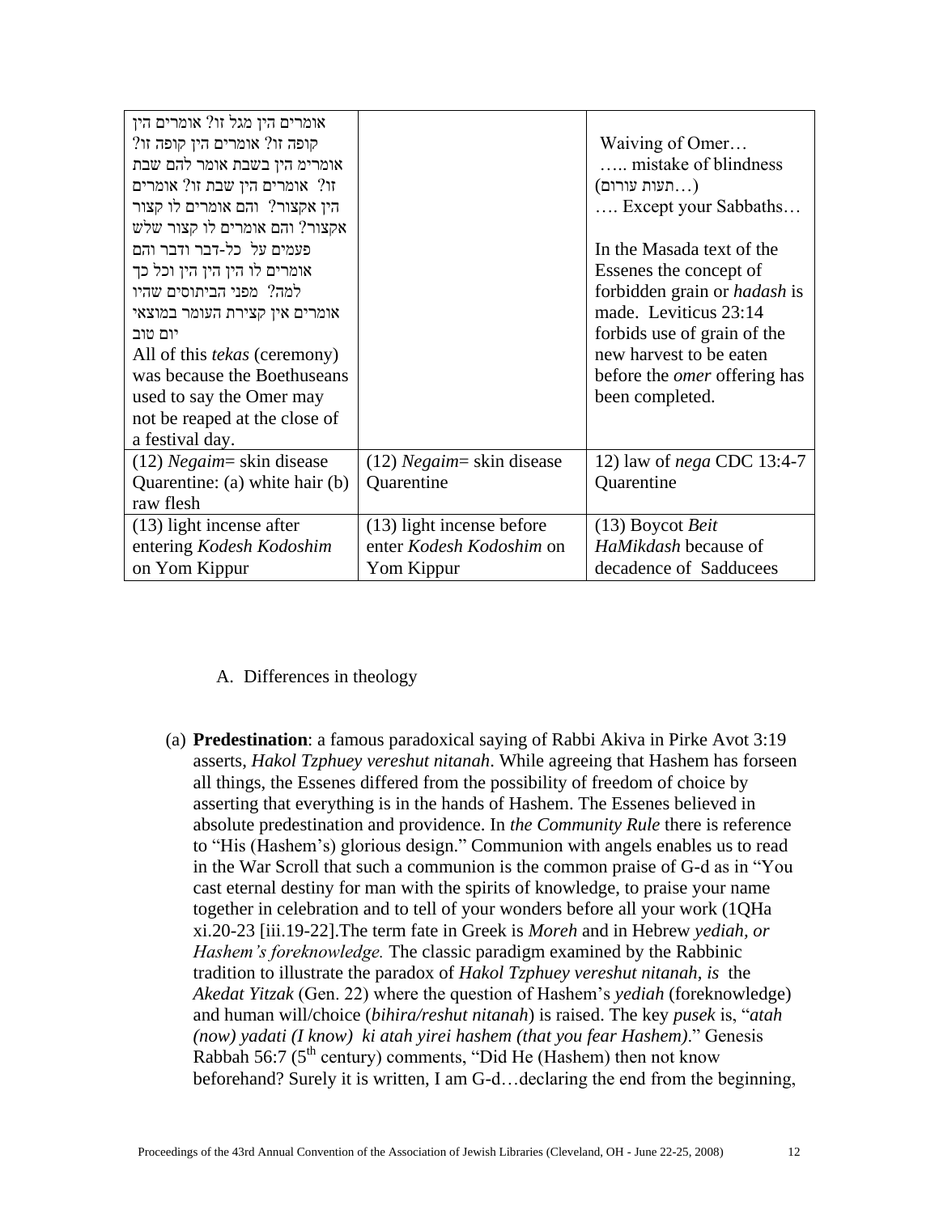| | | |
|---|---|---|
| אומרים הין מגל זו? אומרים הין קופה זו? אומרים הין קופה זו? אומרים הין בשבת אומר להם שבת זו? אומרים הין שבת זו? אומרים הין אקצור? והם אומרים לו קצור אקצור? והם אומרים לו קצור שלש פעמים על כל-דבר ודבר והם אומרים לו הין הין הין וכל כך למה? מפני הביתוסים שהיו אומרים אין קצירת העומר במוצאי יום טוב<br>All of this *tekas* (ceremony) was because the Boethuseans used to say the Omer may not be reaped at the close of a festival day. | | Waiving of Omer…<br>….. mistake of blindness (תעות עורום…)<br>…. Except your Sabbaths…<br><br>In the Masada text of the Essenes the concept of forbidden grain or *hadash* is made. Leviticus 23:14 forbids use of grain of the new harvest to be eaten before the *omer* offering has been completed. |
| (12) *Negaim*= skin disease Quarentine: (a) white hair (b) raw flesh | (12) *Negaim*= skin disease Quarentine | 12) law of *nega* CDC 13:4-7 Quarentine |
| (13) light incense after entering *Kodesh Kodoshim* on Yom Kippur | (13) light incense before enter *Kodesh Kodoshim* on Yom Kippur | (13) Boycot *Beit HaMikdash* because of decadence of Sadducees |

A. Differences in theology

(a) **Predestination**: a famous paradoxical saying of Rabbi Akiva in Pirke Avot 3:19 asserts, *Hakol Tzphuey vereshut nitanah*. While agreeing that Hashem has forseen all things, the Essenes differed from the possibility of freedom of choice by asserting that everything is in the hands of Hashem. The Essenes believed in absolute predestination and providence. In *the Community Rule* there is reference to "His (Hashem's) glorious design." Communion with angels enables us to read in the War Scroll that such a communion is the common praise of G-d as in "You cast eternal destiny for man with the spirits of knowledge, to praise your name together in celebration and to tell of your wonders before all your work (1QHa xi.20-23 [iii.19-22].The term fate in Greek is *Moreh* and in Hebrew *yediah, or Hashem's foreknowledge.* The classic paradigm examined by the Rabbinic tradition to illustrate the paradox of *Hakol Tzphuey vereshut nitanah, is* the *Akedat Yitzak* (Gen. 22) where the question of Hashem's *yediah* (foreknowledge) and human will/choice (*bihira/reshut nitanah*) is raised. The key *pusek* is, "*atah (now) yadati (I know) ki atah yirei hashem (that you fear Hashem).*" Genesis Rabbah 56:7 (5th century) comments, "Did He (Hashem) then not know beforehand? Surely it is written, I am G-d…declaring the end from the beginning,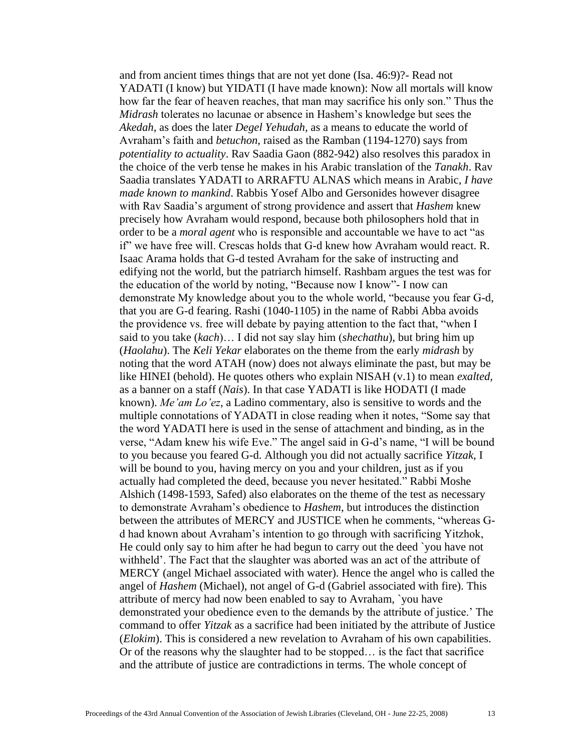and from ancient times things that are not yet done (Isa. 46:9)?- Read not YADATI (I know) but YIDATI (I have made known): Now all mortals will know how far the fear of heaven reaches, that man may sacrifice his only son." Thus the *Midrash* tolerates no lacunae or absence in Hashem's knowledge but sees the *Akedah*, as does the later *Degel Yehudah*, as a means to educate the world of Avraham's faith and *betuchon*, raised as the Ramban (1194-1270) says from *potentiality to actuality*. Rav Saadia Gaon (882-942) also resolves this paradox in the choice of the verb tense he makes in his Arabic translation of the *Tanakh*. Rav Saadia translates YADATI to ARRAFTU ALNAS which means in Arabic, *I have made known to mankind*. Rabbis Yosef Albo and Gersonides however disagree with Rav Saadia's argument of strong providence and assert that *Hashem* knew precisely how Avraham would respond, because both philosophers hold that in order to be a *moral agent* who is responsible and accountable we have to act "as if" we have free will. Crescas holds that G-d knew how Avraham would react. R. Isaac Arama holds that G-d tested Avraham for the sake of instructing and edifying not the world, but the patriarch himself. Rashbam argues the test was for the education of the world by noting, "Because now I know"- I now can demonstrate My knowledge about you to the whole world, "because you fear G-d, that you are G-d fearing. Rashi (1040-1105) in the name of Rabbi Abba avoids the providence vs. free will debate by paying attention to the fact that, "when I said to you take (*kach*)… I did not say slay him (*shechathu*), but bring him up (*Haolahu*). The *Keli Yekar* elaborates on the theme from the early *midrash* by noting that the word ATAH (now) does not always eliminate the past, but may be like HINEI (behold). He quotes others who explain NISAH (v.1) to mean *exalted*, as a banner on a staff (*Nais*). In that case YADATI is like HODATI (I made known). *Me'am Lo'ez*, a Ladino commentary, also is sensitive to words and the multiple connotations of YADATI in close reading when it notes, "Some say that the word YADATI here is used in the sense of attachment and binding, as in the verse, "Adam knew his wife Eve." The angel said in G-d's name, "I will be bound to you because you feared G-d. Although you did not actually sacrifice *Yitzak*, I will be bound to you, having mercy on you and your children, just as if you actually had completed the deed, because you never hesitated." Rabbi Moshe Alshich (1498-1593, Safed) also elaborates on the theme of the test as necessary to demonstrate Avraham's obedience to *Hashem*, but introduces the distinction between the attributes of MERCY and JUSTICE when he comments, "whereas G-d had known about Avraham's intention to go through with sacrificing Yitzhok, He could only say to him after he had begun to carry out the deed `you have not withheld'. The Fact that the slaughter was aborted was an act of the attribute of MERCY (angel Michael associated with water). Hence the angel who is called the angel of *Hashem* (Michael), not angel of G-d (Gabriel associated with fire). This attribute of mercy had now been enabled to say to Avraham, `you have demonstrated your obedience even to the demands by the attribute of justice.' The command to offer *Yitzak* as a sacrifice had been initiated by the attribute of Justice (*Elokim*). This is considered a new revelation to Avraham of his own capabilities. Or of the reasons why the slaughter had to be stopped… is the fact that sacrifice and the attribute of justice are contradictions in terms. The whole concept of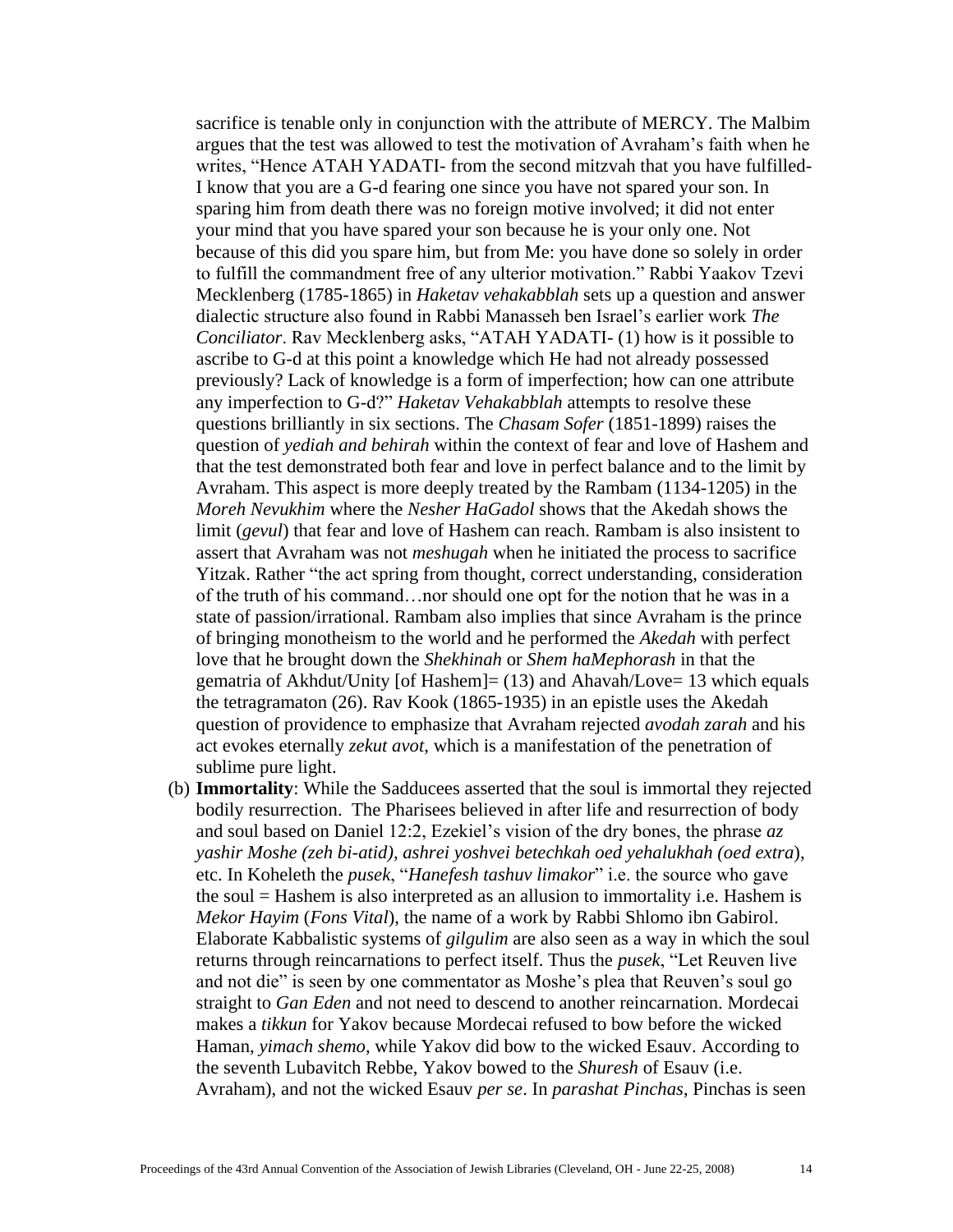sacrifice is tenable only in conjunction with the attribute of MERCY. The Malbim argues that the test was allowed to test the motivation of Avraham's faith when he writes, "Hence ATAH YADATI- from the second mitzvah that you have fulfilled- I know that you are a G-d fearing one since you have not spared your son. In sparing him from death there was no foreign motive involved; it did not enter your mind that you have spared your son because he is your only one. Not because of this did you spare him, but from Me: you have done so solely in order to fulfill the commandment free of any ulterior motivation." Rabbi Yaakov Tzevi Mecklenberg (1785-1865) in *Haketav vehakabblah* sets up a question and answer dialectic structure also found in Rabbi Manasseh ben Israel's earlier work *The Conciliator*. Rav Mecklenberg asks, "ATAH YADATI- (1) how is it possible to ascribe to G-d at this point a knowledge which He had not already possessed previously? Lack of knowledge is a form of imperfection; how can one attribute any imperfection to G-d?" *Haketav Vehakabblah* attempts to resolve these questions brilliantly in six sections. The *Chasam Sofer* (1851-1899) raises the question of *yediah and behirah* within the context of fear and love of Hashem and that the test demonstrated both fear and love in perfect balance and to the limit by Avraham. This aspect is more deeply treated by the Rambam (1134-1205) in the *Moreh Nevukhim* where the *Nesher HaGadol* shows that the Akedah shows the limit (*gevul*) that fear and love of Hashem can reach. Rambam is also insistent to assert that Avraham was not *meshugah* when he initiated the process to sacrifice Yitzak. Rather "the act spring from thought, correct understanding, consideration of the truth of his command…nor should one opt for the notion that he was in a state of passion/irrational. Rambam also implies that since Avraham is the prince of bringing monotheism to the world and he performed the *Akedah* with perfect love that he brought down the *Shekhinah* or *Shem haMephorash* in that the gematria of Akhdut/Unity [of Hashem]= (13) and Ahavah/Love= 13 which equals the tetragramaton (26). Rav Kook (1865-1935) in an epistle uses the Akedah question of providence to emphasize that Avraham rejected *avodah zarah* and his act evokes eternally *zekut avot*, which is a manifestation of the penetration of sublime pure light.

(b) **Immortality**: While the Sadducees asserted that the soul is immortal they rejected bodily resurrection. The Pharisees believed in after life and resurrection of body and soul based on Daniel 12:2, Ezekiel's vision of the dry bones, the phrase *az yashir Moshe (zeh bi-atid), ashrei yoshvei betechkah oed yehalukhah (oed extra*), etc. In Koheleth the *pusek*, "*Hanefesh tashuv limakor*" i.e. the source who gave the soul = Hashem is also interpreted as an allusion to immortality i.e. Hashem is *Mekor Hayim* (*Fons Vital*), the name of a work by Rabbi Shlomo ibn Gabirol. Elaborate Kabbalistic systems of *gilgulim* are also seen as a way in which the soul returns through reincarnations to perfect itself. Thus the *pusek*, "Let Reuven live and not die" is seen by one commentator as Moshe's plea that Reuven's soul go straight to *Gan Eden* and not need to descend to another reincarnation. Mordecai makes a *tikkun* for Yakov because Mordecai refused to bow before the wicked Haman, *yimach shemo*, while Yakov did bow to the wicked Esauv. According to the seventh Lubavitch Rebbe, Yakov bowed to the *Shuresh* of Esauv (i.e. Avraham), and not the wicked Esauv *per se*. In *parashat Pinchas*, Pinchas is seen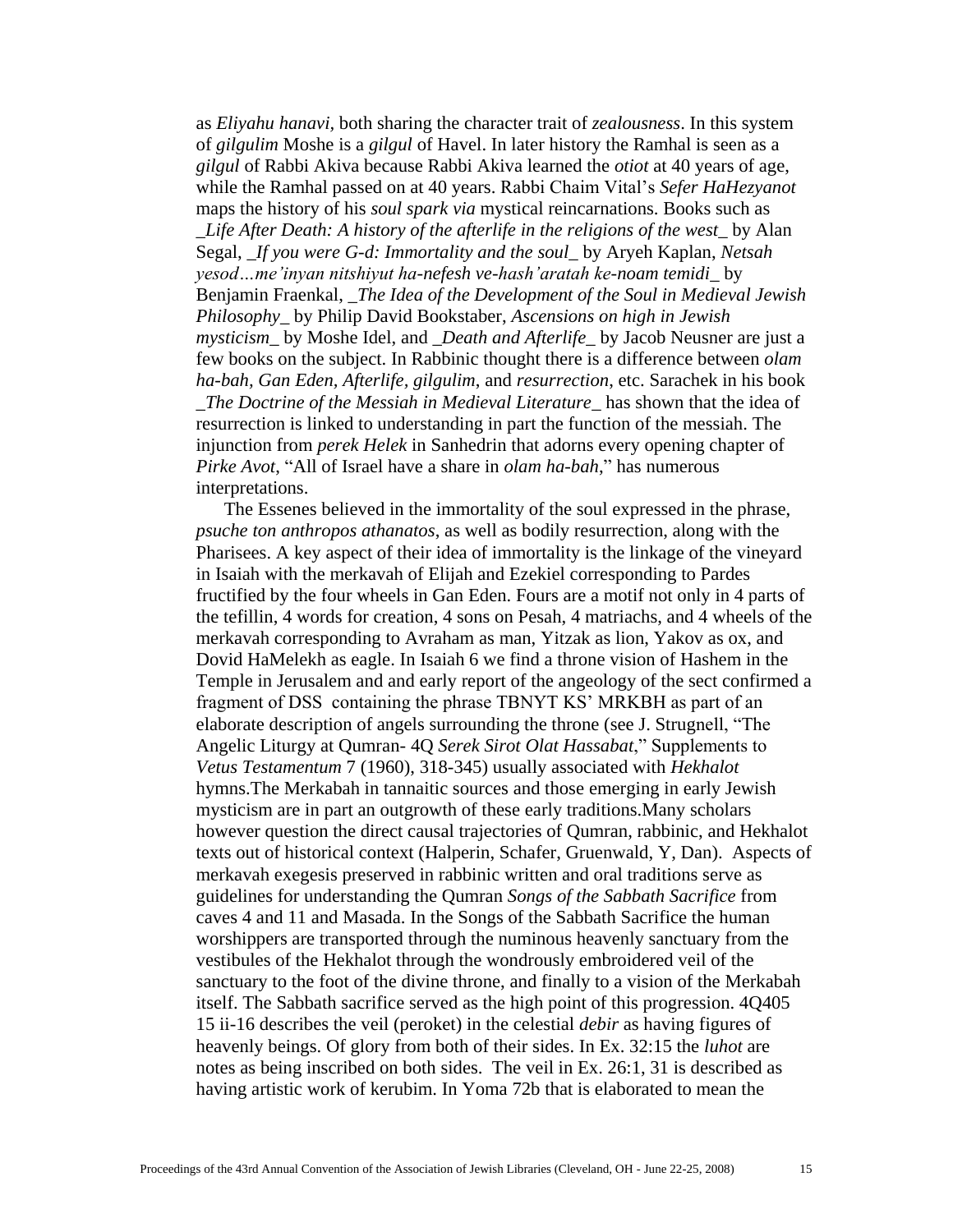as *Eliyahu hanavi,* both sharing the character trait of *zealousness*. In this system of *gilgulim* Moshe is a *gilgul* of Havel. In later history the Ramhal is seen as a *gilgul* of Rabbi Akiva because Rabbi Akiva learned the *otiot* at 40 years of age, while the Ramhal passed on at 40 years. Rabbi Chaim Vital's *Sefer HaHezyanot* maps the history of his *soul spark via* mystical reincarnations. Books such as _*Life After Death: A history of the afterlife in the religions of the west*_ by Alan Segal, _*If you were G-d: Immortality and the soul*_ by Aryeh Kaplan, *Netsah yesod…me'inyan nitshiyut ha-nefesh ve-hash'aratah ke-noam temidi*_ by Benjamin Fraenkal, _*The Idea of the Development of the Soul in Medieval Jewish Philosophy*_ by Philip David Bookstaber, *Ascensions on high in Jewish mysticism*_ by Moshe Idel, and _*Death and Afterlife*_ by Jacob Neusner are just a few books on the subject. In Rabbinic thought there is a difference between *olam ha-bah*, *Gan Eden*, *Afterlife*, *gilgulim*, and *resurrection*, etc. Sarachek in his book _*The Doctrine of the Messiah in Medieval Literature*_ has shown that the idea of resurrection is linked to understanding in part the function of the messiah. The injunction from *perek Helek* in Sanhedrin that adorns every opening chapter of *Pirke Avot*, "All of Israel have a share in *olam ha-bah*," has numerous interpretations.

The Essenes believed in the immortality of the soul expressed in the phrase, *psuche ton anthropos athanatos*, as well as bodily resurrection, along with the Pharisees. A key aspect of their idea of immortality is the linkage of the vineyard in Isaiah with the merkavah of Elijah and Ezekiel corresponding to Pardes fructified by the four wheels in Gan Eden. Fours are a motif not only in 4 parts of the tefillin, 4 words for creation, 4 sons on Pesah, 4 matriachs, and 4 wheels of the merkavah corresponding to Avraham as man, Yitzak as lion, Yakov as ox, and Dovid HaMelekh as eagle. In Isaiah 6 we find a throne vision of Hashem in the Temple in Jerusalem and and early report of the angeology of the sect confirmed a fragment of DSS containing the phrase TBNYT KS' MRKBH as part of an elaborate description of angels surrounding the throne (see J. Strugnell, "The Angelic Liturgy at Qumran- 4Q *Serek Sirot Olat Hassabat*," Supplements to *Vetus Testamentum* 7 (1960), 318-345) usually associated with *Hekhalot* hymns.The Merkabah in tannaitic sources and those emerging in early Jewish mysticism are in part an outgrowth of these early traditions.Many scholars however question the direct causal trajectories of Qumran, rabbinic, and Hekhalot texts out of historical context (Halperin, Schafer, Gruenwald, Y, Dan). Aspects of merkavah exegesis preserved in rabbinic written and oral traditions serve as guidelines for understanding the Qumran *Songs of the Sabbath Sacrifice* from caves 4 and 11 and Masada. In the Songs of the Sabbath Sacrifice the human worshippers are transported through the numinous heavenly sanctuary from the vestibules of the Hekhalot through the wondrously embroidered veil of the sanctuary to the foot of the divine throne, and finally to a vision of the Merkabah itself. The Sabbath sacrifice served as the high point of this progression. 4Q405 15 ii-16 describes the veil (peroket) in the celestial *debir* as having figures of heavenly beings. Of glory from both of their sides. In Ex. 32:15 the *luhot* are notes as being inscribed on both sides. The veil in Ex. 26:1, 31 is described as having artistic work of kerubim. In Yoma 72b that is elaborated to mean the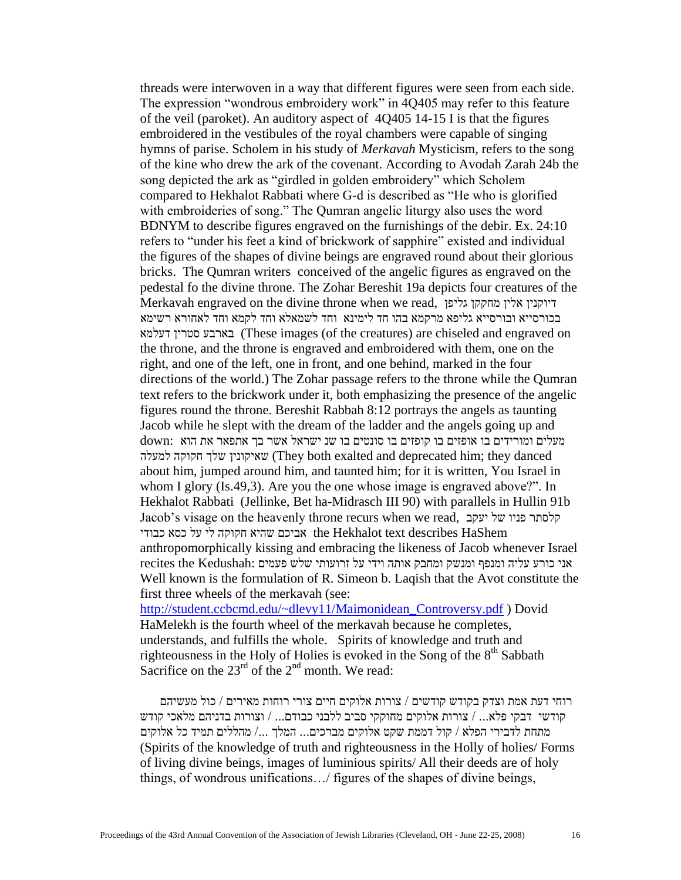threads were interwoven in a way that different figures were seen from each side. The expression "wondrous embroidery work" in 4Q405 may refer to this feature of the veil (paroket). An auditory aspect of 4Q405 14-15 I is that the figures embroidered in the vestibules of the royal chambers were capable of singing hymns of parise. Scholem in his study of *Merkavah* Mysticism, refers to the song of the kine who drew the ark of the covenant. According to Avodah Zarah 24b the song depicted the ark as "girdled in golden embroidery" which Scholem compared to Hekhalot Rabbati where G-d is described as "He who is glorified with embroideries of song." The Qumran angelic liturgy also uses the word BDNYM to describe figures engraved on the furnishings of the debir. Ex. 24:10 refers to "under his feet a kind of brickwork of sapphire" existed and individual the figures of the shapes of divine beings are engraved round about their glorious bricks. The Qumran writers conceived of the angelic figures as engraved on the pedestal fo the divine throne. The Zohar Bereshit 19a depicts four creatures of the Merkavah engraved on the divine throne when we read, דיוקנין אלין מחקקן גליפן בכורסייא ובורסייא גליפא מרקמא בהו חד לימינא וחד לשמאלא וחד לקמא וחד לאחורא רשימא בארבע סטרין דעלמא (These images (of the creatures) are chiseled and engraved on the throne, and the throne is engraved and embroidered with them, one on the right, and one of the left, one in front, and one behind, marked in the four directions of the world.) The Zohar passage refers to the throne while the Qumran text refers to the brickwork under it, both emphasizing the presence of the angelic figures round the throne. Bereshit Rabbah 8:12 portrays the angels as taunting Jacob while he slept with the dream of the ladder and the angels going up and down: מעלים ומורידים בו אופזים בו קופזים בו סונטים בו שנ ישראל אשר בך אתפאר את הוא שאיקונין שלך חקוקה למעלה (They both exalted and deprecated him; they danced about him, jumped around him, and taunted him; for it is written, You Israel in whom I glory (Is.49,3). Are you the one whose image is engraved above?". In Hekhalot Rabbati (Jellinke, Bet ha-Midrasch III 90) with parallels in Hullin 91b Jacob's visage on the heavenly throne recurs when we read, קלסתר פניו של יעקב אביכם שהיא חקוקה לי על כסא כבודי the Hekhalot text describes HaShem anthropomorphically kissing and embracing the likeness of Jacob whenever Israel recites the Kedushah: אני כורע עליה ומנפף ומנשק ומחבק אותה וידי על זרועותי שלש פעמים Well known is the formulation of R. Simeon b. Laqish that the Avot constitute the first three wheels of the merkavah (see: http://student.ccbcmd.edu/~dlevy11/Maimonidean_Controversy.pdf ) Dovid HaMelekh is the fourth wheel of the merkavah because he completes, understands, and fulfills the whole. Spirits of knowledge and truth and righteousness in the Holy of Holies is evoked in the Song of the 8th Sabbath Sacrifice on the 23rd of the 2nd month. We read:

רוחי דעת אמת וצדק בקודש קודשים / צורות אלוקים חיים צורי רוחות מאירים / כול מעשיהם קודשי דבקי פלא... / צורות אלוקים מחוקקי סביב ללבני כבודם... / וצורות בדניהם מלאכי קודש מתחת לדבירי הפלא / קול דממת שקט אלוקים מברכים... המלך .../ מהללים תמיד כל אלוקים (Spirits of the knowledge of truth and righteousness in the Holly of holies/ Forms of living divine beings, images of luminious spirits/ All their deeds are of holy things, of wondrous unifications…/ figures of the shapes of divine beings,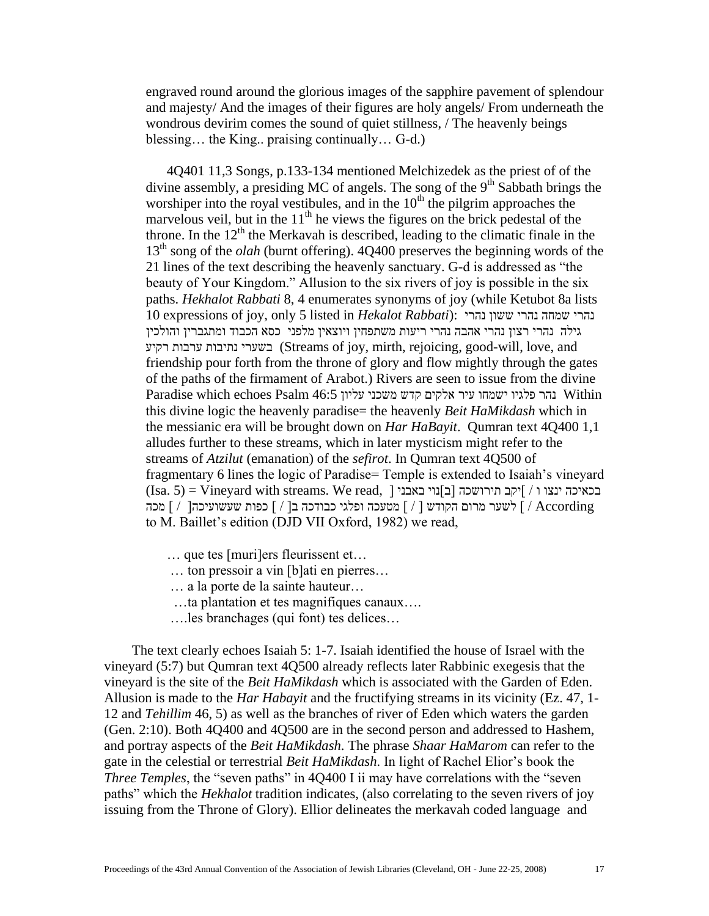engraved round around the glorious images of the sapphire pavement of splendour and majesty/ And the images of their figures are holy angels/ From underneath the wondrous devirim comes the sound of quiet stillness, / The heavenly beings blessing… the King.. praising continually… G-d.)

4Q401 11,3 Songs, p.133-134 mentioned Melchizedek as the priest of of the divine assembly, a presiding MC of angels. The song of the 9th Sabbath brings the worshiper into the royal vestibules, and in the 10th the pilgrim approaches the marvelous veil, but in the 11th he views the figures on the brick pedestal of the throne. In the 12th the Merkavah is described, leading to the climatic finale in the 13th song of the *olah* (burnt offering). 4Q400 preserves the beginning words of the 21 lines of the text describing the heavenly sanctuary. G-d is addressed as "the beauty of Your Kingdom." Allusion to the six rivers of joy is possible in the six paths. *Hekhalot Rabbati* 8, 4 enumerates synonyms of joy (while Ketubot 8a lists 10 expressions of joy, only 5 listed in *Hekalot Rabbati*): נהרי שמחה נהרי ששון נהרי גילה נהרי רצון נהרי אהבה נהרי ריעות משתפחין ויוצאין מלפני כסא הכבוד ומתגברין והולכין בשערי נתיבות ערבות רקיע (Streams of joy, mirth, rejoicing, good-will, love, and friendship pour forth from the throne of glory and flow mightly through the gates of the paths of the firmament of Arabot.) Rivers are seen to issue from the divine Paradise which echoes Psalm 46:5 נהר פלגיו ישמחו עיר אלקים קדש משכני עליון Within this divine logic the heavenly paradise= the heavenly *Beit HaMikdash* which in the messianic era will be brought down on *Har HaBayit*. Qumran text 4Q400 1,1 alludes further to these streams, which in later mysticism might refer to the streams of *Atzilut* (emanation) of the *sefirot*. In Qumran text 4Q500 of fragmentary 6 lines the logic of Paradise= Temple is extended to Isaiah's vineyard (Isa. 5) = Vineyard with streams. We read, ] בכאיכה ינצו ו / ]יקב תירושכה [ב]נוי באבני ] / לשער מרום הקודש [ / ] מטעכה ופלגי כבודכה ב[ / ] כפות שעשועיכה[ / ] מכה According to M. Baillet's edition (DJD VII Oxford, 1982) we read,

… que tes [muri]ers fleurissent et…
… ton pressoir a vin [b]ati en pierres…
… a la porte de la sainte hauteur…
…ta plantation et tes magnifiques canaux….
….les branchages (qui font) tes delices…

The text clearly echoes Isaiah 5: 1-7. Isaiah identified the house of Israel with the vineyard (5:7) but Qumran text 4Q500 already reflects later Rabbinic exegesis that the vineyard is the site of the *Beit HaMikdash* which is associated with the Garden of Eden. Allusion is made to the *Har Habayit* and the fructifying streams in its vicinity (Ez. 47, 1-12 and *Tehillim* 46, 5) as well as the branches of river of Eden which waters the garden (Gen. 2:10). Both 4Q400 and 4Q500 are in the second person and addressed to Hashem, and portray aspects of the *Beit HaMikdash*. The phrase *Shaar HaMarom* can refer to the gate in the celestial or terrestrial *Beit HaMikdash*. In light of Rachel Elior's book the *Three Temples*, the "seven paths" in 4Q400 I ii may have correlations with the "seven paths" which the *Hekhalot* tradition indicates, (also correlating to the seven rivers of joy issuing from the Throne of Glory). Ellior delineates the merkavah coded language and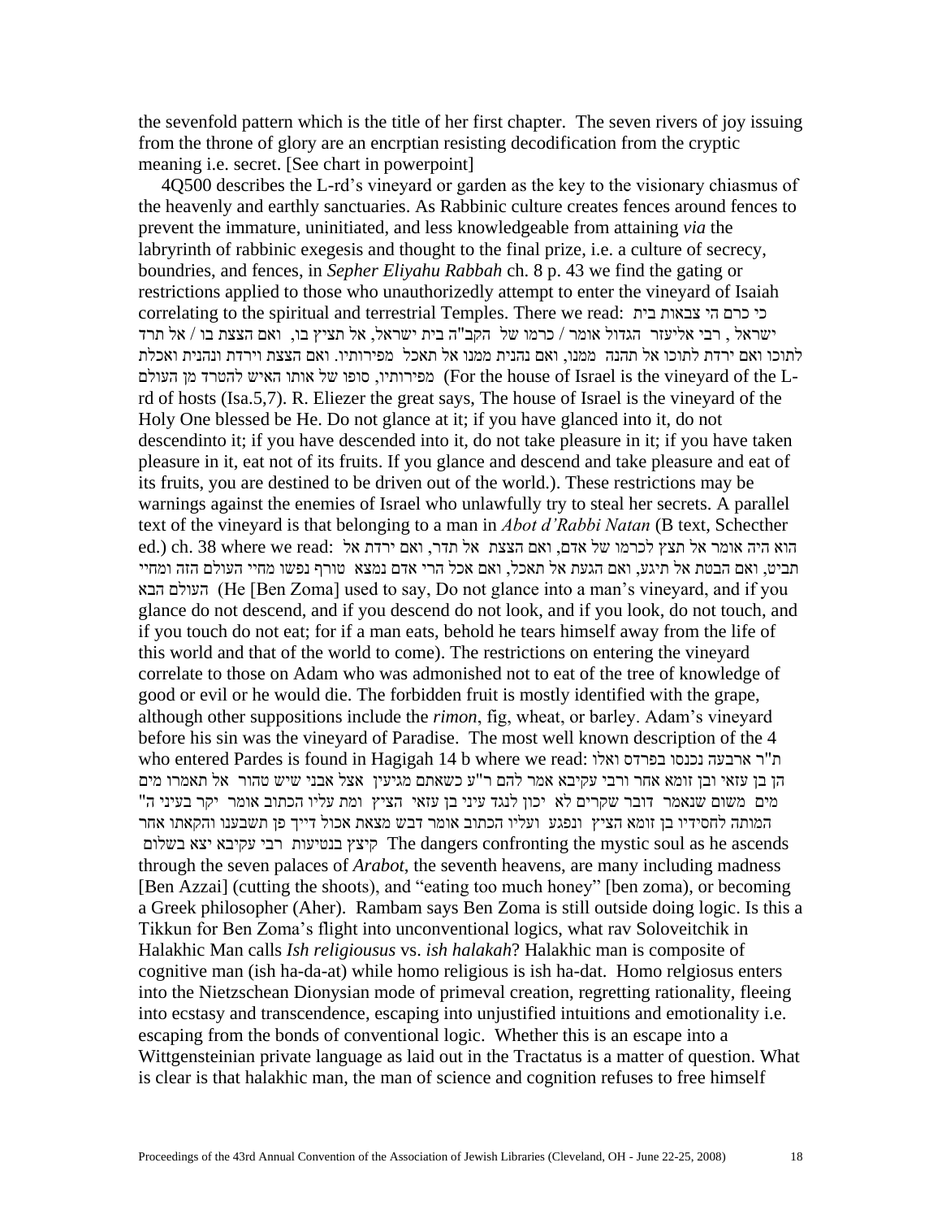the sevenfold pattern which is the title of her first chapter. The seven rivers of joy issuing from the throne of glory are an encrptian resisting decodification from the cryptic meaning i.e. secret. [See chart in powerpoint]

4Q500 describes the L-rd's vineyard or garden as the key to the visionary chiasmus of the heavenly and earthly sanctuaries. As Rabbinic culture creates fences around fences to prevent the immature, uninitiated, and less knowledgeable from attaining *via* the labryrinth of rabbinic exegesis and thought to the final prize, i.e. a culture of secrecy, boundries, and fences, in *Sepher Eliyahu Rabbah* ch. 8 p. 43 we find the gating or restrictions applied to those who unauthorizedly attempt to enter the vineyard of Isaiah correlating to the spiritual and terrestrial Temples. There we read: כי כרם הי צבאות בית ישראל , רבי אליעזר הגדול אומר / כרמו של הקב"ה בית ישראל, אל תציץ בו, ואם הצצת בו / אל תרד לתוכו ואם ירדת לתוכו אל תהנה ממנו, ואם נהנית ממנו אל תאכל מפירותיו. ואם הצצת וירדת ונהנית ואכלת מפירותיו, סופו של אותו האיש להטרד מן העולם (For the house of Israel is the vineyard of the L-rd of hosts (Isa.5,7). R. Eliezer the great says, The house of Israel is the vineyard of the Holy One blessed be He. Do not glance at it; if you have glanced into it, do not descendinto it; if you have descended into it, do not take pleasure in it; if you have taken pleasure in it, eat not of its fruits. If you glance and descend and take pleasure and eat of its fruits, you are destined to be driven out of the world.). These restrictions may be warnings against the enemies of Israel who unlawfully try to steal her secrets. A parallel text of the vineyard is that belonging to a man in *Abot d'Rabbi Natan* (B text, Schecther ed.) ch. 38 where we read: הוא היה אומר אל תציץ לכרמו של אדם, ואם הצצת אל תדר, ואם ירדת אל תביט, ואם הבטת אל תיגע, ואם הגעת אל תאכל, ואם אכל הרי אדם נמצא טורף נפשו מחיי העולם הזה ומחיי העולם הבא (He [Ben Zoma] used to say, Do not glance into a man's vineyard, and if you glance do not descend, and if you descend do not look, and if you look, do not touch, and if you touch do not eat; for if a man eats, behold he tears himself away from the life of this world and that of the world to come). The restrictions on entering the vineyard correlate to those on Adam who was admonished not to eat of the tree of knowledge of good or evil or he would die. The forbidden fruit is mostly identified with the grape, although other suppositions include the *rimon*, fig, wheat, or barley. Adam's vineyard before his sin was the vineyard of Paradise. The most well known description of the 4 who entered Pardes is found in Hagigah 14 b where we read: ת"ר ארבעה נכנסו בפרדס ואלו הן בן עזאי ובן זומא אחר ורבי עקיבא אמר להם ר"ע כשאתם מגיעין אצל אבני שיש טהור אל תאמרו מים מים משום שנאמר דובר שקרים לא יכון לנגד עיני בן עזאי הציץ ומת עליו הכתוב אומר יקר בעיני ה" המותה לחסידיו בן זומא הציץ ונפגע ועליו הכתוב אומר דבש מצאת אכול דייך פן תשבענו והקאתו אחר קיצץ בנטיעות רבי עקיבא יצא בשלום The dangers confronting the mystic soul as he ascends through the seven palaces of *Arabot*, the seventh heavens, are many including madness [Ben Azzai] (cutting the shoots), and "eating too much honey" [ben zoma), or becoming a Greek philosopher (Aher). Rambam says Ben Zoma is still outside doing logic. Is this a Tikkun for Ben Zoma's flight into unconventional logics, what rav Soloveitchik in Halakhic Man calls *Ish religiousus* vs. *ish halakah*? Halakhic man is composite of cognitive man (ish ha-da-at) while homo religious is ish ha-dat. Homo relgiosus enters into the Nietzschean Dionysian mode of primeval creation, regretting rationality, fleeing into ecstasy and transcendence, escaping into unjustified intuitions and emotionality i.e. escaping from the bonds of conventional logic. Whether this is an escape into a Wittgensteinian private language as laid out in the Tractatus is a matter of question. What is clear is that halakhic man, the man of science and cognition refuses to free himself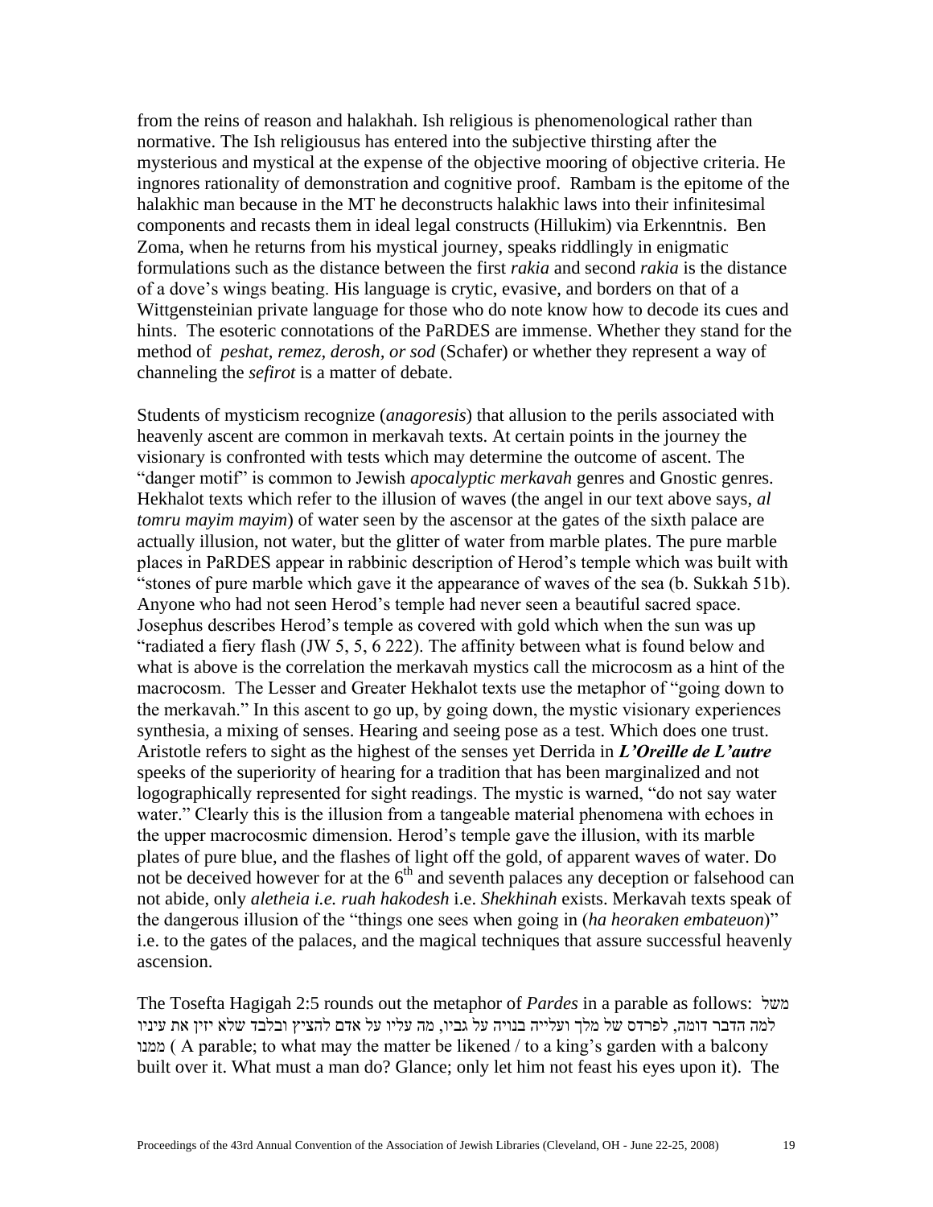from the reins of reason and halakhah. Ish religious is phenomenological rather than normative. The Ish religiousus has entered into the subjective thirsting after the mysterious and mystical at the expense of the objective mooring of objective criteria. He ingnores rationality of demonstration and cognitive proof. Rambam is the epitome of the halakhic man because in the MT he deconstructs halakhic laws into their infinitesimal components and recasts them in ideal legal constructs (Hillukim) via Erkenntnis. Ben Zoma, when he returns from his mystical journey, speaks riddlingly in enigmatic formulations such as the distance between the first *rakia* and second *rakia* is the distance of a dove's wings beating. His language is crytic, evasive, and borders on that of a Wittgensteinian private language for those who do note know how to decode its cues and hints. The esoteric connotations of the PaRDES are immense. Whether they stand for the method of *peshat, remez, derosh, or sod* (Schafer) or whether they represent a way of channeling the *sefirot* is a matter of debate.

Students of mysticism recognize (*anagoresis*) that allusion to the perils associated with heavenly ascent are common in merkavah texts. At certain points in the journey the visionary is confronted with tests which may determine the outcome of ascent. The "danger motif" is common to Jewish *apocalyptic merkavah* genres and Gnostic genres. Hekhalot texts which refer to the illusion of waves (the angel in our text above says, *al tomru mayim mayim*) of water seen by the ascensor at the gates of the sixth palace are actually illusion, not water, but the glitter of water from marble plates. The pure marble places in PaRDES appear in rabbinic description of Herod's temple which was built with "stones of pure marble which gave it the appearance of waves of the sea (b. Sukkah 51b). Anyone who had not seen Herod's temple had never seen a beautiful sacred space. Josephus describes Herod's temple as covered with gold which when the sun was up "radiated a fiery flash (JW 5, 5, 6 222). The affinity between what is found below and what is above is the correlation the merkavah mystics call the microcosm as a hint of the macrocosm. The Lesser and Greater Hekhalot texts use the metaphor of "going down to the merkavah." In this ascent to go up, by going down, the mystic visionary experiences synthesia, a mixing of senses. Hearing and seeing pose as a test. Which does one trust. Aristotle refers to sight as the highest of the senses yet Derrida in ***L'Oreille de L'autre*** speeks of the superiority of hearing for a tradition that has been marginalized and not logographically represented for sight readings. The mystic is warned, "do not say water water." Clearly this is the illusion from a tangeable material phenomena with echoes in the upper macrocosmic dimension. Herod's temple gave the illusion, with its marble plates of pure blue, and the flashes of light off the gold, of apparent waves of water. Do not be deceived however for at the 6th and seventh palaces any deception or falsehood can not abide, only *aletheia i.e. ruah hakodesh* i.e. *Shekhinah* exists. Merkavah texts speak of the dangerous illusion of the "things one sees when going in (*ha heoraken embateuon*)" i.e. to the gates of the palaces, and the magical techniques that assure successful heavenly ascension.

The Tosefta Hagigah 2:5 rounds out the metaphor of *Pardes* in a parable as follows: משל למה הדבר דומה, לפרדס של מלך ועלייה בנויה על גביו, מה עליו על אדם להציץ ובלבד שלא יזין את עיניו ממנו ( A parable; to what may the matter be likened / to a king's garden with a balcony built over it. What must a man do? Glance; only let him not feast his eyes upon it). The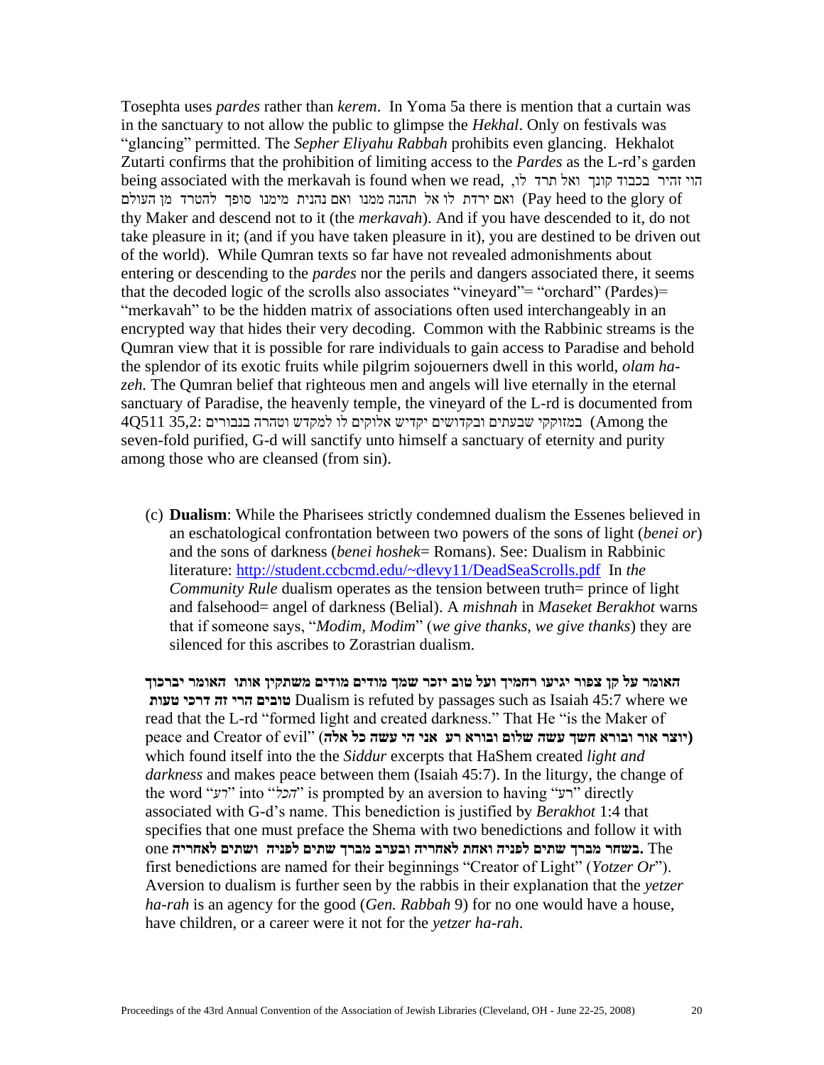Tosephta uses *pardes* rather than *kerem*. In Yoma 5a there is mention that a curtain was in the sanctuary to not allow the public to glimpse the *Hekhal*. Only on festivals was "glancing" permitted. The *Sepher Eliyahu Rabbah* prohibits even glancing. Hekhalot Zutarti confirms that the prohibition of limiting access to the *Pardes* as the L-rd's garden being associated with the merkavah is found when we read, הוי זהיר בכבוד קונך ואל תרד לו, ואם ירדת לו אל תהנה ממנו ואם נהנית מימנו סופך להטרד מן העולם (Pay heed to the glory of thy Maker and descend not to it (the *merkavah*). And if you have descended to it, do not take pleasure in it; (and if you have taken pleasure in it), you are destined to be driven out of the world). While Qumran texts so far have not revealed admonishments about entering or descending to the *pardes* nor the perils and dangers associated there, it seems that the decoded logic of the scrolls also associates "vineyard"= "orchard" (Pardes)= "merkavah" to be the hidden matrix of associations often used interchangeably in an encrypted way that hides their very decoding. Common with the Rabbinic streams is the Qumran view that it is possible for rare individuals to gain access to Paradise and behold the splendor of its exotic fruits while pilgrim sojouerners dwell in this world, *olam ha-zeh.* The Qumran belief that righteous men and angels will live eternally in the eternal sanctuary of Paradise, the heavenly temple, the vineyard of the L-rd is documented from 4Q511 35,2: במזוקקי שבעתים ובקדושים יקדיש אלוקים לו למקדש וטהרה בנבורים (Among the seven-fold purified, G-d will sanctify unto himself a sanctuary of eternity and purity among those who are cleansed (from sin).

(c) **Dualism**: While the Pharisees strictly condemned dualism the Essenes believed in an eschatological confrontation between two powers of the sons of light (*benei or*) and the sons of darkness (*benei hoshek*= Romans). See: Dualism in Rabbinic literature: http://student.ccbcmd.edu/~dlevy11/DeadSeaScrolls.pdf In *the Community Rule* dualism operates as the tension between truth= prince of light and falsehood= angel of darkness (Belial). A *mishnah* in *Maseket Berakhot* warns that if someone says, "*Modim, Modim*" (*we give thanks, we give thanks*) they are silenced for this ascribes to Zorastrian dualism.

**האומר על קן צפור יגיעו רחמיך ועל טוב יזכר שמך מודים מודים משתקין אותו האומר יברכוך טובים הרי זה דרכי טעות** Dualism is refuted by passages such as Isaiah 45:7 where we read that the L-rd "formed light and created darkness." That He "is the Maker of peace and Creator of evil" (**יוצר אור ובורא חשך עשה שלום ובורא רע אני הי עשה כל אלה**) which found itself into the the *Siddur* excerpts that HaShem created *light and darkness* and makes peace between them (Isaiah 45:7). In the liturgy, the change of the word "*רע*" into "*הכל*" is prompted by an aversion to having "רע" directly associated with G-d's name. This benediction is justified by *Berakhot* 1:4 that specifies that one must preface the Shema with two benedictions and follow it with one **בשחר מברך שתים לפניה ואחת לאחריה ובערב מברך שתים לפניה ושתים לאחריה.** The first benedictions are named for their beginnings "Creator of Light" (*Yotzer Or*"). Aversion to dualism is further seen by the rabbis in their explanation that the *yetzer ha-rah* is an agency for the good (*Gen. Rabbah* 9) for no one would have a house, have children, or a career were it not for the *yetzer ha-rah.*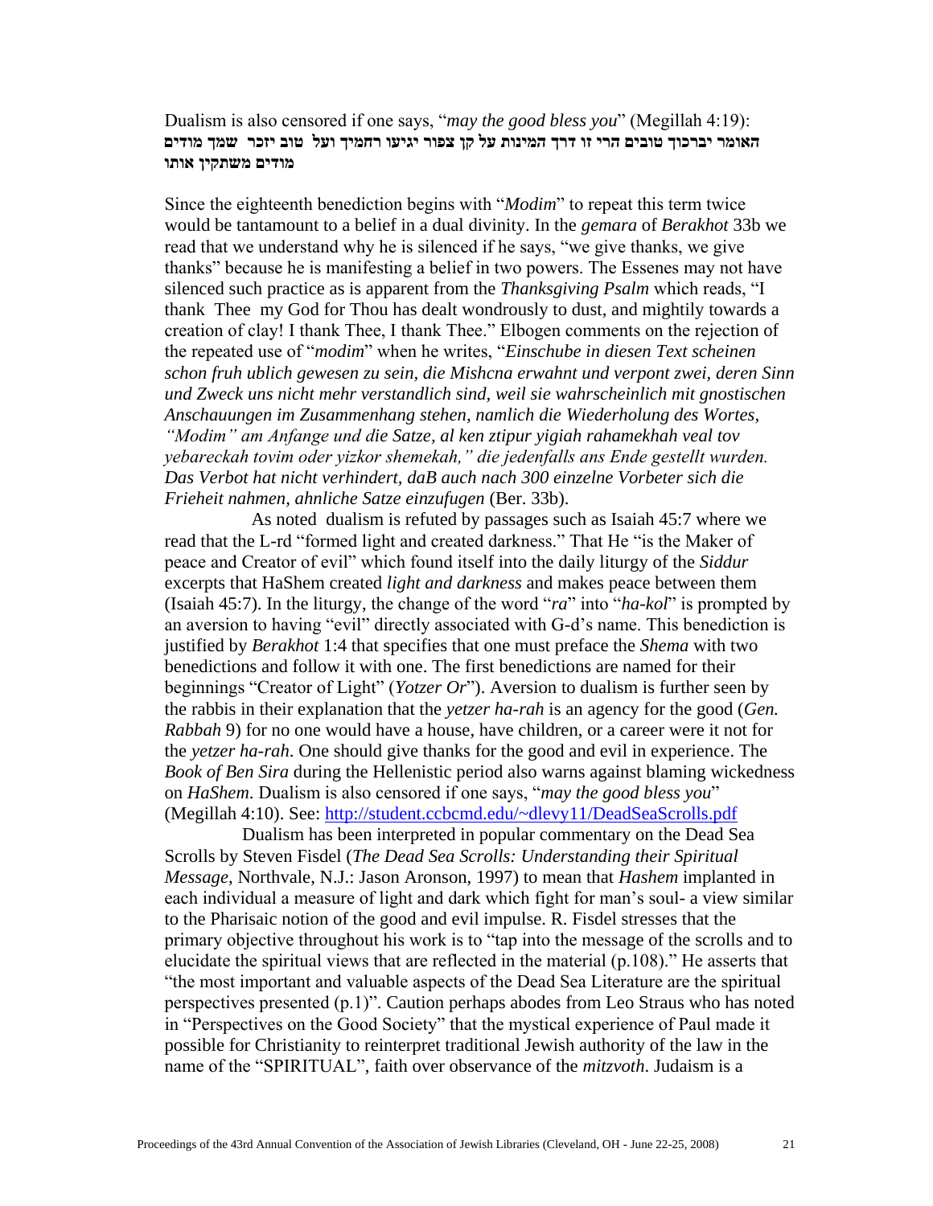Dualism is also censored if one says, "*may the good bless you*" (Megillah 4:19):
**האומר יברכוך טובים הרי זו דרך המינות על קן צפור יגיעו רחמיך ועל טוב יזכר שמך מודים מודים משתקין אותו**

Since the eighteenth benediction begins with "*Modim*" to repeat this term twice would be tantamount to a belief in a dual divinity. In the *gemara* of *Berakhot* 33b we read that we understand why he is silenced if he says, "we give thanks, we give thanks" because he is manifesting a belief in two powers. The Essenes may not have silenced such practice as is apparent from the *Thanksgiving Psalm* which reads, "I thank Thee my God for Thou has dealt wondrously to dust, and mightily towards a creation of clay! I thank Thee, I thank Thee." Elbogen comments on the rejection of the repeated use of "*modim*" when he writes, "*Einschube in diesen Text scheinen schon fruh ublich gewesen zu sein, die Mishcna erwahnt und verpont zwei, deren Sinn und Zweck uns nicht mehr verstandlich sind, weil sie wahrscheinlich mit gnostischen Anschauungen im Zusammenhang stehen, namlich die Wiederholung des Wortes, "Modim" am Anfange und die Satze, al ken ztipur yigiah rahamekhah veal tov yebareckah tovim oder yizkor shemekah," die jedenfalls ans Ende gestellt wurden. Das Verbot hat nicht verhindert, daB auch nach 300 einzelne Vorbeter sich die Frieheit nahmen, ahnliche Satze einzufugen* (Ber. 33b).

As noted dualism is refuted by passages such as Isaiah 45:7 where we read that the L-rd "formed light and created darkness." That He "is the Maker of peace and Creator of evil" which found itself into the daily liturgy of the *Siddur* excerpts that HaShem created *light and darkness* and makes peace between them (Isaiah 45:7). In the liturgy, the change of the word "*ra*" into "*ha-kol*" is prompted by an aversion to having "evil" directly associated with G-d's name. This benediction is justified by *Berakhot* 1:4 that specifies that one must preface the *Shema* with two benedictions and follow it with one. The first benedictions are named for their beginnings "Creator of Light" (*Yotzer Or*"). Aversion to dualism is further seen by the rabbis in their explanation that the *yetzer ha-rah* is an agency for the good (*Gen. Rabbah* 9) for no one would have a house, have children, or a career were it not for the *yetzer ha-rah*. One should give thanks for the good and evil in experience. The *Book of Ben Sira* during the Hellenistic period also warns against blaming wickedness on *HaShem*. Dualism is also censored if one says, "*may the good bless you*" (Megillah 4:10). See: http://student.ccbcmd.edu/~dlevy11/DeadSeaScrolls.pdf

Dualism has been interpreted in popular commentary on the Dead Sea Scrolls by Steven Fisdel (*The Dead Sea Scrolls: Understanding their Spiritual Message,* Northvale, N.J.: Jason Aronson, 1997) to mean that *Hashem* implanted in each individual a measure of light and dark which fight for man's soul- a view similar to the Pharisaic notion of the good and evil impulse. R. Fisdel stresses that the primary objective throughout his work is to "tap into the message of the scrolls and to elucidate the spiritual views that are reflected in the material (p.108)." He asserts that "the most important and valuable aspects of the Dead Sea Literature are the spiritual perspectives presented (p.1)". Caution perhaps abodes from Leo Straus who has noted in "Perspectives on the Good Society" that the mystical experience of Paul made it possible for Christianity to reinterpret traditional Jewish authority of the law in the name of the "SPIRITUAL", faith over observance of the *mitzvoth*. Judaism is a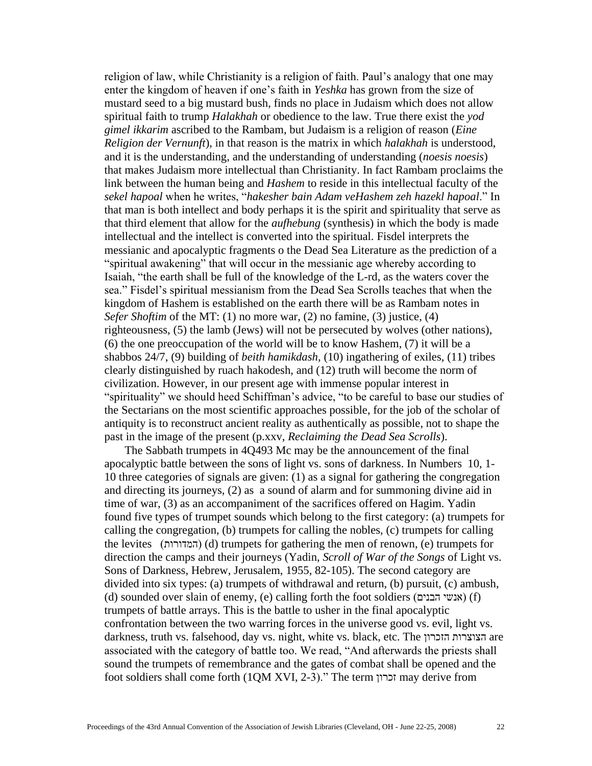religion of law, while Christianity is a religion of faith. Paul's analogy that one may enter the kingdom of heaven if one's faith in *Yeshka* has grown from the size of mustard seed to a big mustard bush, finds no place in Judaism which does not allow spiritual faith to trump *Halakhah* or obedience to the law. True there exist the *yod gimel ikkarim* ascribed to the Rambam, but Judaism is a religion of reason (*Eine Religion der Vernunft*), in that reason is the matrix in which *halakhah* is understood, and it is the understanding, and the understanding of understanding (*noesis noesis*) that makes Judaism more intellectual than Christianity. In fact Rambam proclaims the link between the human being and *Hashem* to reside in this intellectual faculty of the *sekel hapoal* when he writes, "*hakesher bain Adam veHashem zeh hazekl hapoal*." In that man is both intellect and body perhaps it is the spirit and spirituality that serve as that third element that allow for the *aufhebung* (synthesis) in which the body is made intellectual and the intellect is converted into the spiritual. Fisdel interprets the messianic and apocalyptic fragments o the Dead Sea Literature as the prediction of a "spiritual awakening" that will occur in the messianic age whereby according to Isaiah, "the earth shall be full of the knowledge of the L-rd, as the waters cover the sea." Fisdel's spiritual messianism from the Dead Sea Scrolls teaches that when the kingdom of Hashem is established on the earth there will be as Rambam notes in *Sefer Shoftim* of the MT: (1) no more war, (2) no famine, (3) justice, (4) righteousness, (5) the lamb (Jews) will not be persecuted by wolves (other nations), (6) the one preoccupation of the world will be to know Hashem, (7) it will be a shabbos 24/7, (9) building of *beith hamikdash,* (10) ingathering of exiles, (11) tribes clearly distinguished by ruach hakodesh, and (12) truth will become the norm of civilization. However, in our present age with immense popular interest in "spirituality" we should heed Schiffman's advice, "to be careful to base our studies of the Sectarians on the most scientific approaches possible, for the job of the scholar of antiquity is to reconstruct ancient reality as authentically as possible, not to shape the past in the image of the present (p.xxv, *Reclaiming the Dead Sea Scrolls*).

The Sabbath trumpets in 4Q493 Mc may be the announcement of the final apocalyptic battle between the sons of light vs. sons of darkness. In Numbers 10, 1-10 three categories of signals are given: (1) as a signal for gathering the congregation and directing its journeys, (2) as a sound of alarm and for summoning divine aid in time of war, (3) as an accompaniment of the sacrifices offered on Hagim. Yadin found five types of trumpet sounds which belong to the first category: (a) trumpets for calling the congregation, (b) trumpets for calling the nobles, (c) trumpets for calling the levites (המדורות) (d) trumpets for gathering the men of renown, (e) trumpets for direction the camps and their journeys (Yadin, *Scroll of War of the Songs* of Light vs. Sons of Darkness, Hebrew, Jerusalem, 1955, 82-105). The second category are divided into six types: (a) trumpets of withdrawal and return, (b) pursuit, (c) ambush, (d) sounded over slain of enemy, (e) calling forth the foot soldiers (אנשי הבנים) (f) trumpets of battle arrays. This is the battle to usher in the final apocalyptic confrontation between the two warring forces in the universe good vs. evil, light vs. darkness, truth vs. falsehood, day vs. night, white vs. black, etc. The הצוצרות הזכרון are associated with the category of battle too. We read, "And afterwards the priests shall sound the trumpets of remembrance and the gates of combat shall be opened and the foot soldiers shall come forth (1QM XVI, 2-3)." The term זכרון may derive from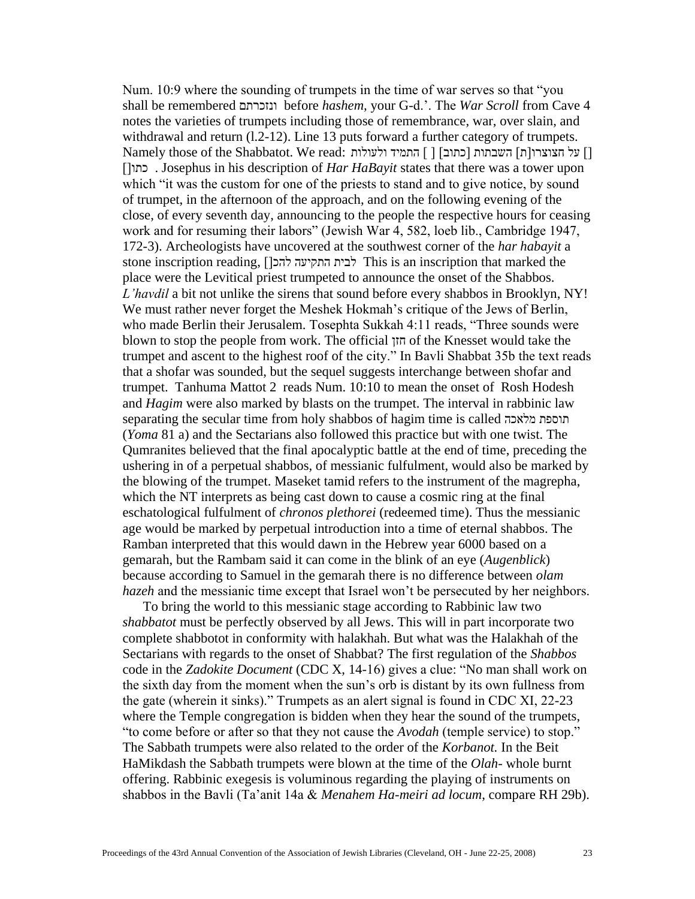Num. 10:9 where the sounding of trumpets in the time of war serves so that "you shall be remembered ונזכרתם before *hashem,* your G-d.'. The *War Scroll* from Cave 4 notes the varieties of trumpets including those of remembrance, war, over slain, and withdrawal and return (l.2-12). Line 13 puts forward a further category of trumpets. Namely those of the Shabbatot. We read: [] על חצוצרו[ת] השבתות [כתוב] [ ] התמיד ולעולות []כתו . Josephus in his description of *Har HaBayit* states that there was a tower upon which "it was the custom for one of the priests to stand and to give notice, by sound of trumpet, in the afternoon of the approach, and on the following evening of the close, of every seventh day, announcing to the people the respective hours for ceasing work and for resuming their labors" (Jewish War 4, 582, loeb lib., Cambridge 1947, 172-3). Archeologists have uncovered at the southwest corner of the *har habayit* a stone inscription reading, לבית התקיעה להכ[] This is an inscription that marked the place were the Levitical priest trumpeted to announce the onset of the Shabbos. *L'havdil* a bit not unlike the sirens that sound before every shabbos in Brooklyn, NY! We must rather never forget the Meshek Hokmah's critique of the Jews of Berlin, who made Berlin their Jerusalem. Tosephta Sukkah 4:11 reads, "Three sounds were blown to stop the people from work. The official חזן of the Knesset would take the trumpet and ascent to the highest roof of the city." In Bavli Shabbat 35b the text reads that a shofar was sounded, but the sequel suggests interchange between shofar and trumpet. Tanhuma Mattot 2 reads Num. 10:10 to mean the onset of Rosh Hodesh and *Hagim* were also marked by blasts on the trumpet. The interval in rabbinic law separating the secular time from holy shabbos of hagim time is called תוספת מלאכה (*Yoma* 81 a) and the Sectarians also followed this practice but with one twist. The Qumranites believed that the final apocalyptic battle at the end of time, preceding the ushering in of a perpetual shabbos, of messianic fulfulment, would also be marked by the blowing of the trumpet. Maseket tamid refers to the instrument of the magrepha, which the NT interprets as being cast down to cause a cosmic ring at the final eschatological fulfulment of *chronos plethorei* (redeemed time). Thus the messianic age would be marked by perpetual introduction into a time of eternal shabbos. The Ramban interpreted that this would dawn in the Hebrew year 6000 based on a gemarah, but the Rambam said it can come in the blink of an eye (*Augenblick*) because according to Samuel in the gemarah there is no difference between *olam hazeh* and the messianic time except that Israel won't be persecuted by her neighbors.

To bring the world to this messianic stage according to Rabbinic law two *shabbatot* must be perfectly observed by all Jews. This will in part incorporate two complete shabbotot in conformity with halakhah. But what was the Halakhah of the Sectarians with regards to the onset of Shabbat? The first regulation of the *Shabbos* code in the *Zadokite Document* (CDC X, 14-16) gives a clue: "No man shall work on the sixth day from the moment when the sun's orb is distant by its own fullness from the gate (wherein it sinks)." Trumpets as an alert signal is found in CDC XI, 22-23 where the Temple congregation is bidden when they hear the sound of the trumpets, "to come before or after so that they not cause the *Avodah* (temple service) to stop." The Sabbath trumpets were also related to the order of the *Korbanot.* In the Beit HaMikdash the Sabbath trumpets were blown at the time of the *Olah*- whole burnt offering. Rabbinic exegesis is voluminous regarding the playing of instruments on shabbos in the Bavli (Ta'anit 14a & *Menahem Ha-meiri ad locum*, compare RH 29b).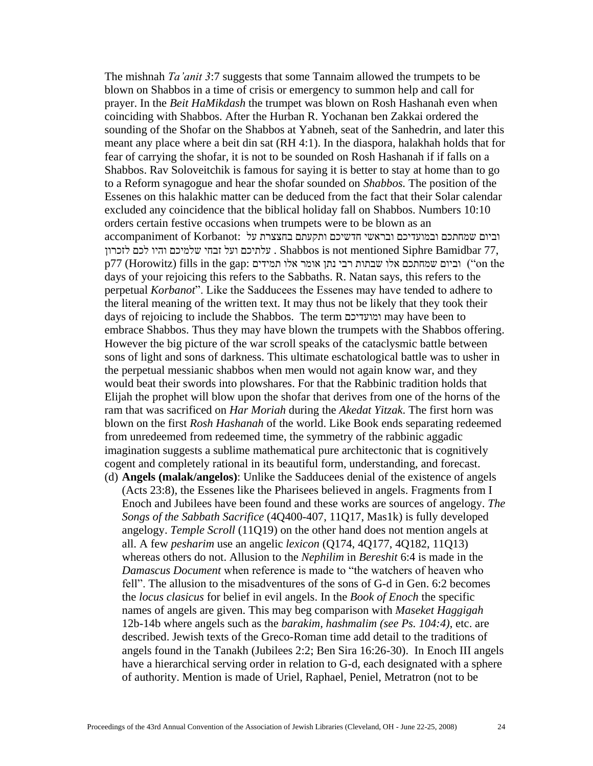The mishnah *Ta'anit 3*:7 suggests that some Tannaim allowed the trumpets to be blown on Shabbos in a time of crisis or emergency to summon help and call for prayer. In the *Beit HaMikdash* the trumpet was blown on Rosh Hashanah even when coinciding with Shabbos. After the Hurban R. Yochanan ben Zakkai ordered the sounding of the Shofar on the Shabbos at Yabneh, seat of the Sanhedrin, and later this meant any place where a beit din sat (RH 4:1). In the diaspora, halakhah holds that for fear of carrying the shofar, it is not to be sounded on Rosh Hashanah if if falls on a Shabbos. Rav Soloveitchik is famous for saying it is better to stay at home than to go to a Reform synagogue and hear the shofar sounded on *Shabbos.* The position of the Essenes on this halakhic matter can be deduced from the fact that their Solar calendar excluded any coincidence that the biblical holiday fall on Shabbos. Numbers 10:10 orders certain festive occasions when trumpets were to be blown as an accompaniment of Korbanot: וביום שמחתכם ובמועדיכם ובראשי חדשיכם ותקעתם בחצצרת על עלתיכם ועל זבחי שלמיכם והיו לכם לזכרון . Shabbos is not mentioned Siphre Bamidbar 77, p77 (Horowitz) fills in the gap: וביום שמחתכם אלו שבתות רבי נתן אומר אלו תמידים ("on the days of your rejoicing this refers to the Sabbaths. R. Natan says, this refers to the perpetual *Korbanot*". Like the Sadducees the Essenes may have tended to adhere to the literal meaning of the written text. It may thus not be likely that they took their days of rejoicing to include the Shabbos. The term ומועדיכם may have been to embrace Shabbos. Thus they may have blown the trumpets with the Shabbos offering. However the big picture of the war scroll speaks of the cataclysmic battle between sons of light and sons of darkness. This ultimate eschatological battle was to usher in the perpetual messianic shabbos when men would not again know war, and they would beat their swords into plowshares. For that the Rabbinic tradition holds that Elijah the prophet will blow upon the shofar that derives from one of the horns of the ram that was sacrificed on *Har Moriah* during the *Akedat Yitzak*. The first horn was blown on the first *Rosh Hashanah* of the world. Like Book ends separating redeemed from unredeemed from redeemed time, the symmetry of the rabbinic aggadic imagination suggests a sublime mathematical pure architectonic that is cognitively cogent and completely rational in its beautiful form, understanding, and forecast.

(d) **Angels (malak/angelos)**: Unlike the Sadducees denial of the existence of angels (Acts 23:8), the Essenes like the Pharisees believed in angels. Fragments from I Enoch and Jubilees have been found and these works are sources of angelogy. *The Songs of the Sabbath Sacrifice* (4Q400-407, 11Q17, Mas1k) is fully developed angelogy. *Temple Scroll* (11Q19) on the other hand does not mention angels at all. A few *pesharim* use an angelic *lexicon* (Q174, 4Q177, 4Q182, 11Q13) whereas others do not. Allusion to the *Nephilim* in *Bereshit* 6:4 is made in the *Damascus Document* when reference is made to "the watchers of heaven who fell". The allusion to the misadventures of the sons of G-d in Gen. 6:2 becomes the *locus clasicus* for belief in evil angels. In the *Book of Enoch* the specific names of angels are given. This may beg comparison with *Maseket Haggigah* 12b-14b where angels such as the *barakim, hashmalim (see Ps. 104:4)*, etc. are described. Jewish texts of the Greco-Roman time add detail to the traditions of angels found in the Tanakh (Jubilees 2:2; Ben Sira 16:26-30). In Enoch III angels have a hierarchical serving order in relation to G-d, each designated with a sphere of authority. Mention is made of Uriel, Raphael, Peniel, Metratron (not to be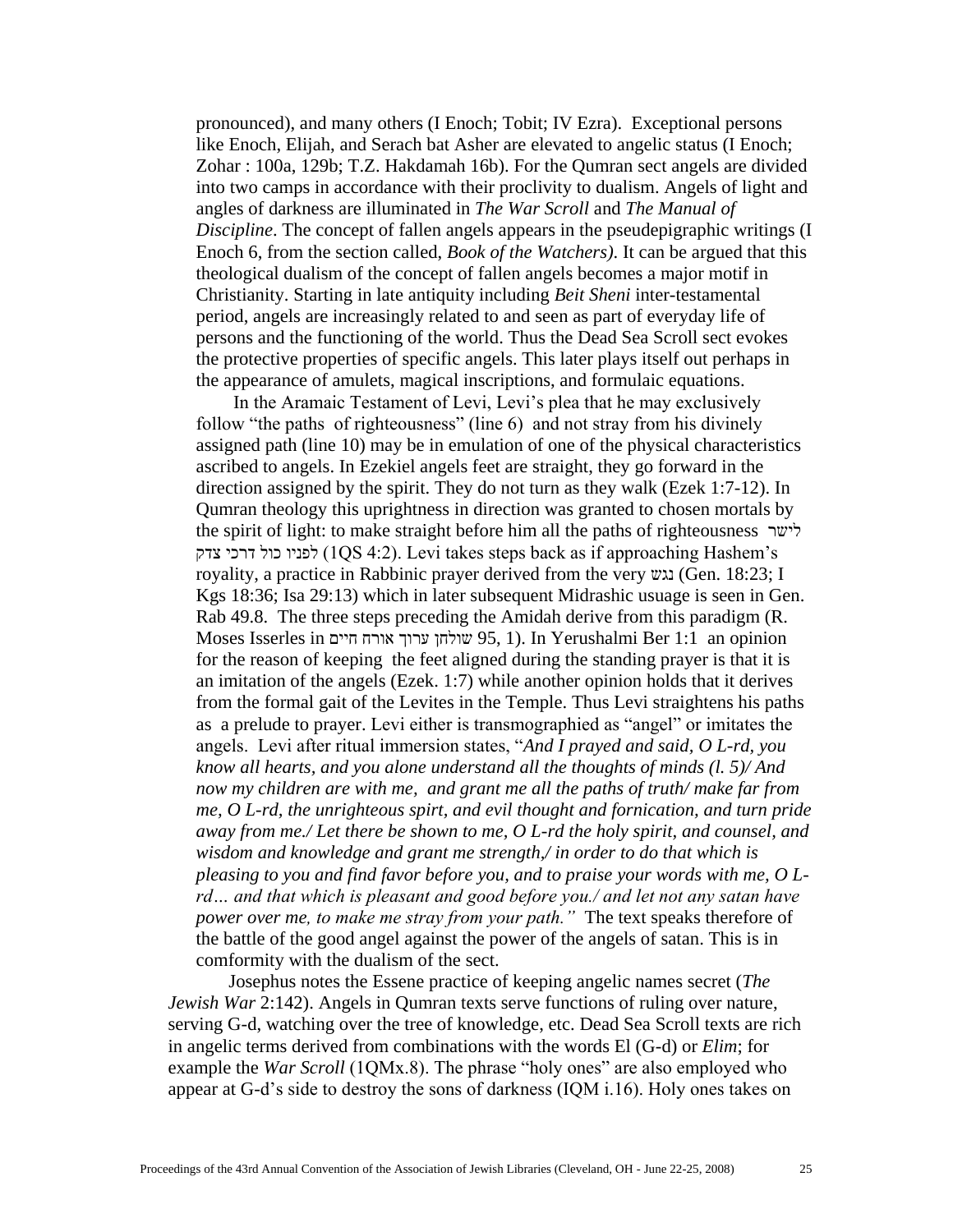pronounced), and many others (I Enoch; Tobit; IV Ezra). Exceptional persons like Enoch, Elijah, and Serach bat Asher are elevated to angelic status (I Enoch; Zohar : 100a, 129b; T.Z. Hakdamah 16b). For the Qumran sect angels are divided into two camps in accordance with their proclivity to dualism. Angels of light and angles of darkness are illuminated in *The War Scroll* and *The Manual of Discipline*. The concept of fallen angels appears in the pseudepigraphic writings (I Enoch 6, from the section called, *Book of the Watchers)*. It can be argued that this theological dualism of the concept of fallen angels becomes a major motif in Christianity. Starting in late antiquity including *Beit Sheni* inter-testamental period, angels are increasingly related to and seen as part of everyday life of persons and the functioning of the world. Thus the Dead Sea Scroll sect evokes the protective properties of specific angels. This later plays itself out perhaps in the appearance of amulets, magical inscriptions, and formulaic equations.

In the Aramaic Testament of Levi, Levi's plea that he may exclusively follow "the paths of righteousness" (line 6) and not stray from his divinely assigned path (line 10) may be in emulation of one of the physical characteristics ascribed to angels. In Ezekiel angels feet are straight, they go forward in the direction assigned by the spirit. They do not turn as they walk (Ezek 1:7-12). In Qumran theology this uprightness in direction was granted to chosen mortals by the spirit of light: to make straight before him all the paths of righteousness לישר לפניו כול דרכי צדק (1QS 4:2). Levi takes steps back as if approaching Hashem's royality, a practice in Rabbinic prayer derived from the very נגש (Gen. 18:23; I Kgs 18:36; Isa 29:13) which in later subsequent Midrashic usuage is seen in Gen. Rab 49.8. The three steps preceding the Amidah derive from this paradigm (R. Moses Isserles in שולחן ערוך אורח חיים 95, 1). In Yerushalmi Ber 1:1 an opinion for the reason of keeping the feet aligned during the standing prayer is that it is an imitation of the angels (Ezek. 1:7) while another opinion holds that it derives from the formal gait of the Levites in the Temple. Thus Levi straightens his paths as a prelude to prayer. Levi either is transmographied as "angel" or imitates the angels. Levi after ritual immersion states, "*And I prayed and said, O L-rd, you know all hearts, and you alone understand all the thoughts of minds (l. 5)/ And now my children are with me, and grant me all the paths of truth/ make far from me, O L-rd, the unrighteous spirt, and evil thought and fornication, and turn pride away from me./ Let there be shown to me, O L-rd the holy spirit, and counsel, and wisdom and knowledge and grant me strength,/ in order to do that which is pleasing to you and find favor before you, and to praise your words with me, O L-rd… and that which is pleasant and good before you./ and let not any satan have power over me, to make me stray from your path."* The text speaks therefore of the battle of the good angel against the power of the angels of satan. This is in comformity with the dualism of the sect.

Josephus notes the Essene practice of keeping angelic names secret (*The Jewish War* 2:142). Angels in Qumran texts serve functions of ruling over nature, serving G-d, watching over the tree of knowledge, etc. Dead Sea Scroll texts are rich in angelic terms derived from combinations with the words El (G-d) or *Elim*; for example the *War Scroll* (1QMx.8). The phrase "holy ones" are also employed who appear at G-d's side to destroy the sons of darkness (IQM i.16). Holy ones takes on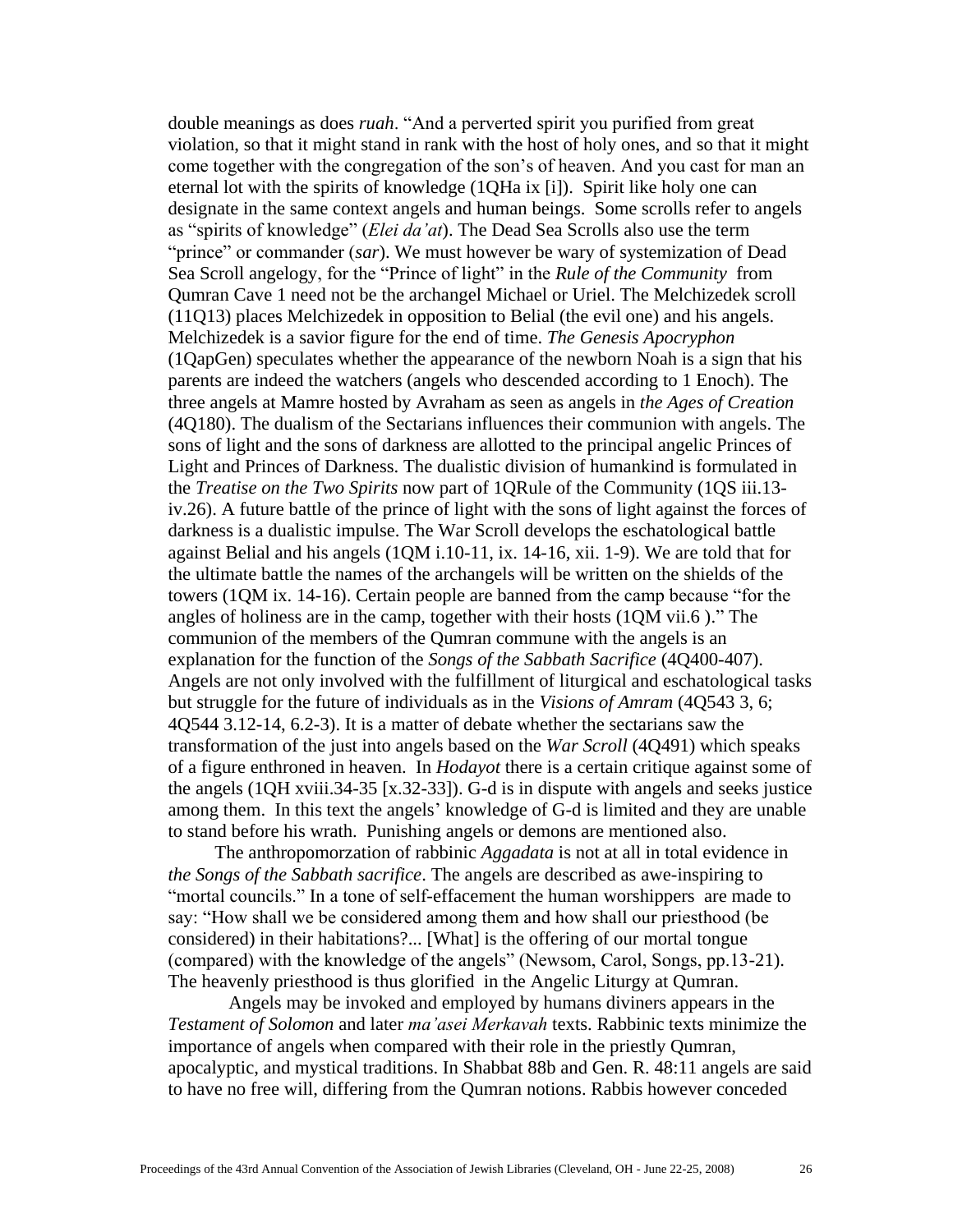double meanings as does *ruah*. "And a perverted spirit you purified from great violation, so that it might stand in rank with the host of holy ones, and so that it might come together with the congregation of the son's of heaven. And you cast for man an eternal lot with the spirits of knowledge (1QHa ix [i]). Spirit like holy one can designate in the same context angels and human beings. Some scrolls refer to angels as "spirits of knowledge" (*Elei da'at*). The Dead Sea Scrolls also use the term "prince" or commander (*sar*). We must however be wary of systemization of Dead Sea Scroll angelogy, for the "Prince of light" in the *Rule of the Community* from Qumran Cave 1 need not be the archangel Michael or Uriel. The Melchizedek scroll (11Q13) places Melchizedek in opposition to Belial (the evil one) and his angels. Melchizedek is a savior figure for the end of time. *The Genesis Apocryphon* (1QapGen) speculates whether the appearance of the newborn Noah is a sign that his parents are indeed the watchers (angels who descended according to 1 Enoch). The three angels at Mamre hosted by Avraham as seen as angels in *the Ages of Creation* (4Q180). The dualism of the Sectarians influences their communion with angels. The sons of light and the sons of darkness are allotted to the principal angelic Princes of Light and Princes of Darkness. The dualistic division of humankind is formulated in the *Treatise on the Two Spirits* now part of 1QRule of the Community (1QS iii.13-iv.26). A future battle of the prince of light with the sons of light against the forces of darkness is a dualistic impulse. The War Scroll develops the eschatological battle against Belial and his angels (1QM i.10-11, ix. 14-16, xii. 1-9). We are told that for the ultimate battle the names of the archangels will be written on the shields of the towers (1QM ix. 14-16). Certain people are banned from the camp because "for the angles of holiness are in the camp, together with their hosts (1QM vii.6 )." The communion of the members of the Qumran commune with the angels is an explanation for the function of the *Songs of the Sabbath Sacrifice* (4Q400-407). Angels are not only involved with the fulfillment of liturgical and eschatological tasks but struggle for the future of individuals as in the *Visions of Amram* (4Q543 3, 6; 4Q544 3.12-14, 6.2-3). It is a matter of debate whether the sectarians saw the transformation of the just into angels based on the *War Scroll* (4Q491) which speaks of a figure enthroned in heaven. In *Hodayot* there is a certain critique against some of the angels (1QH xviii.34-35 [x.32-33]). G-d is in dispute with angels and seeks justice among them. In this text the angels' knowledge of G-d is limited and they are unable to stand before his wrath. Punishing angels or demons are mentioned also.

The anthropomorzation of rabbinic *Aggadata* is not at all in total evidence in *the Songs of the Sabbath sacrifice*. The angels are described as awe-inspiring to "mortal councils." In a tone of self-effacement the human worshippers are made to say: "How shall we be considered among them and how shall our priesthood (be considered) in their habitations?... [What] is the offering of our mortal tongue (compared) with the knowledge of the angels" (Newsom, Carol, Songs, pp.13-21). The heavenly priesthood is thus glorified in the Angelic Liturgy at Qumran.

Angels may be invoked and employed by humans diviners appears in the *Testament of Solomon* and later *ma'asei Merkavah* texts. Rabbinic texts minimize the importance of angels when compared with their role in the priestly Qumran, apocalyptic, and mystical traditions. In Shabbat 88b and Gen. R. 48:11 angels are said to have no free will, differing from the Qumran notions. Rabbis however conceded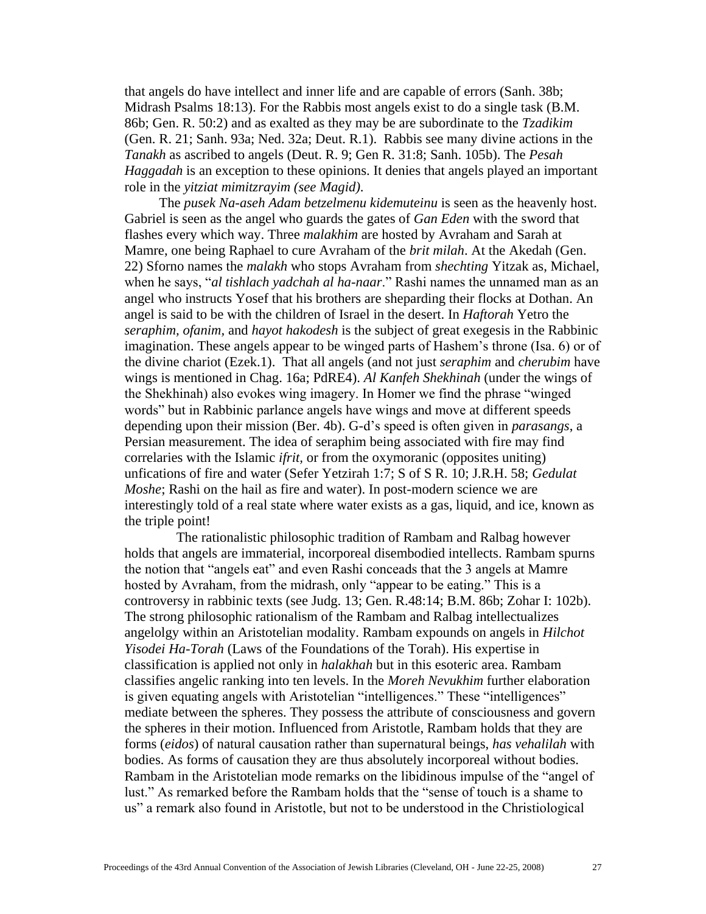that angels do have intellect and inner life and are capable of errors (Sanh. 38b; Midrash Psalms 18:13). For the Rabbis most angels exist to do a single task (B.M. 86b; Gen. R. 50:2) and as exalted as they may be are subordinate to the *Tzadikim* (Gen. R. 21; Sanh. 93a; Ned. 32a; Deut. R.1). Rabbis see many divine actions in the *Tanakh* as ascribed to angels (Deut. R. 9; Gen R. 31:8; Sanh. 105b). The *Pesah Haggadah* is an exception to these opinions. It denies that angels played an important role in the *yitziat mimitzrayim (see Magid).*

The *pusek Na-aseh Adam betzelmenu kidemuteinu* is seen as the heavenly host. Gabriel is seen as the angel who guards the gates of *Gan Eden* with the sword that flashes every which way. Three *malakhim* are hosted by Avraham and Sarah at Mamre, one being Raphael to cure Avraham of the *brit milah*. At the Akedah (Gen. 22) Sforno names the *malakh* who stops Avraham from *shechting* Yitzak as, Michael, when he says, "*al tishlach yadchah al ha-naar*." Rashi names the unnamed man as an angel who instructs Yosef that his brothers are sheparding their flocks at Dothan. An angel is said to be with the children of Israel in the desert. In *Haftorah* Yetro the *seraphim, ofanim*, and *hayot hakodesh* is the subject of great exegesis in the Rabbinic imagination. These angels appear to be winged parts of Hashem's throne (Isa. 6) or of the divine chariot (Ezek.1). That all angels (and not just *seraphim* and *cherubim* have wings is mentioned in Chag. 16a; PdRE4). *Al Kanfeh Shekhinah* (under the wings of the Shekhinah) also evokes wing imagery. In Homer we find the phrase "winged words" but in Rabbinic parlance angels have wings and move at different speeds depending upon their mission (Ber. 4b). G-d's speed is often given in *parasangs*, a Persian measurement. The idea of seraphim being associated with fire may find correlaries with the Islamic *ifrit,* or from the oxymoranic (opposites uniting) unfications of fire and water (Sefer Yetzirah 1:7; S of S R. 10; J.R.H. 58; *Gedulat Moshe*; Rashi on the hail as fire and water). In post-modern science we are interestingly told of a real state where water exists as a gas, liquid, and ice, known as the triple point!

The rationalistic philosophic tradition of Rambam and Ralbag however holds that angels are immaterial, incorporeal disembodied intellects. Rambam spurns the notion that "angels eat" and even Rashi conceads that the 3 angels at Mamre hosted by Avraham, from the midrash, only "appear to be eating." This is a controversy in rabbinic texts (see Judg. 13; Gen. R.48:14; B.M. 86b; Zohar I: 102b). The strong philosophic rationalism of the Rambam and Ralbag intellectualizes angelolgy within an Aristotelian modality. Rambam expounds on angels in *Hilchot Yisodei Ha-Torah* (Laws of the Foundations of the Torah). His expertise in classification is applied not only in *halakhah* but in this esoteric area. Rambam classifies angelic ranking into ten levels. In the *Moreh Nevukhim* further elaboration is given equating angels with Aristotelian "intelligences." These "intelligences" mediate between the spheres. They possess the attribute of consciousness and govern the spheres in their motion. Influenced from Aristotle, Rambam holds that they are forms (*eidos*) of natural causation rather than supernatural beings, *has vehalilah* with bodies. As forms of causation they are thus absolutely incorporeal without bodies. Rambam in the Aristotelian mode remarks on the libidinous impulse of the "angel of lust." As remarked before the Rambam holds that the "sense of touch is a shame to us" a remark also found in Aristotle, but not to be understood in the Christiological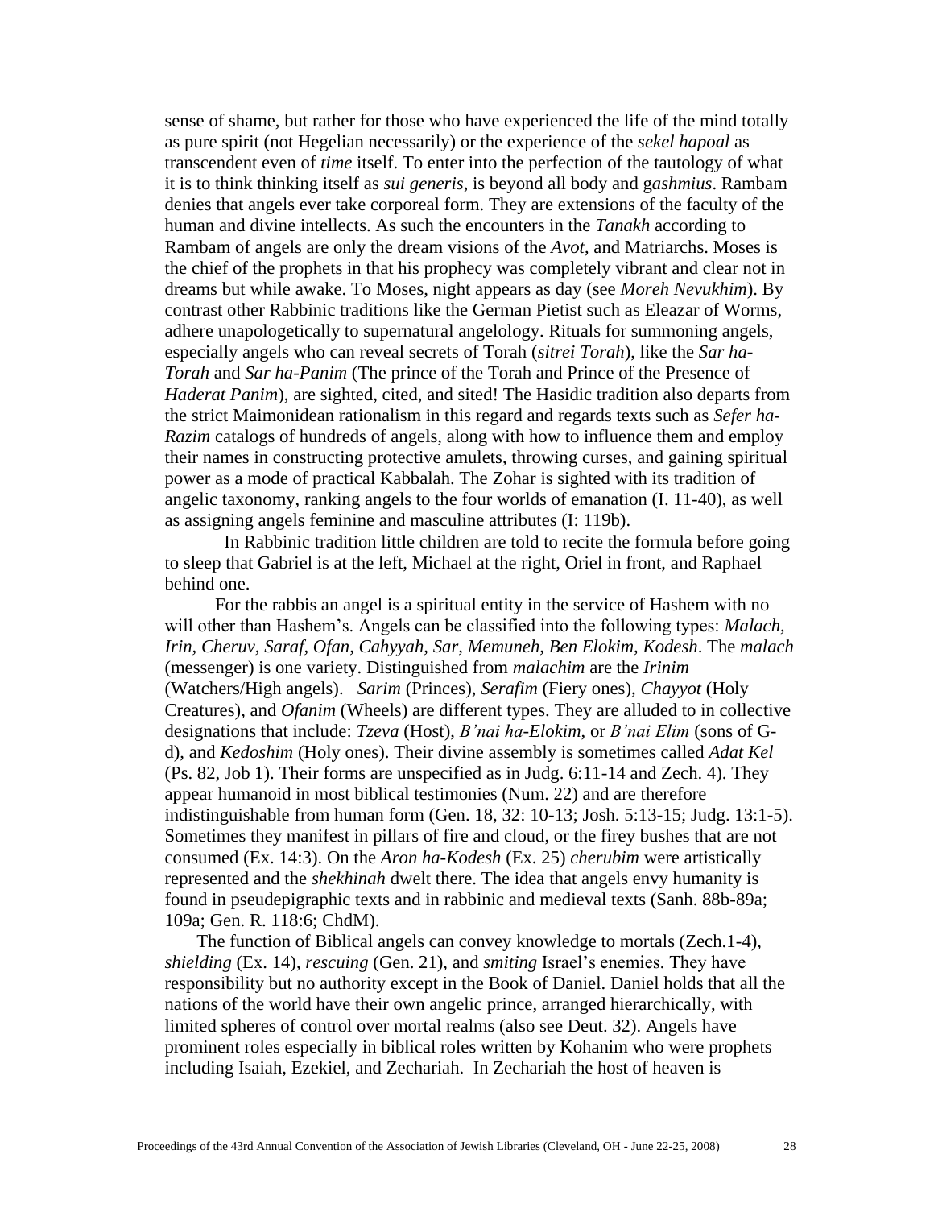sense of shame, but rather for those who have experienced the life of the mind totally as pure spirit (not Hegelian necessarily) or the experience of the *sekel hapoal* as transcendent even of *time* itself. To enter into the perfection of the tautology of what it is to think thinking itself as *sui generis*, is beyond all body and g*ashmius*. Rambam denies that angels ever take corporeal form. They are extensions of the faculty of the human and divine intellects. As such the encounters in the *Tanakh* according to Rambam of angels are only the dream visions of the *Avot*, and Matriarchs. Moses is the chief of the prophets in that his prophecy was completely vibrant and clear not in dreams but while awake. To Moses, night appears as day (see *Moreh Nevukhim*). By contrast other Rabbinic traditions like the German Pietist such as Eleazar of Worms, adhere unapologetically to supernatural angelology. Rituals for summoning angels, especially angels who can reveal secrets of Torah (*sitrei Torah*), like the *Sar ha-Torah* and *Sar ha-Panim* (The prince of the Torah and Prince of the Presence of *Haderat Panim*), are sighted, cited, and sited! The Hasidic tradition also departs from the strict Maimonidean rationalism in this regard and regards texts such as *Sefer ha-Razim* catalogs of hundreds of angels, along with how to influence them and employ their names in constructing protective amulets, throwing curses, and gaining spiritual power as a mode of practical Kabbalah. The Zohar is sighted with its tradition of angelic taxonomy, ranking angels to the four worlds of emanation (I. 11-40), as well as assigning angels feminine and masculine attributes (I: 119b).

In Rabbinic tradition little children are told to recite the formula before going to sleep that Gabriel is at the left, Michael at the right, Oriel in front, and Raphael behind one.

For the rabbis an angel is a spiritual entity in the service of Hashem with no will other than Hashem's. Angels can be classified into the following types: *Malach, Irin, Cheruv, Saraf, Ofan, Cahyyah, Sar, Memuneh, Ben Elokim, Kodesh*. The *malach* (messenger) is one variety. Distinguished from *malachim* are the *Irinim* (Watchers/High angels). *Sarim* (Princes), *Serafim* (Fiery ones), *Chayyot* (Holy Creatures), and *Ofanim* (Wheels) are different types. They are alluded to in collective designations that include: *Tzeva* (Host), *B'nai ha-Elokim*, or *B'nai Elim* (sons of G-d), and *Kedoshim* (Holy ones). Their divine assembly is sometimes called *Adat Kel* (Ps. 82, Job 1). Their forms are unspecified as in Judg. 6:11-14 and Zech. 4). They appear humanoid in most biblical testimonies (Num. 22) and are therefore indistinguishable from human form (Gen. 18, 32: 10-13; Josh. 5:13-15; Judg. 13:1-5). Sometimes they manifest in pillars of fire and cloud, or the firey bushes that are not consumed (Ex. 14:3). On the *Aron ha-Kodesh* (Ex. 25) *cherubim* were artistically represented and the *shekhinah* dwelt there. The idea that angels envy humanity is found in pseudepigraphic texts and in rabbinic and medieval texts (Sanh. 88b-89a; 109a; Gen. R. 118:6; ChdM).

The function of Biblical angels can convey knowledge to mortals (Zech.1-4), *shielding* (Ex. 14), *rescuing* (Gen. 21), and *smiting* Israel's enemies. They have responsibility but no authority except in the Book of Daniel. Daniel holds that all the nations of the world have their own angelic prince, arranged hierarchically, with limited spheres of control over mortal realms (also see Deut. 32). Angels have prominent roles especially in biblical roles written by Kohanim who were prophets including Isaiah, Ezekiel, and Zechariah. In Zechariah the host of heaven is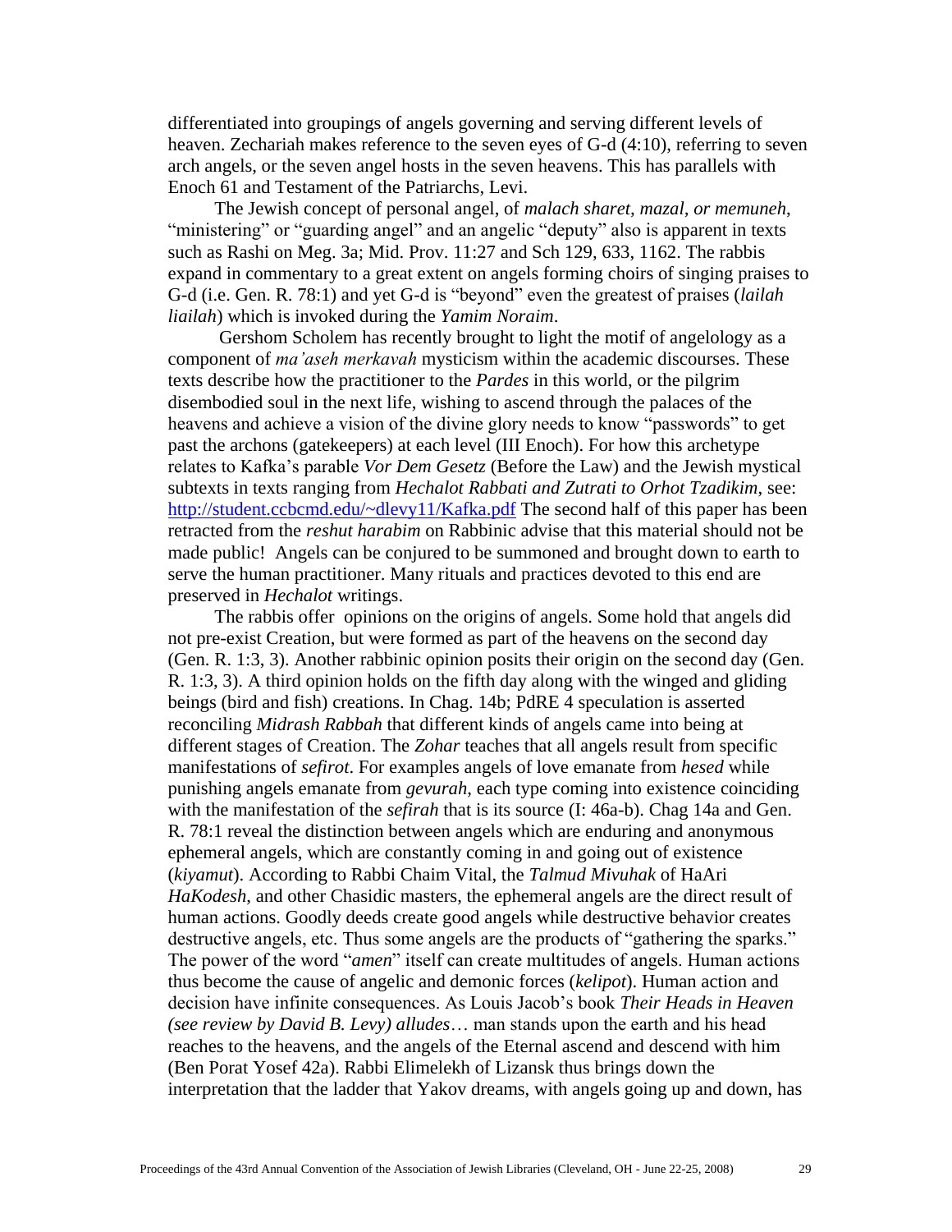differentiated into groupings of angels governing and serving different levels of heaven. Zechariah makes reference to the seven eyes of G-d (4:10), referring to seven arch angels, or the seven angel hosts in the seven heavens. This has parallels with Enoch 61 and Testament of the Patriarchs, Levi.

The Jewish concept of personal angel, of *malach sharet, mazal, or memuneh*, "ministering" or "guarding angel" and an angelic "deputy" also is apparent in texts such as Rashi on Meg. 3a; Mid. Prov. 11:27 and Sch 129, 633, 1162. The rabbis expand in commentary to a great extent on angels forming choirs of singing praises to G-d (i.e. Gen. R. 78:1) and yet G-d is "beyond" even the greatest of praises (*lailah liailah*) which is invoked during the *Yamim Noraim*.

Gershom Scholem has recently brought to light the motif of angelology as a component of *ma'aseh merkavah* mysticism within the academic discourses. These texts describe how the practitioner to the *Pardes* in this world, or the pilgrim disembodied soul in the next life, wishing to ascend through the palaces of the heavens and achieve a vision of the divine glory needs to know "passwords" to get past the archons (gatekeepers) at each level (III Enoch). For how this archetype relates to Kafka's parable *Vor Dem Gesetz* (Before the Law) and the Jewish mystical subtexts in texts ranging from *Hechalot Rabbati and Zutrati to Orhot Tzadikim*, see: http://student.ccbcmd.edu/~dlevy11/Kafka.pdf The second half of this paper has been retracted from the *reshut harabim* on Rabbinic advise that this material should not be made public! Angels can be conjured to be summoned and brought down to earth to serve the human practitioner. Many rituals and practices devoted to this end are preserved in *Hechalot* writings.

The rabbis offer opinions on the origins of angels. Some hold that angels did not pre-exist Creation, but were formed as part of the heavens on the second day (Gen. R. 1:3, 3). Another rabbinic opinion posits their origin on the second day (Gen. R. 1:3, 3). A third opinion holds on the fifth day along with the winged and gliding beings (bird and fish) creations. In Chag. 14b; PdRE 4 speculation is asserted reconciling *Midrash Rabbah* that different kinds of angels came into being at different stages of Creation. The *Zohar* teaches that all angels result from specific manifestations of *sefirot*. For examples angels of love emanate from *hesed* while punishing angels emanate from *gevurah*, each type coming into existence coinciding with the manifestation of the *sefirah* that is its source (I: 46a-b). Chag 14a and Gen. R. 78:1 reveal the distinction between angels which are enduring and anonymous ephemeral angels, which are constantly coming in and going out of existence (*kiyamut*). According to Rabbi Chaim Vital, the *Talmud Mivuhak* of HaAri *HaKodesh*, and other Chasidic masters, the ephemeral angels are the direct result of human actions. Goodly deeds create good angels while destructive behavior creates destructive angels, etc. Thus some angels are the products of "gathering the sparks." The power of the word "*amen*" itself can create multitudes of angels. Human actions thus become the cause of angelic and demonic forces (*kelipot*). Human action and decision have infinite consequences. As Louis Jacob's book *Their Heads in Heaven (see review by David B. Levy) alludes*… man stands upon the earth and his head reaches to the heavens, and the angels of the Eternal ascend and descend with him (Ben Porat Yosef 42a). Rabbi Elimelekh of Lizansk thus brings down the interpretation that the ladder that Yakov dreams, with angels going up and down, has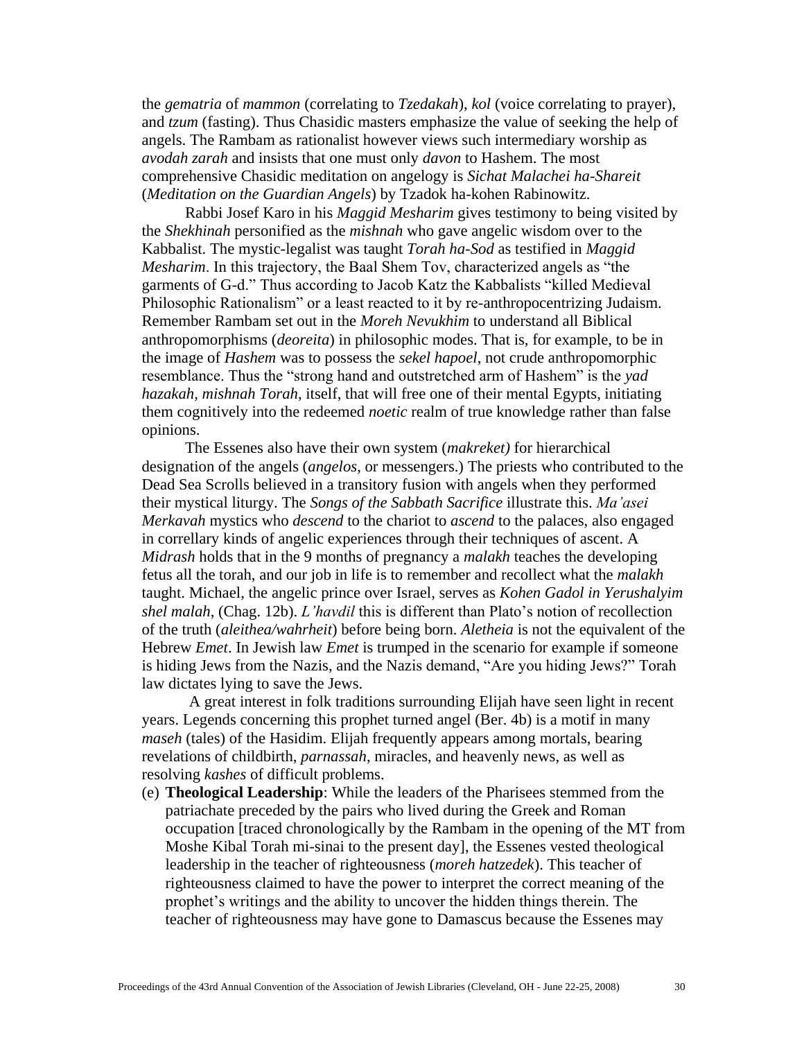the *gematria* of *mammon* (correlating to *Tzedakah*), *kol* (voice correlating to prayer), and *tzum* (fasting). Thus Chasidic masters emphasize the value of seeking the help of angels. The Rambam as rationalist however views such intermediary worship as *avodah zarah* and insists that one must only *davon* to Hashem. The most comprehensive Chasidic meditation on angelogy is *Sichat Malachei ha-Shareit* (*Meditation on the Guardian Angels*) by Tzadok ha-kohen Rabinowitz.

Rabbi Josef Karo in his *Maggid Mesharim* gives testimony to being visited by the *Shekhinah* personified as the *mishnah* who gave angelic wisdom over to the Kabbalist. The mystic-legalist was taught *Torah ha-Sod* as testified in *Maggid Mesharim*. In this trajectory, the Baal Shem Tov, characterized angels as "the garments of G-d." Thus according to Jacob Katz the Kabbalists "killed Medieval Philosophic Rationalism" or a least reacted to it by re-anthropocentrizing Judaism. Remember Rambam set out in the *Moreh Nevukhim* to understand all Biblical anthropomorphisms (*deoreita*) in philosophic modes. That is, for example, to be in the image of *Hashem* was to possess the *sekel hapoel*, not crude anthropomorphic resemblance. Thus the "strong hand and outstretched arm of Hashem" is the *yad hazakah, mishnah Torah*, itself, that will free one of their mental Egypts, initiating them cognitively into the redeemed *noetic* realm of true knowledge rather than false opinions.

The Essenes also have their own system (*makreket)* for hierarchical designation of the angels (*angelos*, or messengers.) The priests who contributed to the Dead Sea Scrolls believed in a transitory fusion with angels when they performed their mystical liturgy. The *Songs of the Sabbath Sacrifice* illustrate this. *Ma'asei Merkavah* mystics who *descend* to the chariot to *ascend* to the palaces, also engaged in correllary kinds of angelic experiences through their techniques of ascent. A *Midrash* holds that in the 9 months of pregnancy a *malakh* teaches the developing fetus all the torah, and our job in life is to remember and recollect what the *malakh* taught. Michael, the angelic prince over Israel, serves as *Kohen Gadol in Yerushalyim shel malah*, (Chag. 12b). *L'havdil* this is different than Plato's notion of recollection of the truth (*aleithea/wahrheit*) before being born. *Aletheia* is not the equivalent of the Hebrew *Emet*. In Jewish law *Emet* is trumped in the scenario for example if someone is hiding Jews from the Nazis, and the Nazis demand, "Are you hiding Jews?" Torah law dictates lying to save the Jews.

A great interest in folk traditions surrounding Elijah have seen light in recent years. Legends concerning this prophet turned angel (Ber. 4b) is a motif in many *maseh* (tales) of the Hasidim. Elijah frequently appears among mortals, bearing revelations of childbirth, *parnassah*, miracles, and heavenly news, as well as resolving *kashes* of difficult problems.

(e) **Theological Leadership**: While the leaders of the Pharisees stemmed from the patriachate preceded by the pairs who lived during the Greek and Roman occupation [traced chronologically by the Rambam in the opening of the MT from Moshe Kibal Torah mi-sinai to the present day], the Essenes vested theological leadership in the teacher of righteousness (*moreh hatzedek*). This teacher of righteousness claimed to have the power to interpret the correct meaning of the prophet's writings and the ability to uncover the hidden things therein. The teacher of righteousness may have gone to Damascus because the Essenes may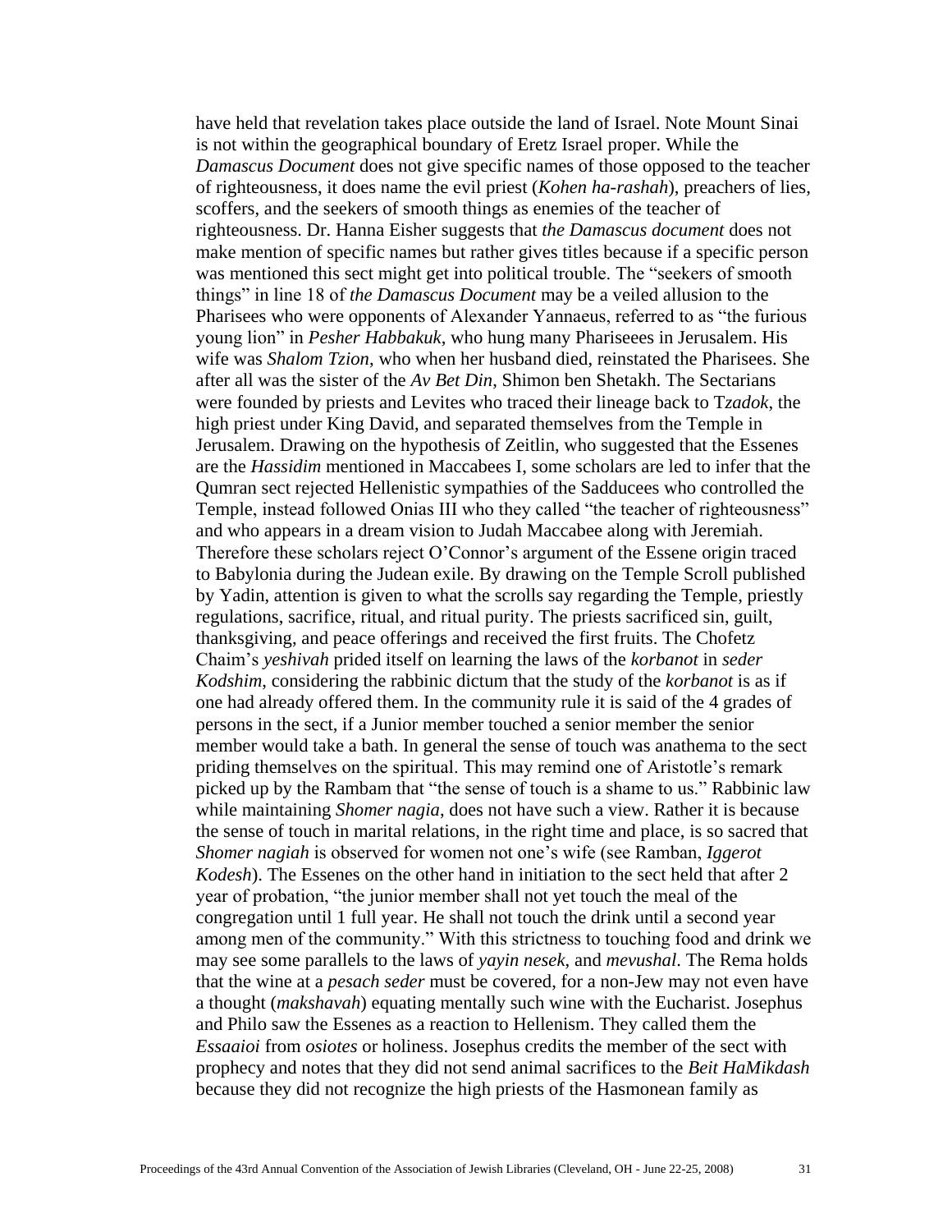have held that revelation takes place outside the land of Israel. Note Mount Sinai is not within the geographical boundary of Eretz Israel proper. While the *Damascus Document* does not give specific names of those opposed to the teacher of righteousness, it does name the evil priest (*Kohen ha-rashah*), preachers of lies, scoffers, and the seekers of smooth things as enemies of the teacher of righteousness. Dr. Hanna Eisher suggests that *the Damascus document* does not make mention of specific names but rather gives titles because if a specific person was mentioned this sect might get into political trouble. The "seekers of smooth things" in line 18 of *the Damascus Document* may be a veiled allusion to the Pharisees who were opponents of Alexander Yannaeus, referred to as "the furious young lion" in *Pesher Habbakuk*, who hung many Phariseees in Jerusalem. His wife was *Shalom Tzion*, who when her husband died, reinstated the Pharisees. She after all was the sister of the *Av Bet Din*, Shimon ben Shetakh. The Sectarians were founded by priests and Levites who traced their lineage back to T*zadok*, the high priest under King David, and separated themselves from the Temple in Jerusalem. Drawing on the hypothesis of Zeitlin, who suggested that the Essenes are the *Hassidim* mentioned in Maccabees I, some scholars are led to infer that the Qumran sect rejected Hellenistic sympathies of the Sadducees who controlled the Temple, instead followed Onias III who they called "the teacher of righteousness" and who appears in a dream vision to Judah Maccabee along with Jeremiah. Therefore these scholars reject O'Connor's argument of the Essene origin traced to Babylonia during the Judean exile. By drawing on the Temple Scroll published by Yadin, attention is given to what the scrolls say regarding the Temple, priestly regulations, sacrifice, ritual, and ritual purity. The priests sacrificed sin, guilt, thanksgiving, and peace offerings and received the first fruits. The Chofetz Chaim's *yeshivah* prided itself on learning the laws of the *korbanot* in *seder Kodshim*, considering the rabbinic dictum that the study of the *korbanot* is as if one had already offered them. In the community rule it is said of the 4 grades of persons in the sect, if a Junior member touched a senior member the senior member would take a bath. In general the sense of touch was anathema to the sect priding themselves on the spiritual. This may remind one of Aristotle's remark picked up by the Rambam that "the sense of touch is a shame to us." Rabbinic law while maintaining *Shomer nagia*, does not have such a view. Rather it is because the sense of touch in marital relations, in the right time and place, is so sacred that *Shomer nagiah* is observed for women not one's wife (see Ramban, *Iggerot Kodesh*). The Essenes on the other hand in initiation to the sect held that after 2 year of probation, "the junior member shall not yet touch the meal of the congregation until 1 full year. He shall not touch the drink until a second year among men of the community." With this strictness to touching food and drink we may see some parallels to the laws of *yayin nesek*, and *mevushal*. The Rema holds that the wine at a *pesach seder* must be covered, for a non-Jew may not even have a thought (*makshavah*) equating mentally such wine with the Eucharist. Josephus and Philo saw the Essenes as a reaction to Hellenism. They called them the *Essaaioi* from *osiotes* or holiness. Josephus credits the member of the sect with prophecy and notes that they did not send animal sacrifices to the *Beit HaMikdash* because they did not recognize the high priests of the Hasmonean family as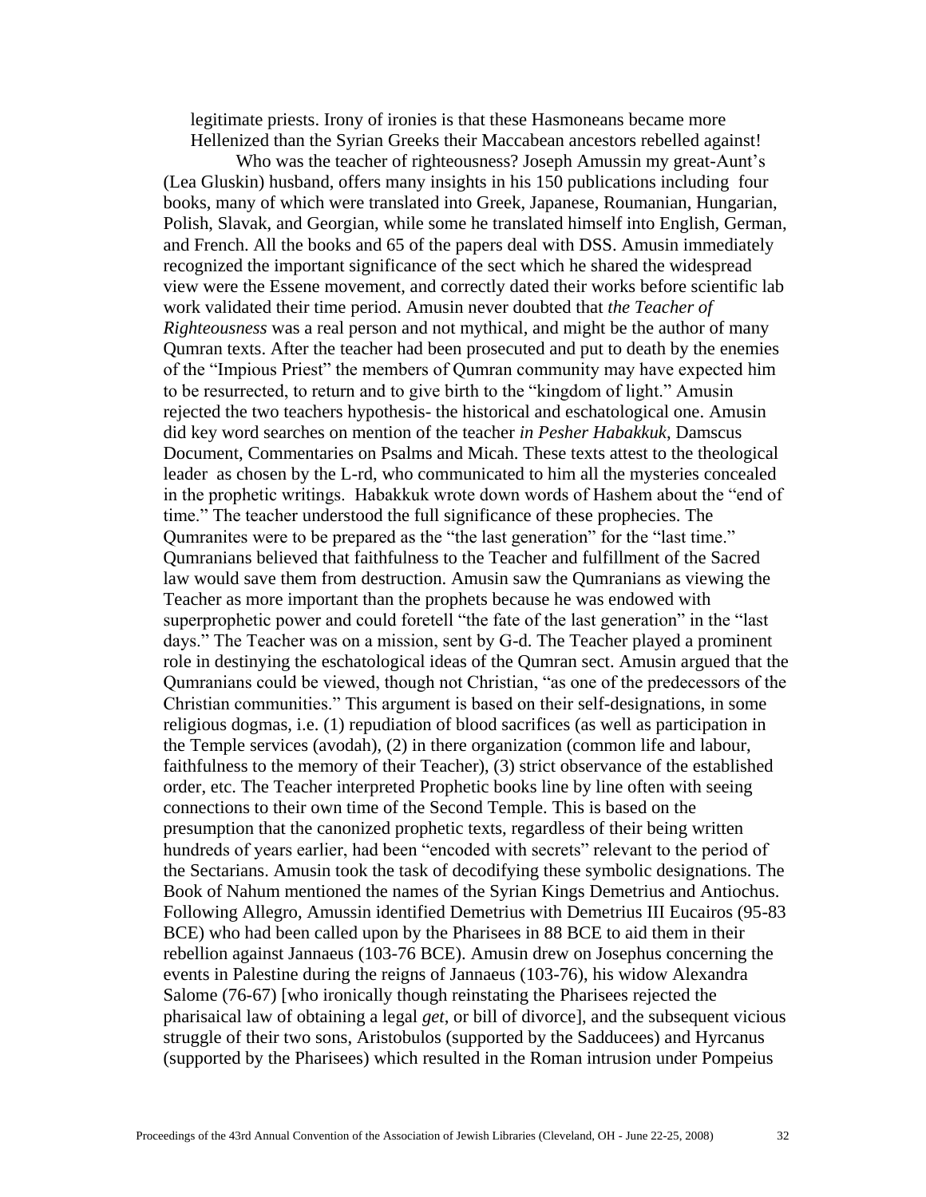legitimate priests. Irony of ironies is that these Hasmoneans became more Hellenized than the Syrian Greeks their Maccabean ancestors rebelled against!

Who was the teacher of righteousness? Joseph Amussin my great-Aunt's (Lea Gluskin) husband, offers many insights in his 150 publications including four books, many of which were translated into Greek, Japanese, Roumanian, Hungarian, Polish, Slavak, and Georgian, while some he translated himself into English, German, and French. All the books and 65 of the papers deal with DSS. Amusin immediately recognized the important significance of the sect which he shared the widespread view were the Essene movement, and correctly dated their works before scientific lab work validated their time period. Amusin never doubted that *the Teacher of Righteousness* was a real person and not mythical, and might be the author of many Qumran texts. After the teacher had been prosecuted and put to death by the enemies of the "Impious Priest" the members of Qumran community may have expected him to be resurrected, to return and to give birth to the "kingdom of light." Amusin rejected the two teachers hypothesis- the historical and eschatological one. Amusin did key word searches on mention of the teacher *in Pesher Habakkuk*, Damscus Document, Commentaries on Psalms and Micah. These texts attest to the theological leader as chosen by the L-rd, who communicated to him all the mysteries concealed in the prophetic writings. Habakkuk wrote down words of Hashem about the "end of time." The teacher understood the full significance of these prophecies. The Qumranites were to be prepared as the "the last generation" for the "last time." Qumranians believed that faithfulness to the Teacher and fulfillment of the Sacred law would save them from destruction. Amusin saw the Qumranians as viewing the Teacher as more important than the prophets because he was endowed with superprophetic power and could foretell "the fate of the last generation" in the "last days." The Teacher was on a mission, sent by G-d. The Teacher played a prominent role in destinying the eschatological ideas of the Qumran sect. Amusin argued that the Qumranians could be viewed, though not Christian, "as one of the predecessors of the Christian communities." This argument is based on their self-designations, in some religious dogmas, i.e. (1) repudiation of blood sacrifices (as well as participation in the Temple services (avodah), (2) in there organization (common life and labour, faithfulness to the memory of their Teacher), (3) strict observance of the established order, etc. The Teacher interpreted Prophetic books line by line often with seeing connections to their own time of the Second Temple. This is based on the presumption that the canonized prophetic texts, regardless of their being written hundreds of years earlier, had been "encoded with secrets" relevant to the period of the Sectarians. Amusin took the task of decodifying these symbolic designations. The Book of Nahum mentioned the names of the Syrian Kings Demetrius and Antiochus. Following Allegro, Amussin identified Demetrius with Demetrius III Eucairos (95-83 BCE) who had been called upon by the Pharisees in 88 BCE to aid them in their rebellion against Jannaeus (103-76 BCE). Amusin drew on Josephus concerning the events in Palestine during the reigns of Jannaeus (103-76), his widow Alexandra Salome (76-67) [who ironically though reinstating the Pharisees rejected the pharisaical law of obtaining a legal *get*, or bill of divorce], and the subsequent vicious struggle of their two sons, Aristobulos (supported by the Sadducees) and Hyrcanus (supported by the Pharisees) which resulted in the Roman intrusion under Pompeius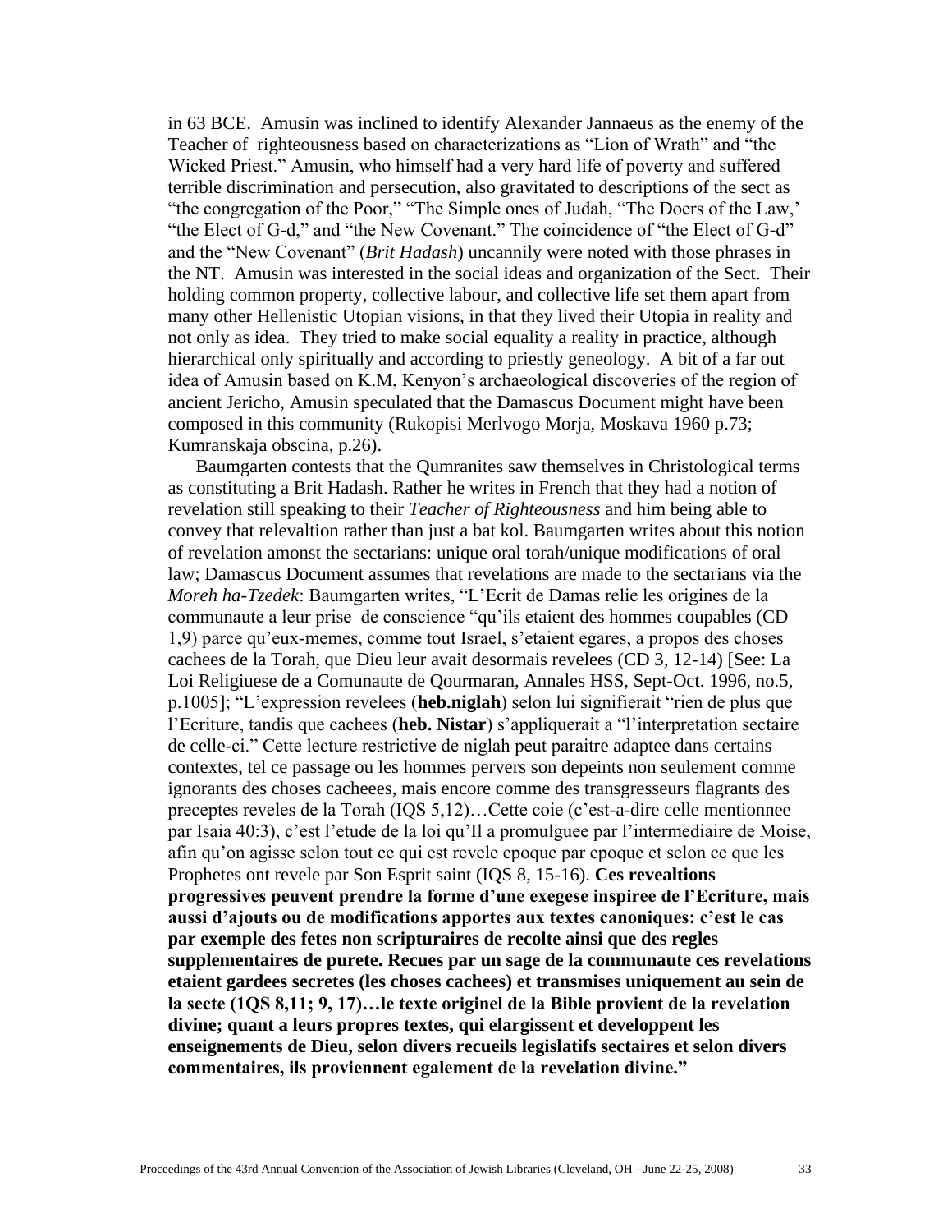in 63 BCE. Amusin was inclined to identify Alexander Jannaeus as the enemy of the Teacher of righteousness based on characterizations as "Lion of Wrath" and "the Wicked Priest." Amusin, who himself had a very hard life of poverty and suffered terrible discrimination and persecution, also gravitated to descriptions of the sect as "the congregation of the Poor," "The Simple ones of Judah, "The Doers of the Law,' "the Elect of G-d," and "the New Covenant." The coincidence of "the Elect of G-d" and the "New Covenant" (*Brit Hadash*) uncannily were noted with those phrases in the NT. Amusin was interested in the social ideas and organization of the Sect. Their holding common property, collective labour, and collective life set them apart from many other Hellenistic Utopian visions, in that they lived their Utopia in reality and not only as idea. They tried to make social equality a reality in practice, although hierarchical only spiritually and according to priestly geneology. A bit of a far out idea of Amusin based on K.M, Kenyon's archaeological discoveries of the region of ancient Jericho, Amusin speculated that the Damascus Document might have been composed in this community (Rukopisi Merlvogo Morja, Moskava 1960 p.73; Kumranskaja obscina, p.26).

Baumgarten contests that the Qumranites saw themselves in Christological terms as constituting a Brit Hadash. Rather he writes in French that they had a notion of revelation still speaking to their *Teacher of Righteousness* and him being able to convey that relevaltion rather than just a bat kol. Baumgarten writes about this notion of revelation amonst the sectarians: unique oral torah/unique modifications of oral law; Damascus Document assumes that revelations are made to the sectarians via the *Moreh ha-Tzedek*: Baumgarten writes, "L'Ecrit de Damas relie les origines de la communaute a leur prise de conscience "qu'ils etaient des hommes coupables (CD 1,9) parce qu'eux-memes, comme tout Israel, s'etaient egares, a propos des choses cachees de la Torah, que Dieu leur avait desormais revelees (CD 3, 12-14) [See: La Loi Religiuese de a Comunaute de Qourmaran, Annales HSS, Sept-Oct. 1996, no.5, p.1005]; "L'expression revelees (**heb.niglah**) selon lui signifierait "rien de plus que l'Ecriture, tandis que cachees (**heb. Nistar**) s'appliquerait a "l'interpretation sectaire de celle-ci." Cette lecture restrictive de niglah peut paraitre adaptee dans certains contextes, tel ce passage ou les hommes pervers son depeints non seulement comme ignorants des choses cacheees, mais encore comme des transgresseurs flagrants des preceptes reveles de la Torah (IQS 5,12)…Cette coie (c'est-a-dire celle mentionnee par Isaia 40:3), c'est l'etude de la loi qu'Il a promulguee par l'intermediaire de Moise, afin qu'on agisse selon tout ce qui est revele epoque par epoque et selon ce que les Prophetes ont revele par Son Esprit saint (IQS 8, 15-16). **Ces revealtions progressives peuvent prendre la forme d'une exegese inspiree de l'Ecriture, mais aussi d'ajouts ou de modifications apportes aux textes canoniques: c'est le cas par exemple des fetes non scripturaires de recolte ainsi que des regles supplementaires de purete. Recues par un sage de la communaute ces revelations etaient gardees secretes (les choses cachees) et transmises uniquement au sein de la secte (1QS 8,11; 9, 17)…le texte originel de la Bible provient de la revelation divine; quant a leurs propres textes, qui elargissent et developpent les enseignements de Dieu, selon divers recueils legislatifs sectaires et selon divers commentaires, ils proviennent egalement de la revelation divine."**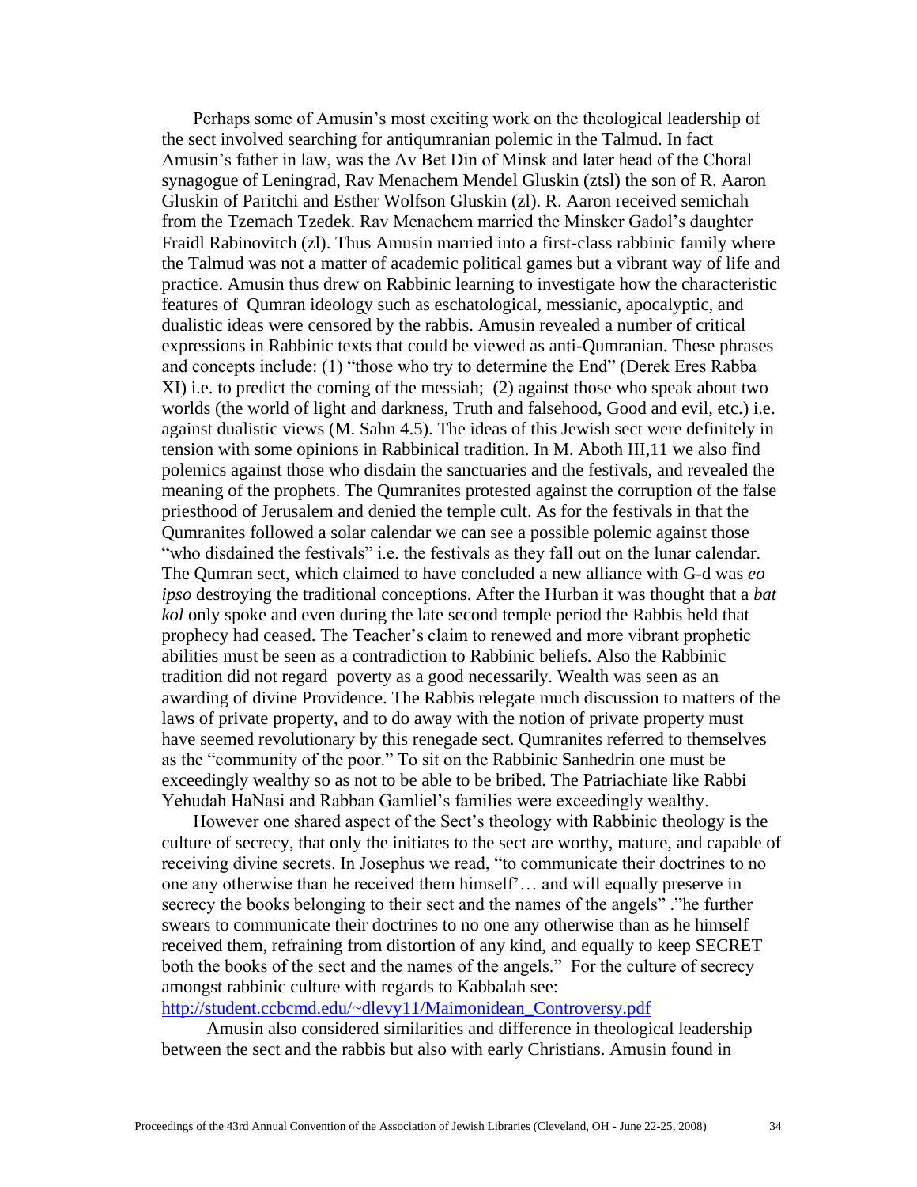Perhaps some of Amusin's most exciting work on the theological leadership of the sect involved searching for antiqumranian polemic in the Talmud. In fact Amusin's father in law, was the Av Bet Din of Minsk and later head of the Choral synagogue of Leningrad, Rav Menachem Mendel Gluskin (ztsl) the son of R. Aaron Gluskin of Paritchi and Esther Wolfson Gluskin (zl). R. Aaron received semichah from the Tzemach Tzedek. Rav Menachem married the Minsker Gadol's daughter Fraidl Rabinovitch (zl). Thus Amusin married into a first-class rabbinic family where the Talmud was not a matter of academic political games but a vibrant way of life and practice. Amusin thus drew on Rabbinic learning to investigate how the characteristic features of Qumran ideology such as eschatological, messianic, apocalyptic, and dualistic ideas were censored by the rabbis. Amusin revealed a number of critical expressions in Rabbinic texts that could be viewed as anti-Qumranian. These phrases and concepts include: (1) "those who try to determine the End" (Derek Eres Rabba XI) i.e. to predict the coming of the messiah; (2) against those who speak about two worlds (the world of light and darkness, Truth and falsehood, Good and evil, etc.) i.e. against dualistic views (M. Sahn 4.5). The ideas of this Jewish sect were definitely in tension with some opinions in Rabbinical tradition. In M. Aboth III,11 we also find polemics against those who disdain the sanctuaries and the festivals, and revealed the meaning of the prophets. The Qumranites protested against the corruption of the false priesthood of Jerusalem and denied the temple cult. As for the festivals in that the Qumranites followed a solar calendar we can see a possible polemic against those "who disdained the festivals" i.e. the festivals as they fall out on the lunar calendar. The Qumran sect, which claimed to have concluded a new alliance with G-d was *eo ipso* destroying the traditional conceptions. After the Hurban it was thought that a *bat kol* only spoke and even during the late second temple period the Rabbis held that prophecy had ceased. The Teacher's claim to renewed and more vibrant prophetic abilities must be seen as a contradiction to Rabbinic beliefs. Also the Rabbinic tradition did not regard poverty as a good necessarily. Wealth was seen as an awarding of divine Providence. The Rabbis relegate much discussion to matters of the laws of private property, and to do away with the notion of private property must have seemed revolutionary by this renegade sect. Qumranites referred to themselves as the "community of the poor." To sit on the Rabbinic Sanhedrin one must be exceedingly wealthy so as not to be able to be bribed. The Patriachiate like Rabbi Yehudah HaNasi and Rabban Gamliel's families were exceedingly wealthy.

However one shared aspect of the Sect's theology with Rabbinic theology is the culture of secrecy, that only the initiates to the sect are worthy, mature, and capable of receiving divine secrets. In Josephus we read, "to communicate their doctrines to no one any otherwise than he received them himself'… and will equally preserve in secrecy the books belonging to their sect and the names of the angels" ."he further swears to communicate their doctrines to no one any otherwise than as he himself received them, refraining from distortion of any kind, and equally to keep SECRET both the books of the sect and the names of the angels." For the culture of secrecy amongst rabbinic culture with regards to Kabbalah see: http://student.ccbcmd.edu/~dlevy11/Maimonidean_Controversy.pdf

Amusin also considered similarities and difference in theological leadership between the sect and the rabbis but also with early Christians. Amusin found in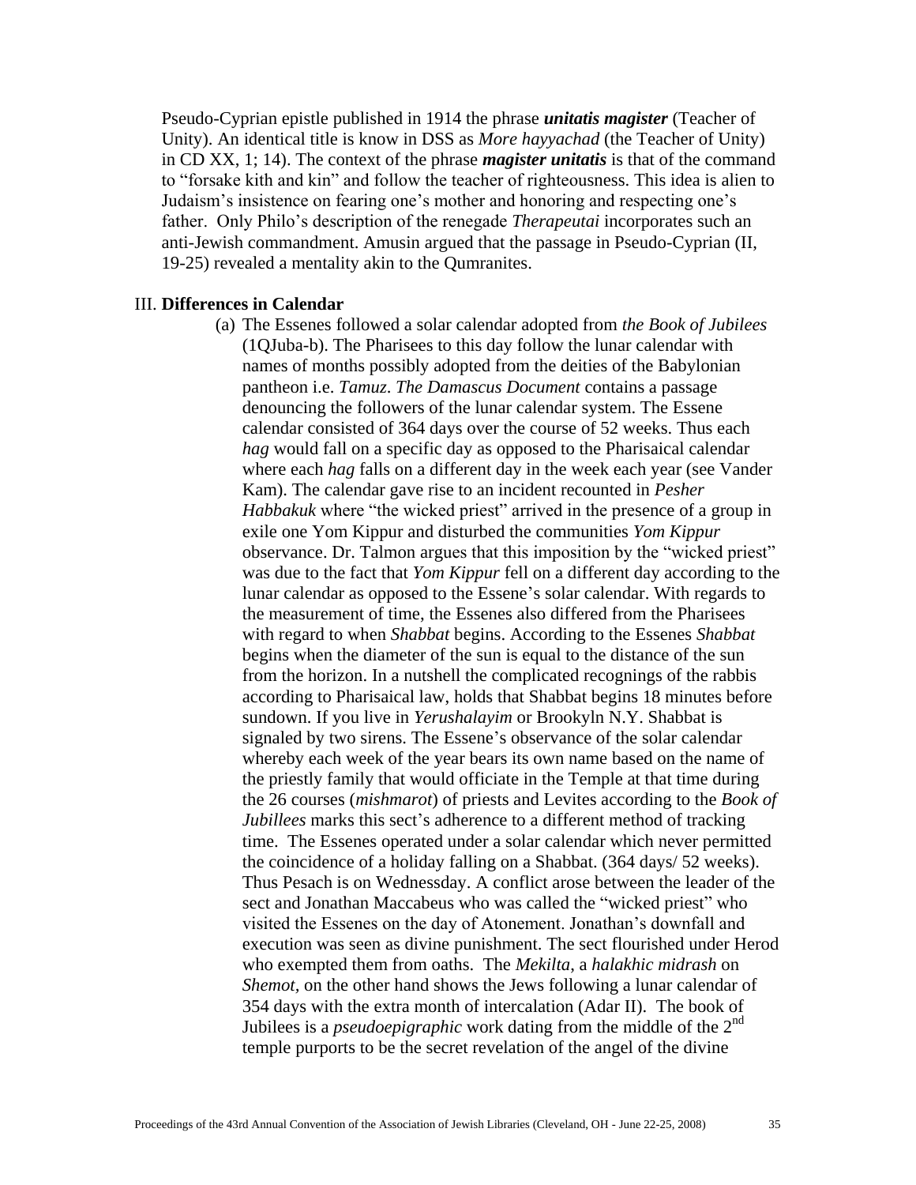Pseudo-Cyprian epistle published in 1914 the phrase ***unitatis magister*** (Teacher of Unity). An identical title is know in DSS as *More hayyachad* (the Teacher of Unity) in CD XX, 1; 14). The context of the phrase ***magister unitatis*** is that of the command to "forsake kith and kin" and follow the teacher of righteousness. This idea is alien to Judaism's insistence on fearing one's mother and honoring and respecting one's father. Only Philo's description of the renegade *Therapeutai* incorporates such an anti-Jewish commandment. Amusin argued that the passage in Pseudo-Cyprian (II, 19-25) revealed a mentality akin to the Qumranites.

III. **Differences in Calendar**

(a) The Essenes followed a solar calendar adopted from *the Book of Jubilees* (1QJuba-b). The Pharisees to this day follow the lunar calendar with names of months possibly adopted from the deities of the Babylonian pantheon i.e. *Tamuz*. *The Damascus Document* contains a passage denouncing the followers of the lunar calendar system. The Essene calendar consisted of 364 days over the course of 52 weeks. Thus each *hag* would fall on a specific day as opposed to the Pharisaical calendar where each *hag* falls on a different day in the week each year (see Vander Kam). The calendar gave rise to an incident recounted in *Pesher Habbakuk* where "the wicked priest" arrived in the presence of a group in exile one Yom Kippur and disturbed the communities *Yom Kippur* observance. Dr. Talmon argues that this imposition by the "wicked priest" was due to the fact that *Yom Kippur* fell on a different day according to the lunar calendar as opposed to the Essene's solar calendar. With regards to the measurement of time, the Essenes also differed from the Pharisees with regard to when *Shabbat* begins. According to the Essenes *Shabbat* begins when the diameter of the sun is equal to the distance of the sun from the horizon. In a nutshell the complicated recognings of the rabbis according to Pharisaical law, holds that Shabbat begins 18 minutes before sundown. If you live in *Yerushalayim* or Brookyln N.Y. Shabbat is signaled by two sirens. The Essene's observance of the solar calendar whereby each week of the year bears its own name based on the name of the priestly family that would officiate in the Temple at that time during the 26 courses (*mishmarot*) of priests and Levites according to the *Book of Jubillees* marks this sect's adherence to a different method of tracking time. The Essenes operated under a solar calendar which never permitted the coincidence of a holiday falling on a Shabbat. (364 days/ 52 weeks). Thus Pesach is on Wednessday. A conflict arose between the leader of the sect and Jonathan Maccabeus who was called the "wicked priest" who visited the Essenes on the day of Atonement. Jonathan's downfall and execution was seen as divine punishment. The sect flourished under Herod who exempted them from oaths. The *Mekilta*, a *halakhic midrash* on *Shemot*, on the other hand shows the Jews following a lunar calendar of 354 days with the extra month of intercalation (Adar II). The book of Jubilees is a *pseudoepigraphic* work dating from the middle of the 2nd temple purports to be the secret revelation of the angel of the divine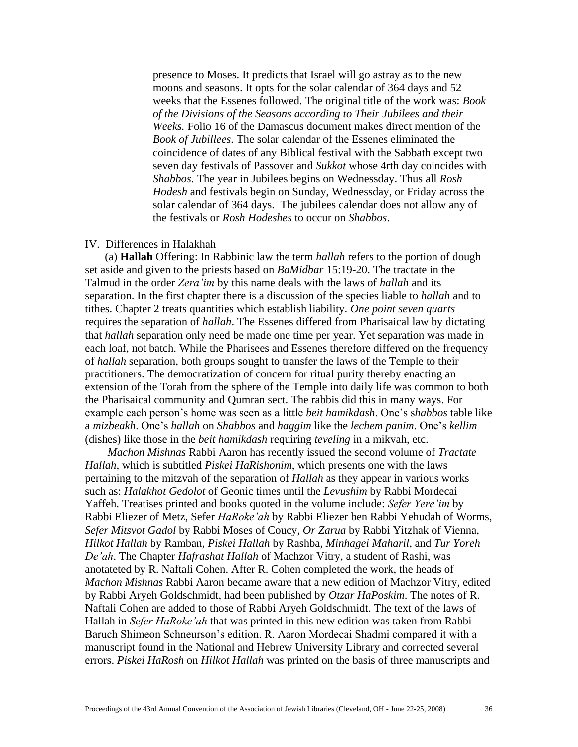presence to Moses. It predicts that Israel will go astray as to the new moons and seasons. It opts for the solar calendar of 364 days and 52 weeks that the Essenes followed. The original title of the work was: *Book of the Divisions of the Seasons according to Their Jubilees and their Weeks.* Folio 16 of the Damascus document makes direct mention of the *Book of Jubillees*. The solar calendar of the Essenes eliminated the coincidence of dates of any Biblical festival with the Sabbath except two seven day festivals of Passover and *Sukkot* whose 4rth day coincides with *Shabbos*. The year in Jubilees begins on Wednessday. Thus all *Rosh Hodesh* and festivals begin on Sunday, Wednessday, or Friday across the solar calendar of 364 days. The jubilees calendar does not allow any of the festivals or *Rosh Hodeshes* to occur on *Shabbos*.

IV. Differences in Halakhah

(a) **Hallah** Offering: In Rabbinic law the term *hallah* refers to the portion of dough set aside and given to the priests based on *BaMidbar* 15:19-20. The tractate in the Talmud in the order *Zera'im* by this name deals with the laws of *hallah* and its separation. In the first chapter there is a discussion of the species liable to *hallah* and to tithes. Chapter 2 treats quantities which establish liability. *One point seven quarts* requires the separation of *hallah*. The Essenes differed from Pharisaical law by dictating that *hallah* separation only need be made one time per year. Yet separation was made in each loaf, not batch. While the Pharisees and Essenes therefore differed on the frequency of *hallah* separation, both groups sought to transfer the laws of the Temple to their practitioners. The democratization of concern for ritual purity thereby enacting an extension of the Torah from the sphere of the Temple into daily life was common to both the Pharisaical community and Qumran sect. The rabbis did this in many ways. For example each person's home was seen as a little *beit hamikdash*. One's s*habbos* table like a *mizbeakh*. One's *hallah* on *Shabbos* and *haggim* like the *lechem panim*. One's *kellim* (dishes) like those in the *beit hamikdash* requiring *teveling* in a mikvah, etc.

*Machon Mishnas* Rabbi Aaron has recently issued the second volume of *Tractate Hallah*, which is subtitled *Piskei HaRishonim*, which presents one with the laws pertaining to the mitzvah of the separation of *Hallah* as they appear in various works such as: *Halakhot Gedolot* of Geonic times until the *Levushim* by Rabbi Mordecai Yaffeh. Treatises printed and books quoted in the volume include: *Sefer Yere'im* by Rabbi Eliezer of Metz, Sefer *HaRoke'ah* by Rabbi Eliezer ben Rabbi Yehudah of Worms, *Sefer Mitsvot Gadol* by Rabbi Moses of Coucy, *Or Zarua* by Rabbi Yitzhak of Vienna, *Hilkot Hallah* by Ramban, *Piskei Hallah* by Rashba, *Minhagei Maharil*, and *Tur Yoreh De'ah*. The Chapter *Hafrashat Hallah* of Machzor Vitry, a student of Rashi, was anotateted by R. Naftali Cohen. After R. Cohen completed the work, the heads of *Machon Mishnas* Rabbi Aaron became aware that a new edition of Machzor Vitry, edited by Rabbi Aryeh Goldschmidt, had been published by *Otzar HaPoskim*. The notes of R. Naftali Cohen are added to those of Rabbi Aryeh Goldschmidt. The text of the laws of Hallah in *Sefer HaRoke'ah* that was printed in this new edition was taken from Rabbi Baruch Shimeon Schneurson's edition. R. Aaron Mordecai Shadmi compared it with a manuscript found in the National and Hebrew University Library and corrected several errors. *Piskei HaRosh* on *Hilkot Hallah* was printed on the basis of three manuscripts and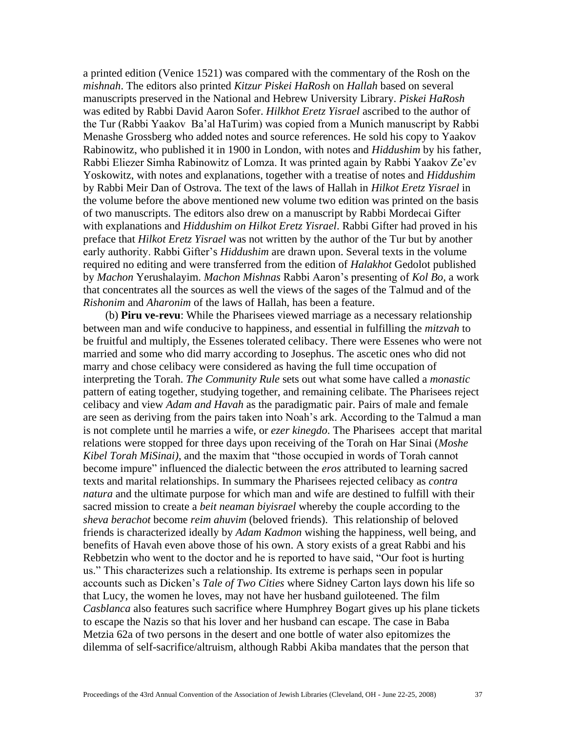a printed edition (Venice 1521) was compared with the commentary of the Rosh on the *mishnah*. The editors also printed *Kitzur Piskei HaRosh* on *Hallah* based on several manuscripts preserved in the National and Hebrew University Library. *Piskei HaRosh* was edited by Rabbi David Aaron Sofer. *Hilkhot Eretz Yisrael* ascribed to the author of the Tur (Rabbi Yaakov Ba'al HaTurim) was copied from a Munich manuscript by Rabbi Menashe Grossberg who added notes and source references. He sold his copy to Yaakov Rabinowitz, who published it in 1900 in London, with notes and *Hiddushim* by his father, Rabbi Eliezer Simha Rabinowitz of Lomza. It was printed again by Rabbi Yaakov Ze'ev Yoskowitz, with notes and explanations, together with a treatise of notes and *Hiddushim* by Rabbi Meir Dan of Ostrova. The text of the laws of Hallah in *Hilkot Eretz Yisrael* in the volume before the above mentioned new volume two edition was printed on the basis of two manuscripts. The editors also drew on a manuscript by Rabbi Mordecai Gifter with explanations and *Hiddushim on Hilkot Eretz Yisrael*. Rabbi Gifter had proved in his preface that *Hilkot Eretz Yisrael* was not written by the author of the Tur but by another early authority. Rabbi Gifter's *Hiddushim* are drawn upon. Several texts in the volume required no editing and were transferred from the edition of *Halakhot* Gedolot published by *Machon* Yerushalayim. *Machon Mishnas* Rabbi Aaron's presenting of *Kol Bo,* a work that concentrates all the sources as well the views of the sages of the Talmud and of the *Rishonim* and *Aharonim* of the laws of Hallah, has been a feature.

(b) **Piru ve-revu**: While the Pharisees viewed marriage as a necessary relationship between man and wife conducive to happiness, and essential in fulfilling the *mitzvah* to be fruitful and multiply, the Essenes tolerated celibacy. There were Essenes who were not married and some who did marry according to Josephus. The ascetic ones who did not marry and chose celibacy were considered as having the full time occupation of interpreting the Torah. *The Community Rule* sets out what some have called a *monastic* pattern of eating together, studying together, and remaining celibate. The Pharisees reject celibacy and view *Adam and Havah* as the paradigmatic pair. Pairs of male and female are seen as deriving from the pairs taken into Noah's ark. According to the Talmud a man is not complete until he marries a wife, or *ezer kinegdo*. The Pharisees accept that marital relations were stopped for three days upon receiving of the Torah on Har Sinai (*Moshe Kibel Torah MiSinai)*, and the maxim that "those occupied in words of Torah cannot become impure" influenced the dialectic between the *eros* attributed to learning sacred texts and marital relationships. In summary the Pharisees rejected celibacy as *contra natura* and the ultimate purpose for which man and wife are destined to fulfill with their sacred mission to create a *beit neaman biyisrael* whereby the couple according to the *sheva berachot* become *reim ahuvim* (beloved friends). This relationship of beloved friends is characterized ideally by *Adam Kadmon* wishing the happiness, well being, and benefits of Havah even above those of his own. A story exists of a great Rabbi and his Rebbetzin who went to the doctor and he is reported to have said, "Our foot is hurting us." This characterizes such a relationship. Its extreme is perhaps seen in popular accounts such as Dicken's *Tale of Two Cities* where Sidney Carton lays down his life so that Lucy, the women he loves, may not have her husband guiloteened. The film *Casblanca* also features such sacrifice where Humphrey Bogart gives up his plane tickets to escape the Nazis so that his lover and her husband can escape. The case in Baba Metzia 62a of two persons in the desert and one bottle of water also epitomizes the dilemma of self-sacrifice/altruism, although Rabbi Akiba mandates that the person that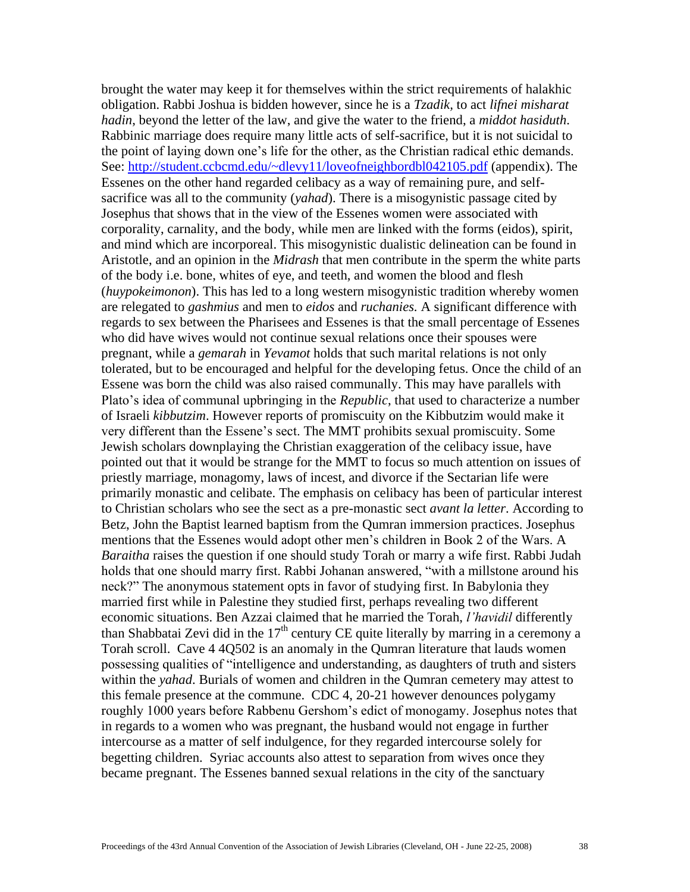brought the water may keep it for themselves within the strict requirements of halakhic obligation. Rabbi Joshua is bidden however, since he is a *Tzadik,* to act *lifnei misharat hadin*, beyond the letter of the law, and give the water to the friend, a *middot hasiduth*. Rabbinic marriage does require many little acts of self-sacrifice, but it is not suicidal to the point of laying down one's life for the other, as the Christian radical ethic demands. See: [http://student.ccbcmd.edu/~dlevy11/loveofneighbordbl042105.pdf](http://student.ccbcmd.edu/~dlevy11/loveofneighbordbl042105.pdf) (appendix). The Essenes on the other hand regarded celibacy as a way of remaining pure, and self-sacrifice was all to the community (*yahad*). There is a misogynistic passage cited by Josephus that shows that in the view of the Essenes women were associated with corporality, carnality, and the body, while men are linked with the forms (eidos), spirit, and mind which are incorporeal. This misogynistic dualistic delineation can be found in Aristotle, and an opinion in the *Midrash* that men contribute in the sperm the white parts of the body i.e. bone, whites of eye, and teeth, and women the blood and flesh (*huypokeimonon*). This has led to a long western misogynistic tradition whereby women are relegated to *gashmius* and men to *eidos* and *ruchanies.* A significant difference with regards to sex between the Pharisees and Essenes is that the small percentage of Essenes who did have wives would not continue sexual relations once their spouses were pregnant, while a *gemarah* in *Yevamot* holds that such marital relations is not only tolerated, but to be encouraged and helpful for the developing fetus. Once the child of an Essene was born the child was also raised communally. This may have parallels with Plato's idea of communal upbringing in the *Republic*, that used to characterize a number of Israeli *kibbutzim*. However reports of promiscuity on the Kibbutzim would make it very different than the Essene's sect. The MMT prohibits sexual promiscuity. Some Jewish scholars downplaying the Christian exaggeration of the celibacy issue, have pointed out that it would be strange for the MMT to focus so much attention on issues of priestly marriage, monagomy, laws of incest, and divorce if the Sectarian life were primarily monastic and celibate. The emphasis on celibacy has been of particular interest to Christian scholars who see the sect as a pre-monastic sect *avant la letter*. According to Betz, John the Baptist learned baptism from the Qumran immersion practices. Josephus mentions that the Essenes would adopt other men's children in Book 2 of the Wars. A *Baraitha* raises the question if one should study Torah or marry a wife first. Rabbi Judah holds that one should marry first. Rabbi Johanan answered, "with a millstone around his neck?" The anonymous statement opts in favor of studying first. In Babylonia they married first while in Palestine they studied first, perhaps revealing two different economic situations. Ben Azzai claimed that he married the Torah, *l'havidil* differently than Shabbatai Zevi did in the 17th century CE quite literally by marring in a ceremony a Torah scroll. Cave 4 4Q502 is an anomaly in the Qumran literature that lauds women possessing qualities of "intelligence and understanding, as daughters of truth and sisters within the *yahad*. Burials of women and children in the Qumran cemetery may attest to this female presence at the commune. CDC 4, 20-21 however denounces polygamy roughly 1000 years before Rabbenu Gershom's edict of monogamy. Josephus notes that in regards to a women who was pregnant, the husband would not engage in further intercourse as a matter of self indulgence, for they regarded intercourse solely for begetting children. Syriac accounts also attest to separation from wives once they became pregnant. The Essenes banned sexual relations in the city of the sanctuary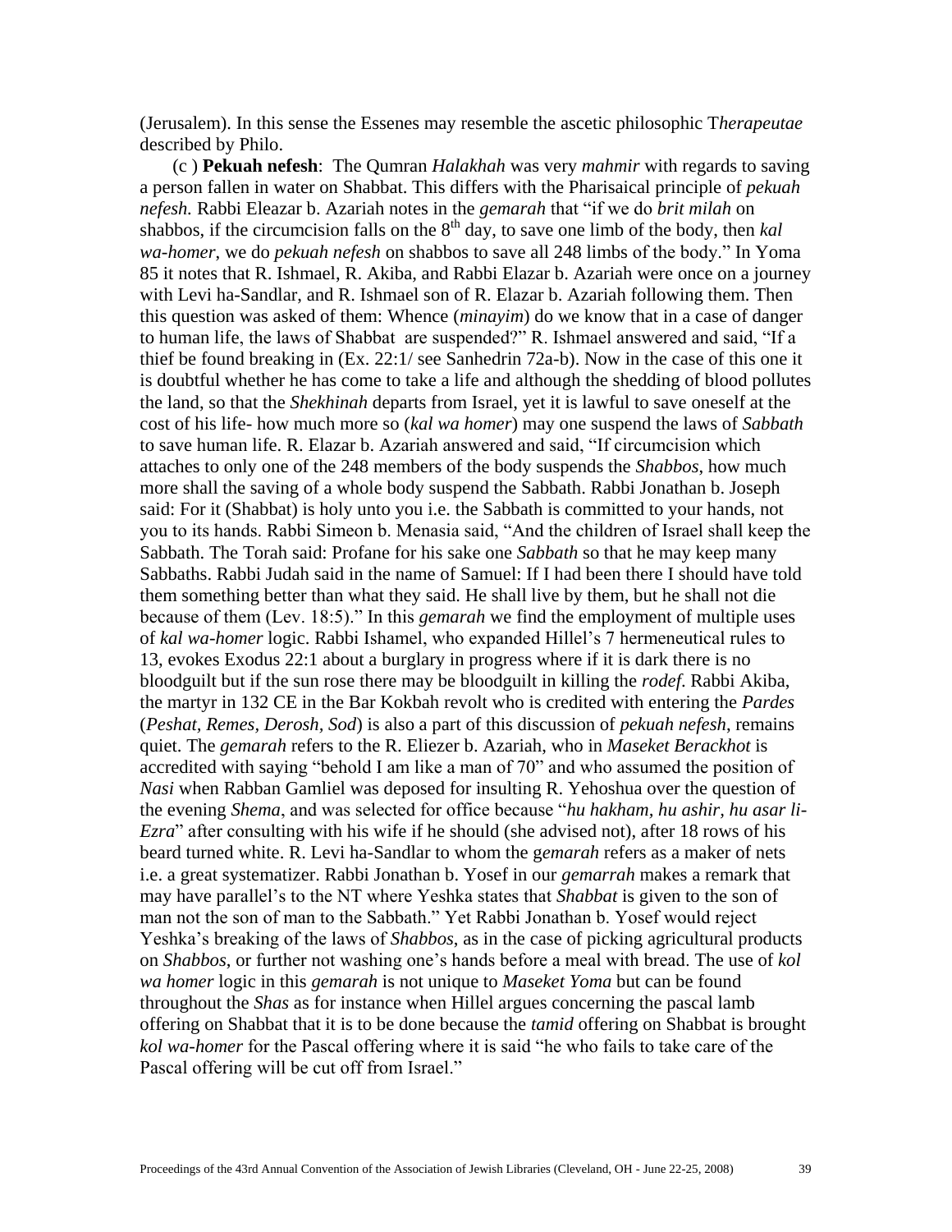(Jerusalem). In this sense the Essenes may resemble the ascetic philosophic T*herapeutae* described by Philo.

(c ) **Pekuah nefesh**: The Qumran *Halakhah* was very *mahmir* with regards to saving a person fallen in water on Shabbat. This differs with the Pharisaical principle of *pekuah nefesh.* Rabbi Eleazar b. Azariah notes in the *gemarah* that "if we do *brit milah* on shabbos, if the circumcision falls on the 8th day, to save one limb of the body, then *kal wa-homer*, we do *pekuah nefesh* on shabbos to save all 248 limbs of the body." In Yoma 85 it notes that R. Ishmael, R. Akiba, and Rabbi Elazar b. Azariah were once on a journey with Levi ha-Sandlar, and R. Ishmael son of R. Elazar b. Azariah following them. Then this question was asked of them: Whence (*minayim*) do we know that in a case of danger to human life, the laws of Shabbat are suspended?" R. Ishmael answered and said, "If a thief be found breaking in (Ex. 22:1/ see Sanhedrin 72a-b). Now in the case of this one it is doubtful whether he has come to take a life and although the shedding of blood pollutes the land, so that the *Shekhinah* departs from Israel, yet it is lawful to save oneself at the cost of his life- how much more so (*kal wa homer*) may one suspend the laws of *Sabbath* to save human life. R. Elazar b. Azariah answered and said, "If circumcision which attaches to only one of the 248 members of the body suspends the *Shabbos*, how much more shall the saving of a whole body suspend the Sabbath. Rabbi Jonathan b. Joseph said: For it (Shabbat) is holy unto you i.e. the Sabbath is committed to your hands, not you to its hands. Rabbi Simeon b. Menasia said, "And the children of Israel shall keep the Sabbath. The Torah said: Profane for his sake one *Sabbath* so that he may keep many Sabbaths. Rabbi Judah said in the name of Samuel: If I had been there I should have told them something better than what they said. He shall live by them, but he shall not die because of them (Lev. 18:5)." In this *gemarah* we find the employment of multiple uses of *kal wa-homer* logic. Rabbi Ishamel, who expanded Hillel's 7 hermeneutical rules to 13, evokes Exodus 22:1 about a burglary in progress where if it is dark there is no bloodguilt but if the sun rose there may be bloodguilt in killing the *rodef*. Rabbi Akiba, the martyr in 132 CE in the Bar Kokbah revolt who is credited with entering the *Pardes* (*Peshat, Remes, Derosh, Sod*) is also a part of this discussion of *pekuah nefesh*, remains quiet. The *gemarah* refers to the R. Eliezer b. Azariah, who in *Maseket Berackhot* is accredited with saying "behold I am like a man of 70" and who assumed the position of *Nasi* when Rabban Gamliel was deposed for insulting R. Yehoshua over the question of the evening *Shema*, and was selected for office because "*hu hakham, hu ashir, hu asar li-Ezra*" after consulting with his wife if he should (she advised not), after 18 rows of his beard turned white. R. Levi ha-Sandlar to whom the g*emarah* refers as a maker of nets i.e. a great systematizer. Rabbi Jonathan b. Yosef in our *gemarrah* makes a remark that may have parallel's to the NT where Yeshka states that *Shabbat* is given to the son of man not the son of man to the Sabbath." Yet Rabbi Jonathan b. Yosef would reject Yeshka's breaking of the laws of *Shabbos*, as in the case of picking agricultural products on *Shabbos*, or further not washing one's hands before a meal with bread. The use of *kol wa homer* logic in this *gemarah* is not unique to *Maseket Yoma* but can be found throughout the *Shas* as for instance when Hillel argues concerning the pascal lamb offering on Shabbat that it is to be done because the *tamid* offering on Shabbat is brought *kol wa-homer* for the Pascal offering where it is said "he who fails to take care of the Pascal offering will be cut off from Israel."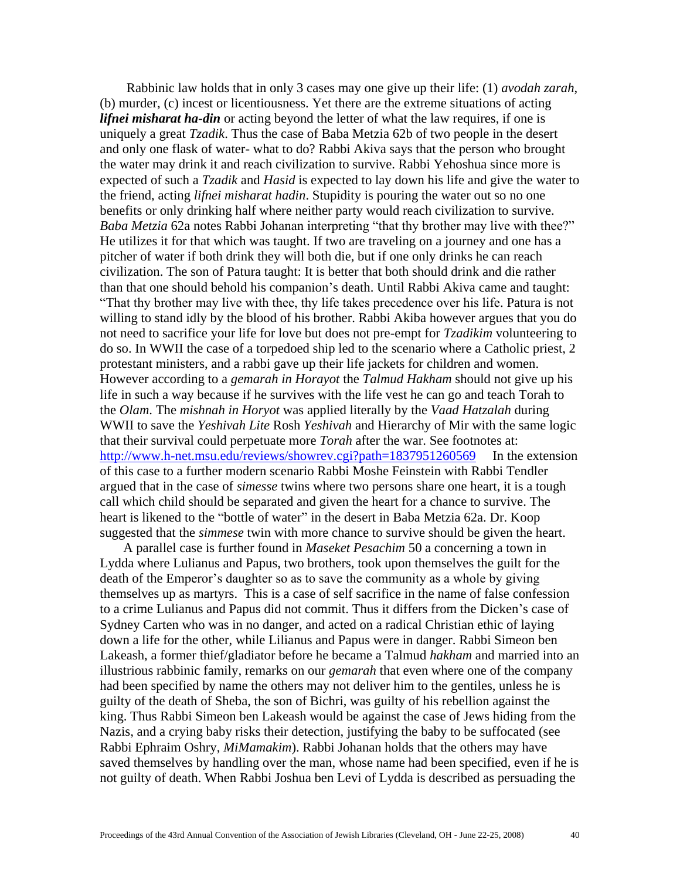Rabbinic law holds that in only 3 cases may one give up their life: (1) *avodah zarah*, (b) murder, (c) incest or licentiousness. Yet there are the extreme situations of acting ***lifnei misharat ha-din*** or acting beyond the letter of what the law requires, if one is uniquely a great *Tzadik*. Thus the case of Baba Metzia 62b of two people in the desert and only one flask of water- what to do? Rabbi Akiva says that the person who brought the water may drink it and reach civilization to survive. Rabbi Yehoshua since more is expected of such a *Tzadik* and *Hasid* is expected to lay down his life and give the water to the friend, acting *lifnei misharat hadin*. Stupidity is pouring the water out so no one benefits or only drinking half where neither party would reach civilization to survive. *Baba Metzia* 62a notes Rabbi Johanan interpreting "that thy brother may live with thee?" He utilizes it for that which was taught. If two are traveling on a journey and one has a pitcher of water if both drink they will both die, but if one only drinks he can reach civilization. The son of Patura taught: It is better that both should drink and die rather than that one should behold his companion's death. Until Rabbi Akiva came and taught: "That thy brother may live with thee, thy life takes precedence over his life. Patura is not willing to stand idly by the blood of his brother. Rabbi Akiba however argues that you do not need to sacrifice your life for love but does not pre-empt for *Tzadikim* volunteering to do so. In WWII the case of a torpedoed ship led to the scenario where a Catholic priest, 2 protestant ministers, and a rabbi gave up their life jackets for children and women. However according to a *gemarah in Horayot* the *Talmud Hakham* should not give up his life in such a way because if he survives with the life vest he can go and teach Torah to the *Olam*. The *mishnah in Horyot* was applied literally by the *Vaad Hatzalah* during WWII to save the *Yeshivah Lite* Rosh *Yeshivah* and Hierarchy of Mir with the same logic that their survival could perpetuate more *Torah* after the war. See footnotes at: http://www.h-net.msu.edu/reviews/showrev.cgi?path=1837951260569 In the extension of this case to a further modern scenario Rabbi Moshe Feinstein with Rabbi Tendler argued that in the case of *simesse* twins where two persons share one heart, it is a tough call which child should be separated and given the heart for a chance to survive. The heart is likened to the "bottle of water" in the desert in Baba Metzia 62a. Dr. Koop suggested that the *simmese* twin with more chance to survive should be given the heart.

A parallel case is further found in *Maseket Pesachim* 50 a concerning a town in Lydda where Lulianus and Papus, two brothers, took upon themselves the guilt for the death of the Emperor's daughter so as to save the community as a whole by giving themselves up as martyrs. This is a case of self sacrifice in the name of false confession to a crime Lulianus and Papus did not commit. Thus it differs from the Dicken's case of Sydney Carten who was in no danger, and acted on a radical Christian ethic of laying down a life for the other, while Lilianus and Papus were in danger. Rabbi Simeon ben Lakeash, a former thief/gladiator before he became a Talmud *hakham* and married into an illustrious rabbinic family, remarks on our *gemarah* that even where one of the company had been specified by name the others may not deliver him to the gentiles, unless he is guilty of the death of Sheba, the son of Bichri, was guilty of his rebellion against the king. Thus Rabbi Simeon ben Lakeash would be against the case of Jews hiding from the Nazis, and a crying baby risks their detection, justifying the baby to be suffocated (see Rabbi Ephraim Oshry, *MiMamakim*). Rabbi Johanan holds that the others may have saved themselves by handling over the man, whose name had been specified, even if he is not guilty of death. When Rabbi Joshua ben Levi of Lydda is described as persuading the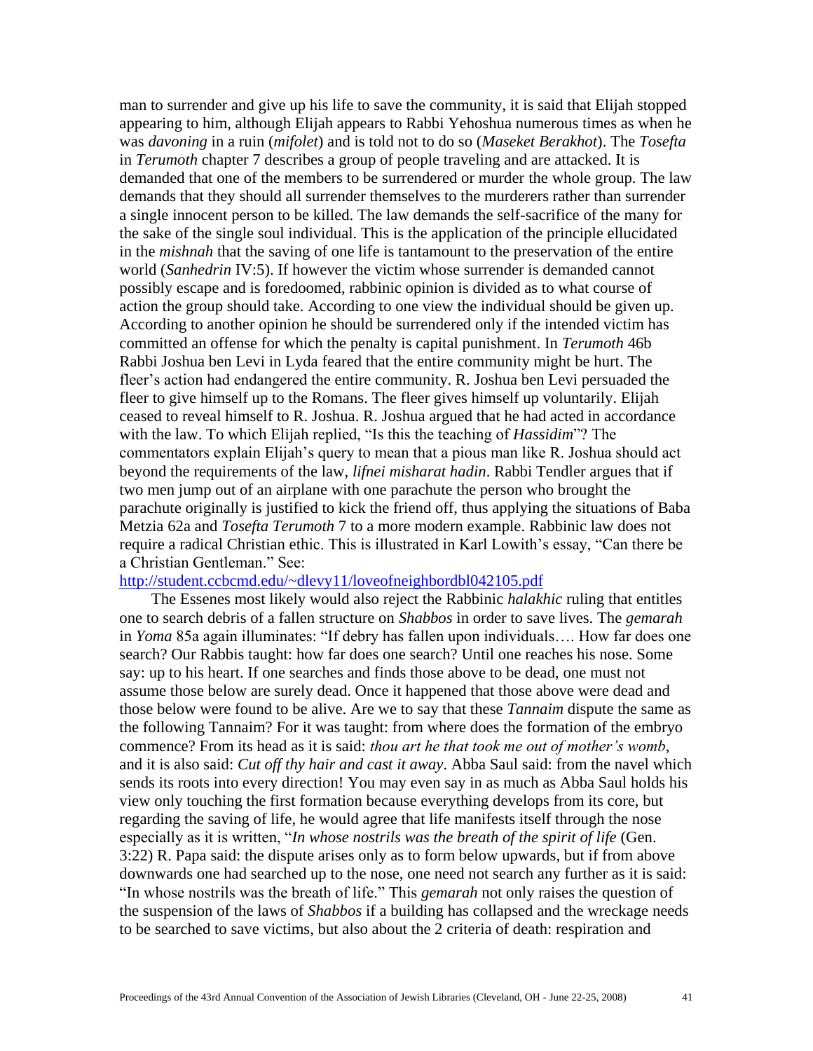man to surrender and give up his life to save the community, it is said that Elijah stopped appearing to him, although Elijah appears to Rabbi Yehoshua numerous times as when he was *davoning* in a ruin (*mifolet*) and is told not to do so (*Maseket Berakhot*). The *Tosefta* in *Terumoth* chapter 7 describes a group of people traveling and are attacked. It is demanded that one of the members to be surrendered or murder the whole group. The law demands that they should all surrender themselves to the murderers rather than surrender a single innocent person to be killed. The law demands the self-sacrifice of the many for the sake of the single soul individual. This is the application of the principle ellucidated in the *mishnah* that the saving of one life is tantamount to the preservation of the entire world (*Sanhedrin* IV:5). If however the victim whose surrender is demanded cannot possibly escape and is foredoomed, rabbinic opinion is divided as to what course of action the group should take. According to one view the individual should be given up. According to another opinion he should be surrendered only if the intended victim has committed an offense for which the penalty is capital punishment. In *Terumoth* 46b Rabbi Joshua ben Levi in Lyda feared that the entire community might be hurt. The fleer's action had endangered the entire community. R. Joshua ben Levi persuaded the fleer to give himself up to the Romans. The fleer gives himself up voluntarily. Elijah ceased to reveal himself to R. Joshua. R. Joshua argued that he had acted in accordance with the law. To which Elijah replied, "Is this the teaching of *Hassidim*"? The commentators explain Elijah's query to mean that a pious man like R. Joshua should act beyond the requirements of the law, *lifnei misharat hadin*. Rabbi Tendler argues that if two men jump out of an airplane with one parachute the person who brought the parachute originally is justified to kick the friend off, thus applying the situations of Baba Metzia 62a and *Tosefta Terumoth* 7 to a more modern example. Rabbinic law does not require a radical Christian ethic. This is illustrated in Karl Lowith's essay, "Can there be a Christian Gentleman." See: http://student.ccbcmd.edu/~dlevy11/loveofneighbordbl042105.pdf

The Essenes most likely would also reject the Rabbinic *halakhic* ruling that entitles one to search debris of a fallen structure on *Shabbos* in order to save lives. The *gemarah* in *Yoma* 85a again illuminates: "If debry has fallen upon individuals…. How far does one search? Our Rabbis taught: how far does one search? Until one reaches his nose. Some say: up to his heart. If one searches and finds those above to be dead, one must not assume those below are surely dead. Once it happened that those above were dead and those below were found to be alive. Are we to say that these *Tannaim* dispute the same as the following Tannaim? For it was taught: from where does the formation of the embryo commence? From its head as it is said: *thou art he that took me out of mother's womb*, and it is also said: *Cut off thy hair and cast it away*. Abba Saul said: from the navel which sends its roots into every direction! You may even say in as much as Abba Saul holds his view only touching the first formation because everything develops from its core, but regarding the saving of life, he would agree that life manifests itself through the nose especially as it is written, "*In whose nostrils was the breath of the spirit of life* (Gen. 3:22) R. Papa said: the dispute arises only as to form below upwards, but if from above downwards one had searched up to the nose, one need not search any further as it is said: "In whose nostrils was the breath of life." This *gemarah* not only raises the question of the suspension of the laws of *Shabbos* if a building has collapsed and the wreckage needs to be searched to save victims, but also about the 2 criteria of death: respiration and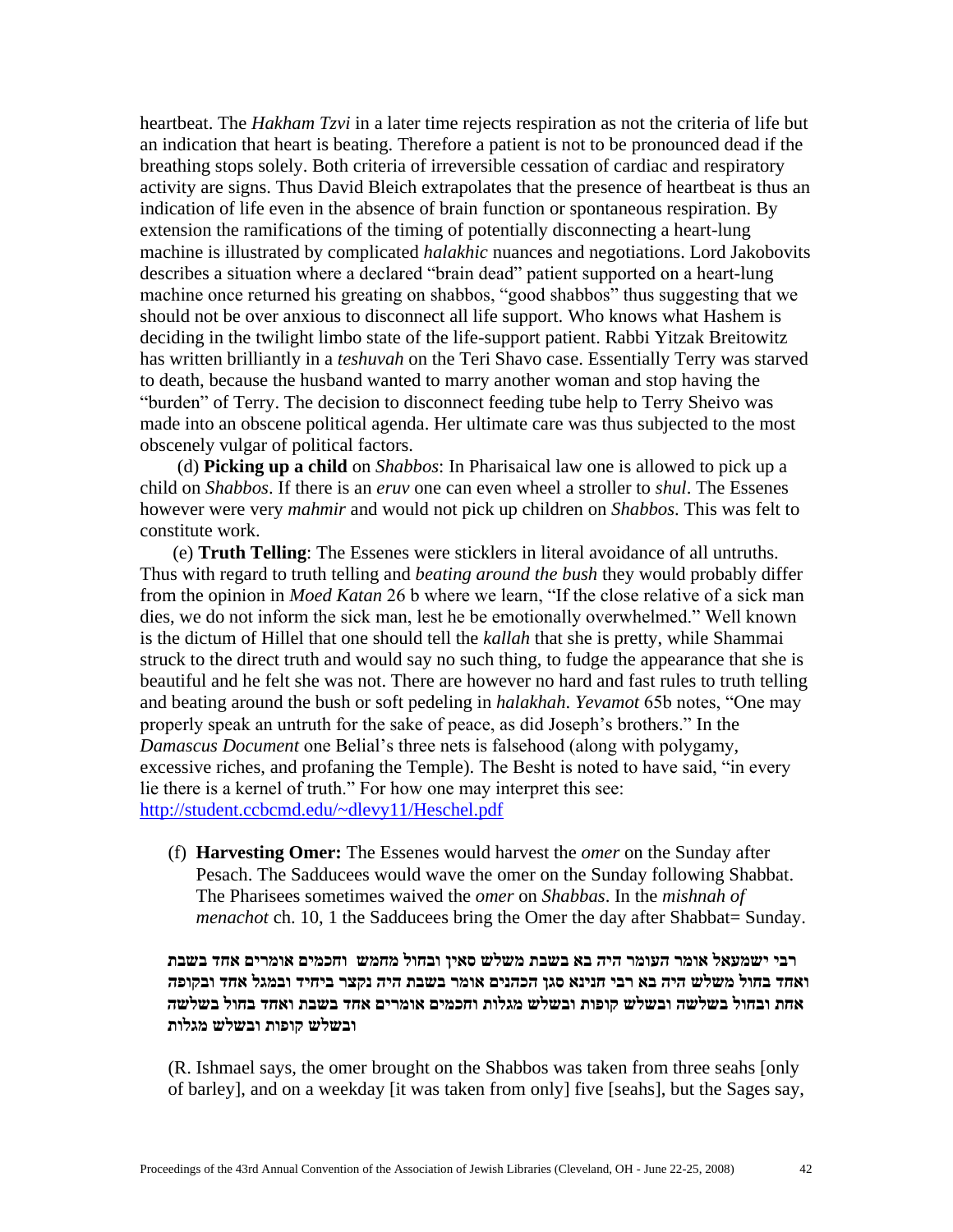heartbeat. The *Hakham Tzvi* in a later time rejects respiration as not the criteria of life but an indication that heart is beating. Therefore a patient is not to be pronounced dead if the breathing stops solely. Both criteria of irreversible cessation of cardiac and respiratory activity are signs. Thus David Bleich extrapolates that the presence of heartbeat is thus an indication of life even in the absence of brain function or spontaneous respiration. By extension the ramifications of the timing of potentially disconnecting a heart-lung machine is illustrated by complicated *halakhic* nuances and negotiations. Lord Jakobovits describes a situation where a declared "brain dead" patient supported on a heart-lung machine once returned his greating on shabbos, "good shabbos" thus suggesting that we should not be over anxious to disconnect all life support. Who knows what Hashem is deciding in the twilight limbo state of the life-support patient. Rabbi Yitzak Breitowitz has written brilliantly in a *teshuvah* on the Teri Shavo case. Essentially Terry was starved to death, because the husband wanted to marry another woman and stop having the "burden" of Terry. The decision to disconnect feeding tube help to Terry Sheivo was made into an obscene political agenda. Her ultimate care was thus subjected to the most obscenely vulgar of political factors.

(d) **Picking up a child** on *Shabbos*: In Pharisaical law one is allowed to pick up a child on *Shabbos*. If there is an *eruv* one can even wheel a stroller to *shul*. The Essenes however were very *mahmir* and would not pick up children on *Shabbos*. This was felt to constitute work.

(e) **Truth Telling**: The Essenes were sticklers in literal avoidance of all untruths. Thus with regard to truth telling and *beating around the bush* they would probably differ from the opinion in *Moed Katan* 26 b where we learn, "If the close relative of a sick man dies, we do not inform the sick man, lest he be emotionally overwhelmed." Well known is the dictum of Hillel that one should tell the *kallah* that she is pretty, while Shammai struck to the direct truth and would say no such thing, to fudge the appearance that she is beautiful and he felt she was not. There are however no hard and fast rules to truth telling and beating around the bush or soft pedeling in *halakhah*. *Yevamot* 65b notes, "One may properly speak an untruth for the sake of peace, as did Joseph's brothers." In the *Damascus Document* one Belial's three nets is falsehood (along with polygamy, excessive riches, and profaning the Temple). The Besht is noted to have said, "in every lie there is a kernel of truth." For how one may interpret this see: http://student.ccbcmd.edu/~dlevy11/Heschel.pdf

(f) **Harvesting Omer:** The Essenes would harvest the *omer* on the Sunday after Pesach. The Sadducees would wave the omer on the Sunday following Shabbat. The Pharisees sometimes waived the *omer* on *Shabbas*. In the *mishnah of menachot* ch. 10, 1 the Sadducees bring the Omer the day after Shabbat= Sunday.

**רבי ישמעאל אומר העומר היה בא בשבת משלש סאין ובחול מחמש וחכמים אומרים אחד בשבת ואחד בחול משלש היה בא רבי חנינא סגן הכהנים אומר בשבת היה נקצר ביחיד ובמגל אחד ובקופה אחת ובחול בשלשה ובשלש קופות ובשלש מגלות וחכמים אומרים אחד בשבת ואחד בחול בשלשה ובשלש קופות ובשלש מגלות**

(R. Ishmael says, the omer brought on the Shabbos was taken from three seahs [only of barley], and on a weekday [it was taken from only] five [seahs], but the Sages say,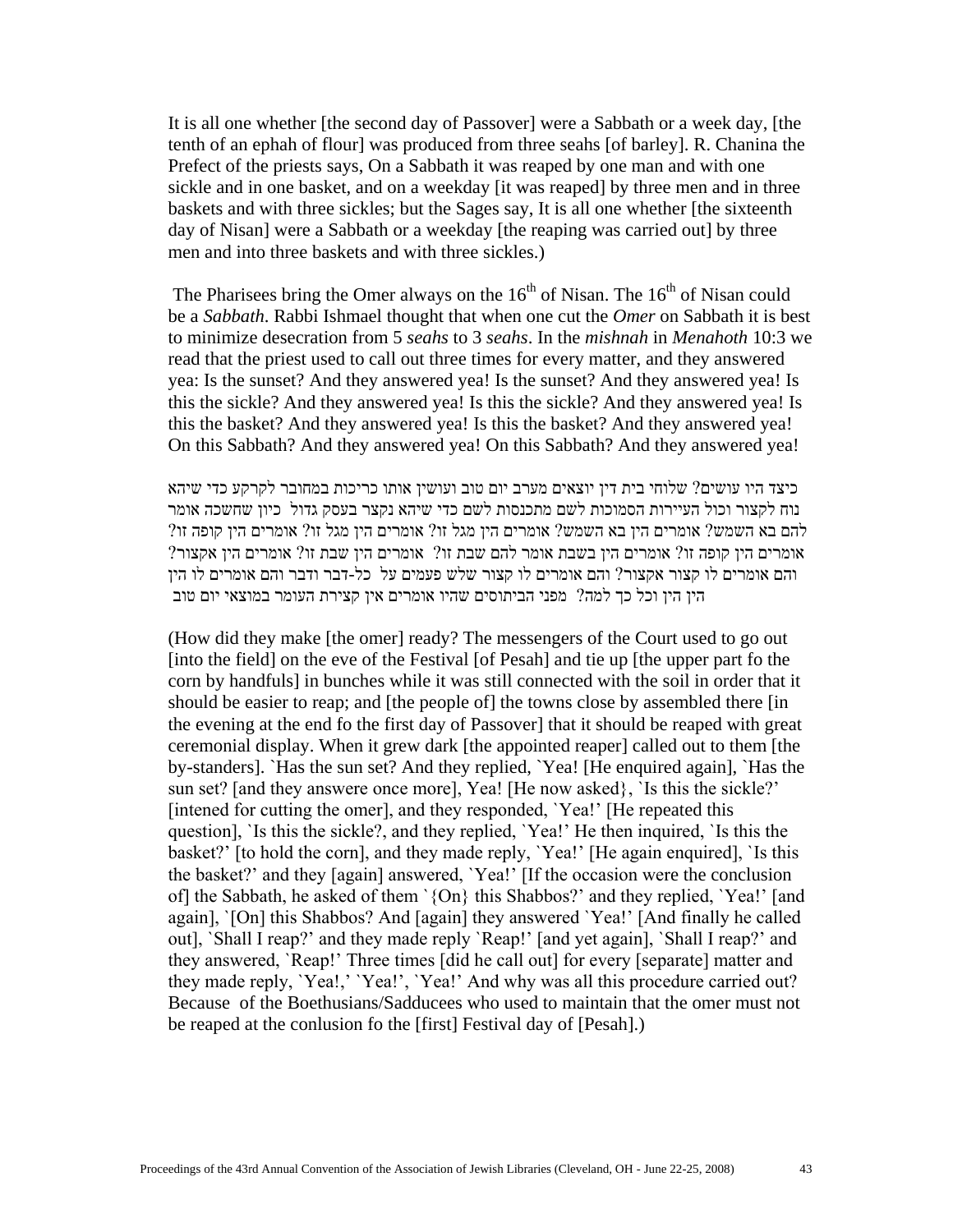It is all one whether [the second day of Passover] were a Sabbath or a week day, [the tenth of an ephah of flour] was produced from three seahs [of barley]. R. Chanina the Prefect of the priests says, On a Sabbath it was reaped by one man and with one sickle and in one basket, and on a weekday [it was reaped] by three men and in three baskets and with three sickles; but the Sages say, It is all one whether [the sixteenth day of Nisan] were a Sabbath or a weekday [the reaping was carried out] by three men and into three baskets and with three sickles.)

The Pharisees bring the Omer always on the 16th of Nisan. The 16th of Nisan could be a *Sabbath*. Rabbi Ishmael thought that when one cut the *Omer* on Sabbath it is best to minimize desecration from 5 *seahs* to 3 *seahs*. In the *mishnah* in *Menahoth* 10:3 we read that the priest used to call out three times for every matter, and they answered yea: Is the sunset? And they answered yea! Is the sunset? And they answered yea! Is this the sickle? And they answered yea! Is this the sickle? And they answered yea! Is this the basket? And they answered yea! Is this the basket? And they answered yea! On this Sabbath? And they answered yea! On this Sabbath? And they answered yea!

כיצד היו עושים? שלוחי בית דין יוצאים מערב יום טוב ועושין אותו כריכות במחובר לקרקע כדי שיהא נוח לקצור וכול העיירות הסמוכות לשם מתכנסות לשם כדי שיהא נקצר בעסק גדול כיון שחשכה אומר להם בא השמש? אומרים הין בא השמש? אומרים הין מגל זו? אומרים הין מגל זו? אומרים הין קופה זו? אומרים הין קופה זו? אומרים הין בשבת אומר להם שבת זו? אומרים הין שבת זו? אומרים הין אקצור? והם אומרים לו קצור אקצור? והם אומרים לו קצור שלש פעמים על כל-דבר ודבר והם אומרים לו הין הין הין וכל כך למה? מפני הביתוסים שהיו אומרים אין קצירת העומר במוצאי יום טוב

(How did they make [the omer] ready? The messengers of the Court used to go out [into the field] on the eve of the Festival [of Pesah] and tie up [the upper part fo the corn by handfuls] in bunches while it was still connected with the soil in order that it should be easier to reap; and [the people of] the towns close by assembled there [in the evening at the end fo the first day of Passover] that it should be reaped with great ceremonial display. When it grew dark [the appointed reaper] called out to them [the by-standers]. `Has the sun set? And they replied, `Yea! [He enquired again], `Has the sun set? [and they answere once more], Yea! [He now asked}, `Is this the sickle?' [intened for cutting the omer], and they responded, `Yea!' [He repeated this question], `Is this the sickle?, and they replied, `Yea!' He then inquired, `Is this the basket?' [to hold the corn], and they made reply, `Yea!' [He again enquired], `Is this the basket?' and they [again] answered, `Yea!' [If the occasion were the conclusion of] the Sabbath, he asked of them `{On} this Shabbos?' and they replied, `Yea!' [and again], `[On] this Shabbos? And [again] they answered `Yea!' [And finally he called out], `Shall I reap?' and they made reply `Reap!' [and yet again], `Shall I reap?' and they answered, `Reap!' Three times [did he call out] for every [separate] matter and they made reply, `Yea!,' `Yea!', `Yea!' And why was all this procedure carried out? Because of the Boethusians/Sadducees who used to maintain that the omer must not be reaped at the conlusion fo the [first] Festival day of [Pesah].)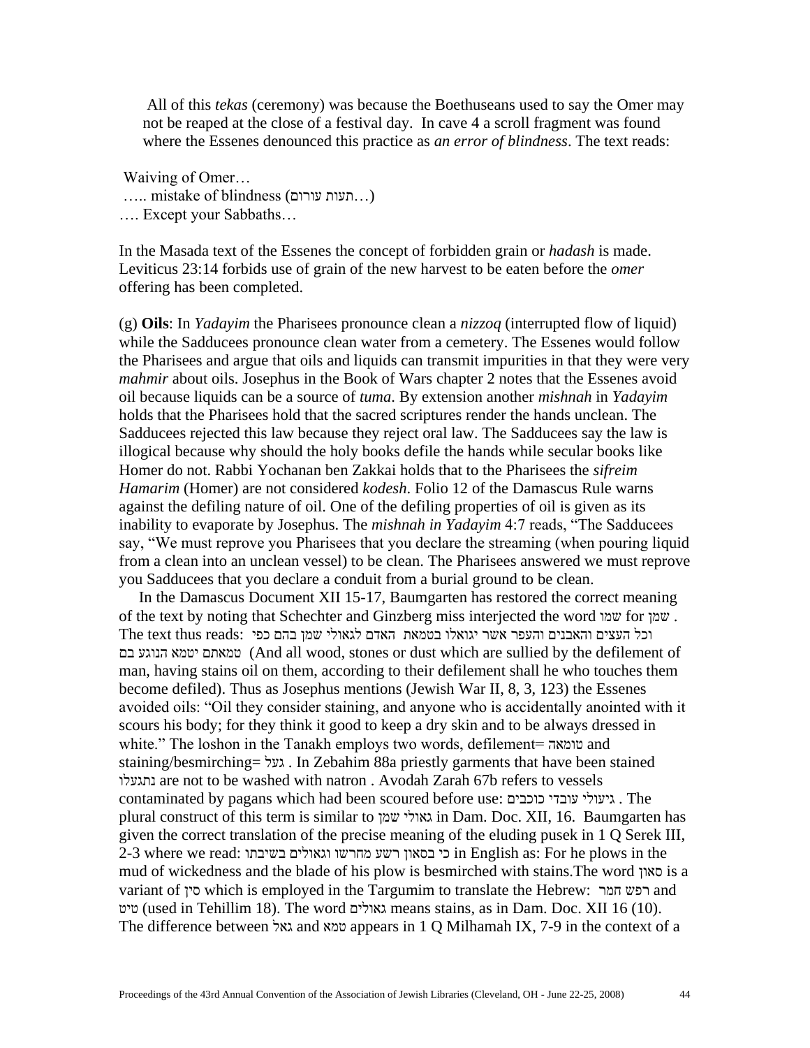All of this *tekas* (ceremony) was because the Boethuseans used to say the Omer may not be reaped at the close of a festival day. In cave 4 a scroll fragment was found where the Essenes denounced this practice as *an error of blindness*. The text reads:

Waiving of Omer…
….. mistake of blindness (תעות עורום…)
…. Except your Sabbaths…

In the Masada text of the Essenes the concept of forbidden grain or *hadash* is made. Leviticus 23:14 forbids use of grain of the new harvest to be eaten before the *omer* offering has been completed.

(g) **Oils**: In *Yadayim* the Pharisees pronounce clean a *nizzoq* (interrupted flow of liquid) while the Sadducees pronounce clean water from a cemetery. The Essenes would follow the Pharisees and argue that oils and liquids can transmit impurities in that they were very *mahmir* about oils. Josephus in the Book of Wars chapter 2 notes that the Essenes avoid oil because liquids can be a source of *tuma*. By extension another *mishnah* in *Yadayim* holds that the Pharisees hold that the sacred scriptures render the hands unclean. The Sadducees rejected this law because they reject oral law. The Sadducees say the law is illogical because why should the holy books defile the hands while secular books like Homer do not. Rabbi Yochanan ben Zakkai holds that to the Pharisees the *sifreim Hamarim* (Homer) are not considered *kodesh*. Folio 12 of the Damascus Rule warns against the defiling nature of oil. One of the defiling properties of oil is given as its inability to evaporate by Josephus. The *mishnah in Yadayim* 4:7 reads, "The Sadducees say, "We must reprove you Pharisees that you declare the streaming (when pouring liquid from a clean into an unclean vessel) to be clean. The Pharisees answered we must reprove you Sadducees that you declare a conduit from a burial ground to be clean.

In the Damascus Document XII 15-17, Baumgarten has restored the correct meaning of the text by noting that Schechter and Ginzberg miss interjected the word שמו for שמן . The text thus reads: וכל העצים והאבנים והעפר אשר יגואלו בטמאת האדם לגאולי שמן בהם כפי טמאתם יטמא הנוגע בם (And all wood, stones or dust which are sullied by the defilement of man, having stains oil on them, according to their defilement shall he who touches them become defiled). Thus as Josephus mentions (Jewish War II, 8, 3, 123) the Essenes avoided oils: "Oil they consider staining, and anyone who is accidentally anointed with it scours his body; for they think it good to keep a dry skin and to be always dressed in white." The loshon in the Tanakh employs two words, defilement= טומאה and staining/besmirching= געל . In Zebahim 88a priestly garments that have been stained נתגעלו are not to be washed with natron . Avodah Zarah 67b refers to vessels contaminated by pagans which had been scoured before use: גיעולי עובדי כוכבים . The plural construct of this term is similar to גאולי שמן in Dam. Doc. XII, 16. Baumgarten has given the correct translation of the precise meaning of the eluding pusek in 1 Q Serek III, 2-3 where we read: כי בסאון רשע מחרשו וגאולים בשיבתו in English as: For he plows in the mud of wickedness and the blade of his plow is besmirched with stains.The word סאון is a variant of סין which is employed in the Targumim to translate the Hebrew: רפש חמר and טיט (used in Tehillim 18). The word גאולים means stains, as in Dam. Doc. XII 16 (10). The difference between גאל and טמא appears in 1 Q Milhamah IX, 7-9 in the context of a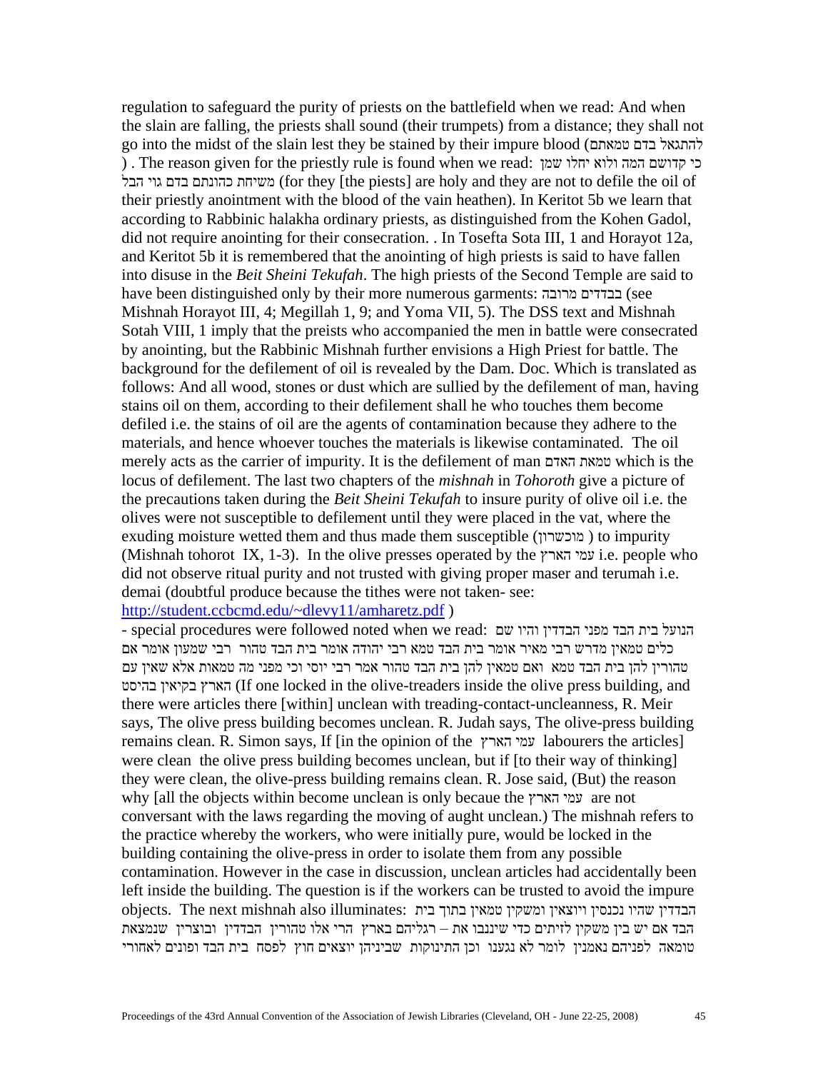regulation to safeguard the purity of priests on the battlefield when we read: And when the slain are falling, the priests shall sound (their trumpets) from a distance; they shall not go into the midst of the slain lest they be stained by their impure blood (להתגאל בדם טמאתם ) . The reason given for the priestly rule is found when we read: כי קדושם המה ולוא יחלו שמן משיחת כהונתם בדם גוי הבל (for they [the piests] are holy and they are not to defile the oil of their priestly anointment with the blood of the vain heathen). In Keritot 5b we learn that according to Rabbinic halakha ordinary priests, as distinguished from the Kohen Gadol, did not require anointing for their consecration. . In Tosefta Sota III, 1 and Horayot 12a, and Keritot 5b it is remembered that the anointing of high priests is said to have fallen into disuse in the *Beit Sheini Tekufah*. The high priests of the Second Temple are said to have been distinguished only by their more numerous garments: בבגדים מרובה (see Mishnah Horayot III, 4; Megillah 1, 9; and Yoma VII, 5). The DSS text and Mishnah Sotah VIII, 1 imply that the preists who accompanied the men in battle were consecrated by anointing, but the Rabbinic Mishnah further envisions a High Priest for battle. The background for the defilement of oil is revealed by the Dam. Doc. Which is translated as follows: And all wood, stones or dust which are sullied by the defilement of man, having stains oil on them, according to their defilement shall he who touches them become defiled i.e. the stains of oil are the agents of contamination because they adhere to the materials, and hence whoever touches the materials is likewise contaminated. The oil merely acts as the carrier of impurity. It is the defilement of man טמאת האדם which is the locus of defilement. The last two chapters of the *mishnah* in *Tohoroth* give a picture of the precautions taken during the *Beit Sheini Tekufah* to insure purity of olive oil i.e. the olives were not susceptible to defilement until they were placed in the vat, where the exuding moisture wetted them and thus made them susceptible (מוכשרון ) to impurity (Mishnah tohorot IX, 1-3). In the olive presses operated by the עמי הארץ i.e. people who did not observe ritual purity and not trusted with giving proper maser and terumah i.e. demai (doubtful produce because the tithes were not taken- see: http://student.ccbcmd.edu/~dlevy11/amharetz.pdf )

- special procedures were followed noted when we read: הנועל בית הבד מפני הבדדין והיו שם כלים טמאין מדרש רבי מאיר אומר בית הבד טמא רבי יהודה אומר בית הבד טהור רבי שמעון אומר אם טהורין להן בית הבד טמא ואם טמאין להן בית הבד טהור אמר רבי יוסי וכי מפני מה טמאות אלא שאין עם הארץ בקיאין בהיסט (If one locked in the olive-treaders inside the olive press building, and there were articles there [within] unclean with treading-contact-uncleanness, R. Meir says, The olive press building becomes unclean. R. Judah says, The olive-press building remains clean. R. Simon says, If [in the opinion of the עמי הארץ labourers the articles] were clean the olive press building becomes unclean, but if [to their way of thinking] they were clean, the olive-press building remains clean. R. Jose said, (But) the reason why [all the objects within become unclean is only becaue the עמי הארץ are not conversant with the laws regarding the moving of aught unclean.) The mishnah refers to the practice whereby the workers, who were initially pure, would be locked in the building containing the olive-press in order to isolate them from any possible contamination. However in the case in discussion, unclean articles had accidentally been left inside the building. The question is if the workers can be trusted to avoid the impure objects. The next mishnah also illuminates: הבדדין שהיו נכנסין ויוצאין ומשקין טמאין בתוך בית הבד אם יש בין משקין לזיתים כדי שיננבו את – רגליהם בארץ הרי אלו טהורין הבדדין ובוצרין שנמצאת טומאה לפניהם נאמנין לומר לא נגענו וכן התינוקות שביניהן יוצאים חוץ לפסח בית הבד ופונים לאחורי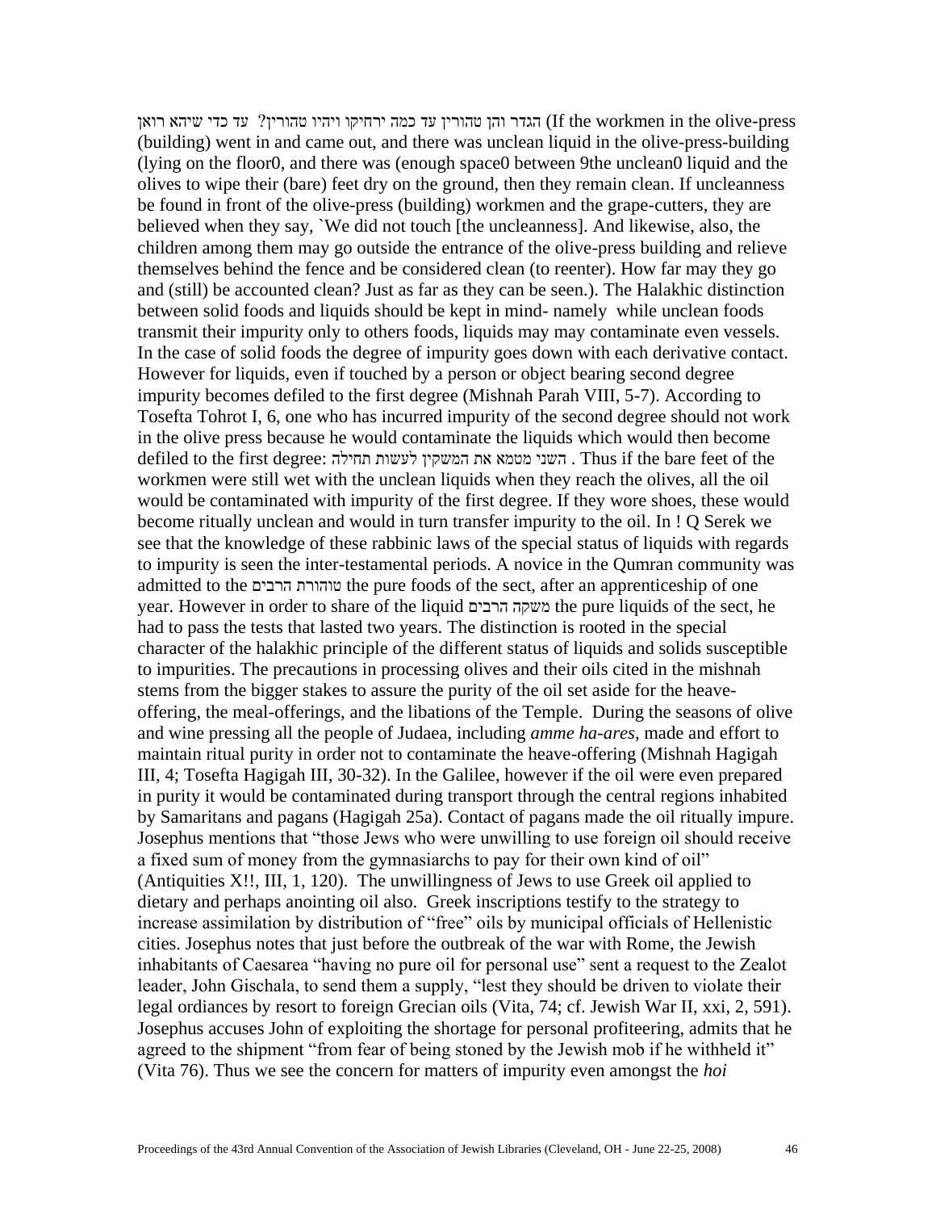הגדר והן טהורין עד כמה ירחיקו ויהיו טהורין? עד כדי שיהא רואן (If the workmen in the olive-press (building) went in and came out, and there was unclean liquid in the olive-press-building (lying on the floor0, and there was (enough space0 between 9the unclean0 liquid and the olives to wipe their (bare) feet dry on the ground, then they remain clean. If uncleanness be found in front of the olive-press (building) workmen and the grape-cutters, they are believed when they say, `We did not touch [the uncleanness]. And likewise, also, the children among them may go outside the entrance of the olive-press building and relieve themselves behind the fence and be considered clean (to reenter). How far may they go and (still) be accounted clean? Just as far as they can be seen.). The Halakhic distinction between solid foods and liquids should be kept in mind- namely while unclean foods transmit their impurity only to others foods, liquids may may contaminate even vessels. In the case of solid foods the degree of impurity goes down with each derivative contact. However for liquids, even if touched by a person or object bearing second degree impurity becomes defiled to the first degree (Mishnah Parah VIII, 5-7). According to Tosefta Tohrot I, 6, one who has incurred impurity of the second degree should not work in the olive press because he would contaminate the liquids which would then become defiled to the first degree: השני מטמא את המשקין לעשות תחילה . Thus if the bare feet of the workmen were still wet with the unclean liquids when they reach the olives, all the oil would be contaminated with impurity of the first degree. If they wore shoes, these would become ritually unclean and would in turn transfer impurity to the oil. In ! Q Serek we see that the knowledge of these rabbinic laws of the special status of liquids with regards to impurity is seen the inter-testamental periods. A novice in the Qumran community was admitted to the טוהורת הרבים the pure foods of the sect, after an apprenticeship of one year. However in order to share of the liquid משקה הרבים the pure liquids of the sect, he had to pass the tests that lasted two years. The distinction is rooted in the special character of the halakhic principle of the different status of liquids and solids susceptible to impurities. The precautions in processing olives and their oils cited in the mishnah stems from the bigger stakes to assure the purity of the oil set aside for the heave-offering, the meal-offerings, and the libations of the Temple. During the seasons of olive and wine pressing all the people of Judaea, including *amme ha-ares*, made and effort to maintain ritual purity in order not to contaminate the heave-offering (Mishnah Hagigah III, 4; Tosefta Hagigah III, 30-32). In the Galilee, however if the oil were even prepared in purity it would be contaminated during transport through the central regions inhabited by Samaritans and pagans (Hagigah 25a). Contact of pagans made the oil ritually impure. Josephus mentions that "those Jews who were unwilling to use foreign oil should receive a fixed sum of money from the gymnasiarchs to pay for their own kind of oil" (Antiquities X!!, III, 1, 120). The unwillingness of Jews to use Greek oil applied to dietary and perhaps anointing oil also. Greek inscriptions testify to the strategy to increase assimilation by distribution of "free" oils by municipal officials of Hellenistic cities. Josephus notes that just before the outbreak of the war with Rome, the Jewish inhabitants of Caesarea "having no pure oil for personal use" sent a request to the Zealot leader, John Gischala, to send them a supply, "lest they should be driven to violate their legal ordiances by resort to foreign Grecian oils (Vita, 74; cf. Jewish War II, xxi, 2, 591). Josephus accuses John of exploiting the shortage for personal profiteering, admits that he agreed to the shipment "from fear of being stoned by the Jewish mob if he withheld it" (Vita 76). Thus we see the concern for matters of impurity even amongst the *hoi*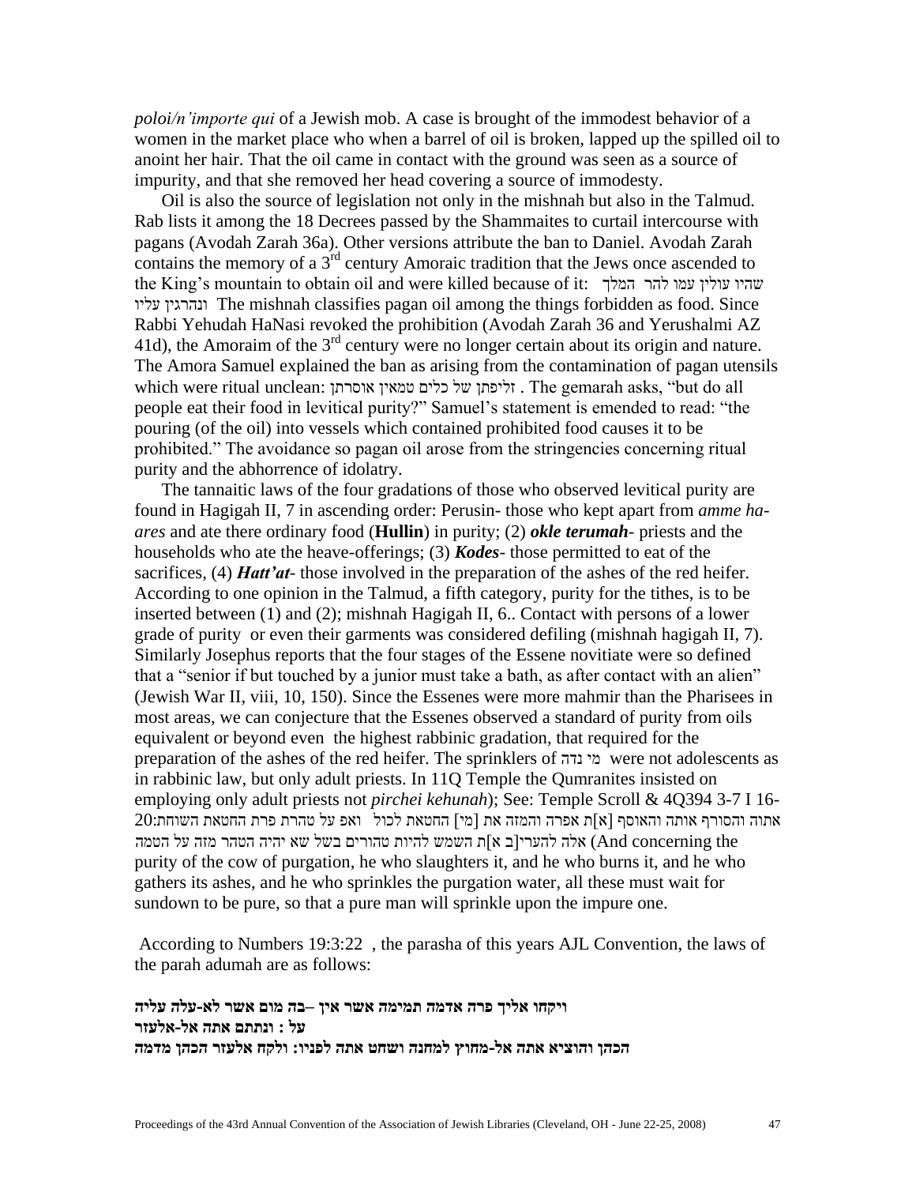*poloi/n'importe qui* of a Jewish mob. A case is brought of the immodest behavior of a women in the market place who when a barrel of oil is broken, lapped up the spilled oil to anoint her hair. That the oil came in contact with the ground was seen as a source of impurity, and that she removed her head covering a source of immodesty.

Oil is also the source of legislation not only in the mishnah but also in the Talmud. Rab lists it among the 18 Decrees passed by the Shammaites to curtail intercourse with pagans (Avodah Zarah 36a). Other versions attribute the ban to Daniel. Avodah Zarah contains the memory of a 3rd century Amoraic tradition that the Jews once ascended to the King's mountain to obtain oil and were killed because of it: שהיו עולין עמו להר המלך ונהרגין עליו The mishnah classifies pagan oil among the things forbidden as food. Since Rabbi Yehudah HaNasi revoked the prohibition (Avodah Zarah 36 and Yerushalmi AZ 41d), the Amoraim of the 3rd century were no longer certain about its origin and nature. The Amora Samuel explained the ban as arising from the contamination of pagan utensils which were ritual unclean: זליפתן של כלים טמאין אוסרתן . The gemarah asks, "but do all people eat their food in levitical purity?" Samuel's statement is emended to read: "the pouring (of the oil) into vessels which contained prohibited food causes it to be prohibited." The avoidance so pagan oil arose from the stringencies concerning ritual purity and the abhorrence of idolatry.

The tannaitic laws of the four gradations of those who observed levitical purity are found in Hagigah II, 7 in ascending order: Perusin- those who kept apart from *amme ha-ares* and ate there ordinary food (**Hullin**) in purity; (2) ***okle terumah***- priests and the households who ate the heave-offerings; (3) ***Kodes***- those permitted to eat of the sacrifices, (4) ***Hatt'at***- those involved in the preparation of the ashes of the red heifer. According to one opinion in the Talmud, a fifth category, purity for the tithes, is to be inserted between (1) and (2); mishnah Hagigah II, 6.. Contact with persons of a lower grade of purity or even their garments was considered defiling (mishnah hagigah II, 7). Similarly Josephus reports that the four stages of the Essene novitiate were so defined that a "senior if but touched by a junior must take a bath, as after contact with an alien" (Jewish War II, viii, 10, 150). Since the Essenes were more mahmir than the Pharisees in most areas, we can conjecture that the Essenes observed a standard of purity from oils equivalent or beyond even the highest rabbinic gradation, that required for the preparation of the ashes of the red heifer. The sprinklers of מי נדה were not adolescents as in rabbinic law, but only adult priests. In 11Q Temple the Qumranites insisted on employing only adult priests not *pirchei kehunah*); See: Temple Scroll & 4Q394 3-7 I 16-20:אתוה והסורף אותה והאוסף [א]ת אפרה והמזה את [מי] החטאת לכול ואף על טהרת פרת החטאת השוחט אלה להעריןב א]ת השמש להיות טהורים בשל שא יהיה הטהר מזה על הטמה (And concerning the purity of the cow of purgation, he who slaughters it, and he who burns it, and he who gathers its ashes, and he who sprinkles the purgation water, all these must wait for sundown to be pure, so that a pure man will sprinkle upon the impure one.

According to Numbers 19:3:22 , the parasha of this years AJL Convention, the laws of the parah adumah are as follows:

**ויקחו אליך פרה אדמה תמימה אשר אין –בה מום אשר לא-עלה עליה**
**על : ונתתם אתה אל-אלעזר**
**הכהן והוציא אתה אל-מחוץ למחנה ושחט אתה לפניו: ולקח אלעזר הכהן מדמה**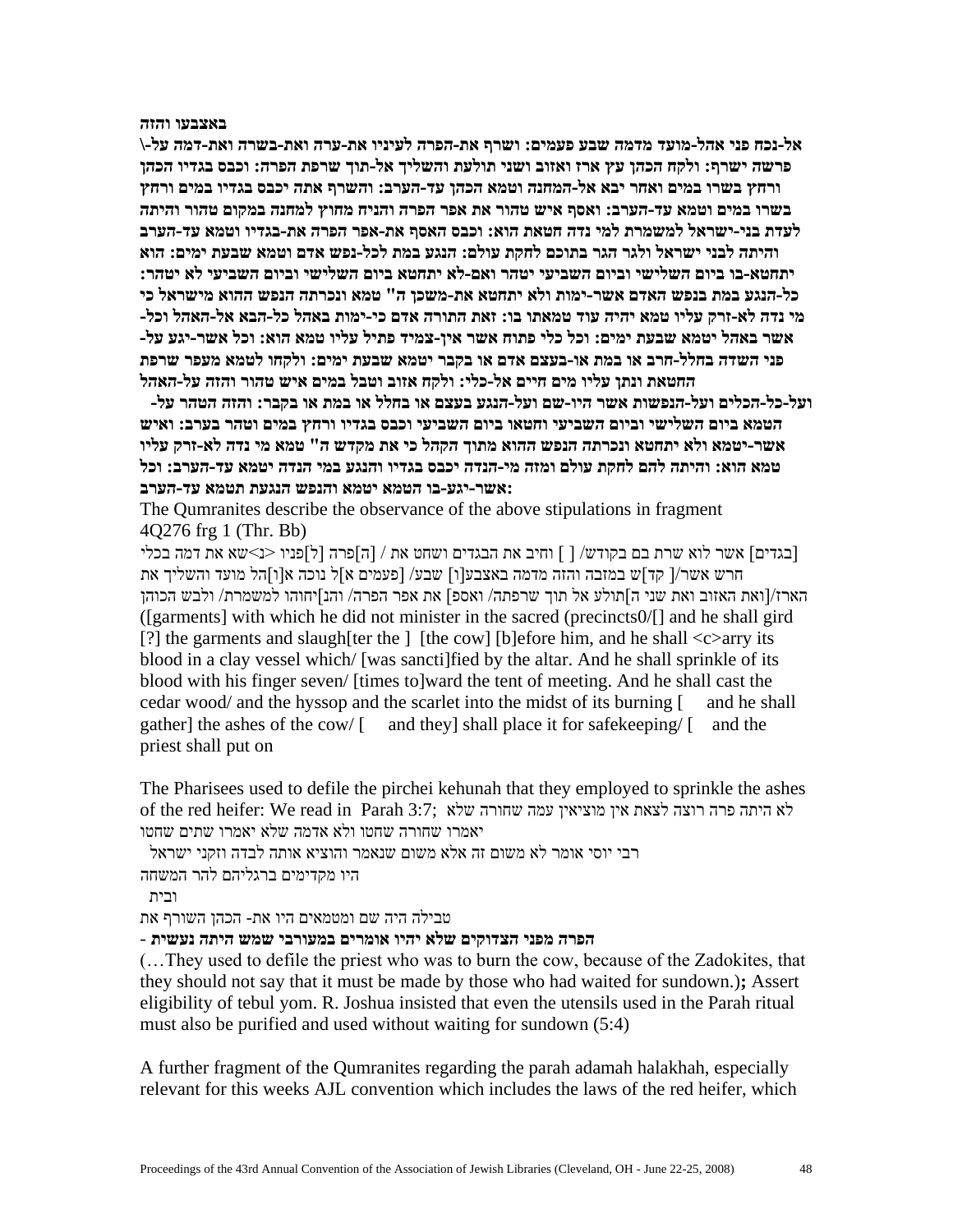**באצבעו והזה**

**\אל-נכח פני אהל-מועד מדמה שבע פעמים: ושרף את-הפרה לעיניו את-ערה ואת-בשרה ואת-דמה על-פרשה ישרף: ולקח הכהן עץ ארז ואזוב ושני תולעת והשליך אל-תוך שרפת הפרה: וכבס בגדיו הכהן ורחץ בשרו במים ואחר יבא אל-המחנה וטמא הכהן עד-הערב: והשרף אתה יכבס בגדיו במים ורחץ בשרו במים וטמא עד-הערב: ואסף איש טהור את אפר הפרה והניח מחוץ למחנה במקום טהור והיתה לעדת בני-ישראל למשמרת למי נדה חטאת הוא: וכבס האסף את-אפר הפרה את-בגדיו וטמא עד-הערב והיתה לבני ישראל ולגר הגר בתוכם לחקת עולם: הנגע במת לכל-נפש אדם וטמא שבעת ימים: הוא יתחטא-בו ביום השלישי וביום השביעי יטהר ואם-לא יתחטא ביום השלישי וביום השביעי לא יטהר: כל-הנגע במת בנפש האדם אשר-ימות ולא יתחטא את-משכן ה" טמא ונכרתה הנפש ההוא מישראל כי מי נדה לא-זרק עליו טמא יהיה עוד טמאתו בו: זאת התורה אדם כי-ימות באהל כל-הבא אל-האהל וכל-אשר באהל יטמא שבעת ימים: וכל כלי פתוח אשר אין-צמיד פתיל עליו טמא הוא: וכל אשר-יגע על-פני השדה בחלל-חרב או במת או-בעצם אדם או בקבר יטמא שבעת ימים: ולקחו לטמא מעפר שרפת החטאת ונתן עליו מים חיים אל-כלי: ולקח אזוב וטבל במים איש טהור והזה על-האהל ועל-כל-הכלים ועל-הנפשות אשר היו-שם ועל-הנגע בעצם או בחלל או במת או בקבר: והזה הטהר על-הטמא ביום השלישי וביום השביעי וחטאו ביום השביעי וכבס בגדיו ורחץ במים וטהר בערב: ואיש אשר-יטמא ולא יתחטא ונכרתה הנפש ההוא מתוך הקהל כי את מקדש ה" טמא מי נדה לא-זרק עליו טמא הוא: והיתה להם לחקת עולם ומזה מי-הנדה יכבס בגדיו והנגע במי הנדה יטמא עד-הערב: וכל אשר-יגע-בו הטמא יטמא והנפש הנגעת תטמא עד-הערב:**

The Qumranites describe the observance of the above stipulations in fragment 4Q276 frg 1 (Thr. Bb)

[בגדים] אשר לוא שרת בם בקודש/ [ ] וחיב את הבגדים ושחט את / [ה]פרה [ל]פניו <נ>שא את דמה בכלי חרש אשר/[ קד]ש במזבה והזה מדמה באצבע[ו] שבע/ [פעמים א]ל נוכה א[ו]הל מועד והשליך את הארז/[ואת האזוב ואת שני ה]תולע אל תוך שרפתה/ ואספ] את אפר הפרה/ והנ]יחוהו למשמרת/ ולבש הכוהן

([garments] with which he did not minister in the sacred (precincts0/[] and he shall gird [?] the garments and slaugh[ter the ] [the cow] [b]efore him, and he shall <c>arry its blood in a clay vessel which/ [was sancti]fied by the altar. And he shall sprinkle of its blood with his finger seven/ [times to]ward the tent of meeting. And he shall cast the cedar wood/ and the hyssop and the scarlet into the midst of its burning [ and he shall gather] the ashes of the cow/ [ and they] shall place it for safekeeping/ [ and the priest shall put on

The Pharisees used to defile the pirchei kehunah that they employed to sprinkle the ashes of the red heifer: We read in Parah 3:7; לא היתה פרה רוצה לצאת אין מוציאין עמה שחורה שלא יאמרו שחורה שחטו ולא אדמה שלא יאמרו שתים שחטו

רבי יוסי אומר לא משום זה אלא משום שנאמר והוציא אותה לבדה וזקני ישראל היו מקדימים ברגליהם להר המשחה

ובית

טבילה היה שם ומטמאים היו את- הכהן השורף את

**הפרה מפני הצדוקים שלא יהיו אומרים במעורבי שמש היתה נעשית -**

(…They used to defile the priest who was to burn the cow, because of the Zadokites, that they should not say that it must be made by those who had waited for sundown.)**;** Assert eligibility of tebul yom. R. Joshua insisted that even the utensils used in the Parah ritual must also be purified and used without waiting for sundown (5:4)

A further fragment of the Qumranites regarding the parah adamah halakhah, especially relevant for this weeks AJL convention which includes the laws of the red heifer, which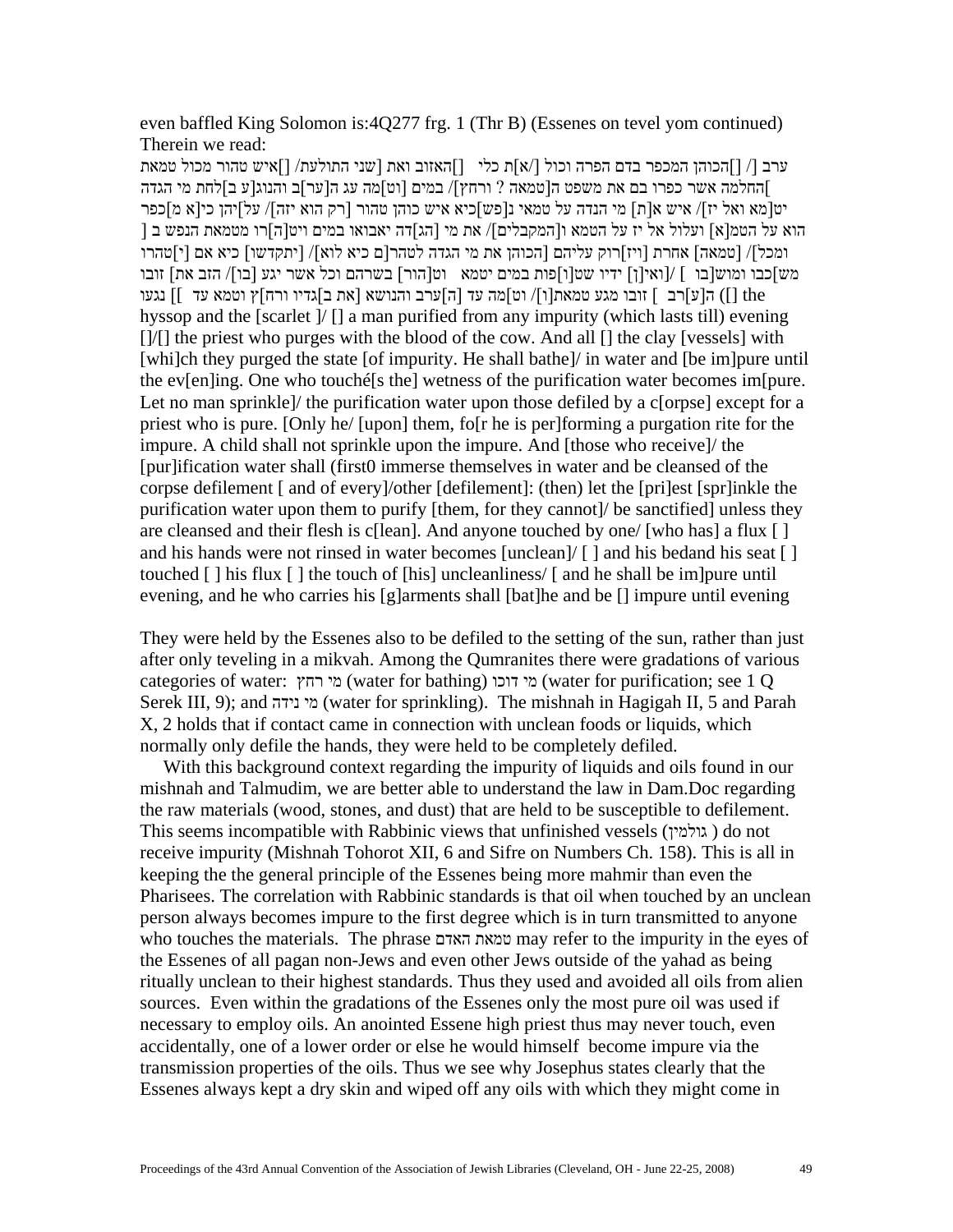even baffled King Solomon is:4Q277 frg. 1 (Thr B) (Essenes on tevel yom continued) Therein we read:

ערב [/ []הכוהן המכפר בדם הפרה וכול [/א]ת כלי []האזוב ואת [שני התולעת/ []איש טהור מכול טמאת ]החלמה אשר כפרו בם את משפט ה[טמאה ? ורחץ]/ במים [וט]מה עג ה[ער]ב והנוג[ע ב]לחת מי הגדה יט[מא ואל יז]/ איש א[ת] מי הנדה על טמאי נ[פש]כיא איש כוהן טהור [רק הוא יזה]/ על]יהן כי[א מ]כפר הוא על הטמ[א] ועלול אל יז על הטמא ו[המקבלים]/ את מי [הג]דה יאבואו במים ויט[ה]רו מטמאת הנפש ב [ ומכל]/ [טמאה] אחרת [ויז]רוק עליהם [הכוהן את מי הגדה לטהר[ם כיא לוא]/ [יתקדשו] כיא אם [י]טהרו מש]כבו ומוש[בו ] /[ואי[ן] ידיו שט[ו]פות במים יטמא וט[הור] בשרהם וכל אשר יגע [בו]/ הזב את] זובו ה[ע]רב ] זובו מגע טמאת[ו]/ וט]מה עד [ה]ערב והנושא [את ב]גדיו ורח]ץ וטמא עד ]] נגעו ([] the hyssop and the [scarlet ]/ [] a man purified from any impurity (which lasts till) evening []/[] the priest who purges with the blood of the cow. And all [] the clay [vessels] with [whi]ch they purged the state [of impurity. He shall bathe]/ in water and [be im]pure until the ev[en]ing. One who touché[s the] wetness of the purification water becomes im[pure. Let no man sprinkle]/ the purification water upon those defiled by a c[orpse] except for a priest who is pure. [Only he/ [upon] them, fo[r he is per]forming a purgation rite for the impure. A child shall not sprinkle upon the impure. And [those who receive]/ the [pur]ification water shall (first0 immerse themselves in water and be cleansed of the corpse defilement [ and of every]/other [defilement]: (then) let the [pri]est [spr]inkle the purification water upon them to purify [them, for they cannot]/ be sanctified] unless they are cleansed and their flesh is c[lean]. And anyone touched by one/ [who has] a flux [ ] and his hands were not rinsed in water becomes [unclean]/ [ ] and his bedand his seat [ ] touched [ ] his flux [ ] the touch of [his] uncleanliness/ [ and he shall be im]pure until evening, and he who carries his [g]arments shall [bat]he and be [] impure until evening

They were held by the Essenes also to be defiled to the setting of the sun, rather than just after only teveling in a mikvah. Among the Qumranites there were gradations of various categories of water: מי רחץ (water for bathing) מי דוכו (water for purification; see 1 Q Serek III, 9); and מי נידה (water for sprinkling). The mishnah in Hagigah II, 5 and Parah X, 2 holds that if contact came in connection with unclean foods or liquids, which normally only defile the hands, they were held to be completely defiled.

With this background context regarding the impurity of liquids and oils found in our mishnah and Talmudim, we are better able to understand the law in Dam.Doc regarding the raw materials (wood, stones, and dust) that are held to be susceptible to defilement. This seems incompatible with Rabbinic views that unfinished vessels (גולמין ) do not receive impurity (Mishnah Tohorot XII, 6 and Sifre on Numbers Ch. 158). This is all in keeping the the general principle of the Essenes being more mahmir than even the Pharisees. The correlation with Rabbinic standards is that oil when touched by an unclean person always becomes impure to the first degree which is in turn transmitted to anyone who touches the materials. The phrase טמאת האדם may refer to the impurity in the eyes of the Essenes of all pagan non-Jews and even other Jews outside of the yahad as being ritually unclean to their highest standards. Thus they used and avoided all oils from alien sources. Even within the gradations of the Essenes only the most pure oil was used if necessary to employ oils. An anointed Essene high priest thus may never touch, even accidentally, one of a lower order or else he would himself become impure via the transmission properties of the oils. Thus we see why Josephus states clearly that the Essenes always kept a dry skin and wiped off any oils with which they might come in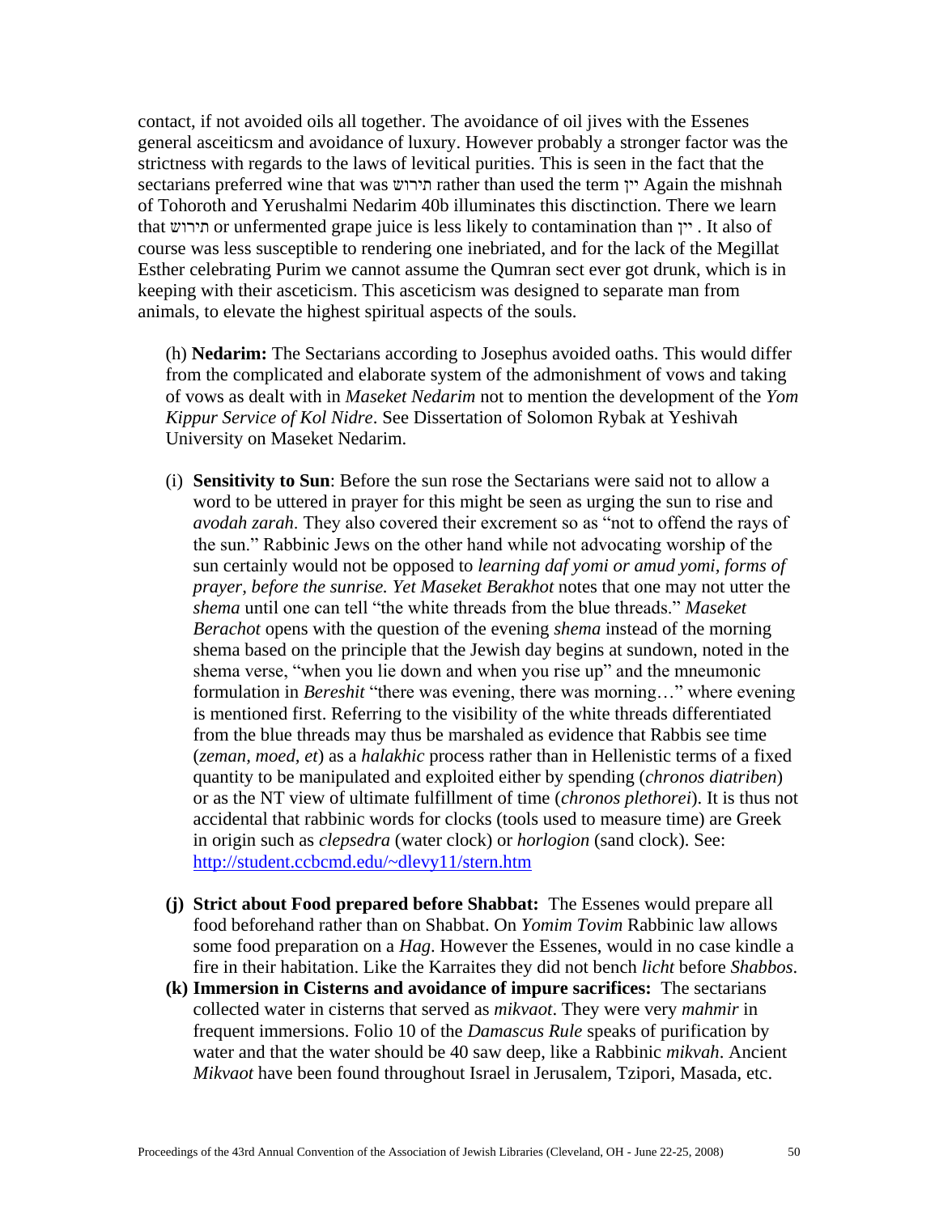contact, if not avoided oils all together. The avoidance of oil jives with the Essenes general asceiticsm and avoidance of luxury. However probably a stronger factor was the strictness with regards to the laws of levitical purities. This is seen in the fact that the sectarians preferred wine that was תירוש rather than used the term יין Again the mishnah of Tohoroth and Yerushalmi Nedarim 40b illuminates this disctinction. There we learn that תירוש or unfermented grape juice is less likely to contamination than יין . It also of course was less susceptible to rendering one inebriated, and for the lack of the Megillat Esther celebrating Purim we cannot assume the Qumran sect ever got drunk, which is in keeping with their asceticism. This asceticism was designed to separate man from animals, to elevate the highest spiritual aspects of the souls.

(h) **Nedarim:** The Sectarians according to Josephus avoided oaths. This would differ from the complicated and elaborate system of the admonishment of vows and taking of vows as dealt with in *Maseket Nedarim* not to mention the development of the *Yom Kippur Service of Kol Nidre*. See Dissertation of Solomon Rybak at Yeshivah University on Maseket Nedarim.

(i) **Sensitivity to Sun**: Before the sun rose the Sectarians were said not to allow a word to be uttered in prayer for this might be seen as urging the sun to rise and *avodah zarah*. They also covered their excrement so as "not to offend the rays of the sun." Rabbinic Jews on the other hand while not advocating worship of the sun certainly would not be opposed to *learning daf yomi or amud yomi, forms of prayer, before the sunrise. Yet Maseket Berakhot* notes that one may not utter the *shema* until one can tell "the white threads from the blue threads." *Maseket Berachot* opens with the question of the evening *shema* instead of the morning shema based on the principle that the Jewish day begins at sundown, noted in the shema verse, "when you lie down and when you rise up" and the mneumonic formulation in *Bereshit* "there was evening, there was morning…" where evening is mentioned first. Referring to the visibility of the white threads differentiated from the blue threads may thus be marshaled as evidence that Rabbis see time (*zeman, moed, et*) as a *halakhic* process rather than in Hellenistic terms of a fixed quantity to be manipulated and exploited either by spending (*chronos diatriben*) or as the NT view of ultimate fulfillment of time (*chronos plethorei*). It is thus not accidental that rabbinic words for clocks (tools used to measure time) are Greek in origin such as *clepsedra* (water clock) or *horlogion* (sand clock). See: http://student.ccbcmd.edu/~dlevy11/stern.htm

**(j) Strict about Food prepared before Shabbat:** The Essenes would prepare all food beforehand rather than on Shabbat. On *Yomim Tovim* Rabbinic law allows some food preparation on a *Hag*. However the Essenes, would in no case kindle a fire in their habitation. Like the Karraites they did not bench *licht* before *Shabbos*.

**(k) Immersion in Cisterns and avoidance of impure sacrifices:** The sectarians collected water in cisterns that served as *mikvaot*. They were very *mahmir* in frequent immersions. Folio 10 of the *Damascus Rule* speaks of purification by water and that the water should be 40 saw deep, like a Rabbinic *mikvah*. Ancient *Mikvaot* have been found throughout Israel in Jerusalem, Tzipori, Masada, etc.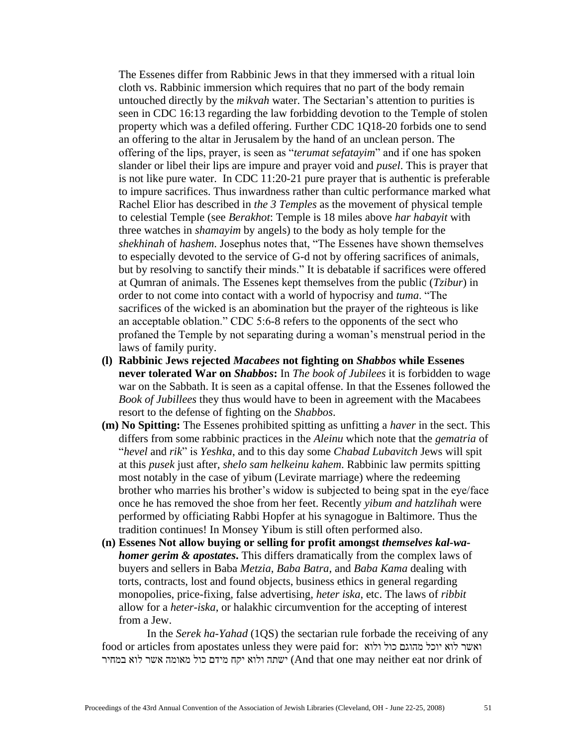The Essenes differ from Rabbinic Jews in that they immersed with a ritual loin cloth vs. Rabbinic immersion which requires that no part of the body remain untouched directly by the *mikvah* water. The Sectarian's attention to purities is seen in CDC 16:13 regarding the law forbidding devotion to the Temple of stolen property which was a defiled offering. Further CDC 1Q18-20 forbids one to send an offering to the altar in Jerusalem by the hand of an unclean person. The offering of the lips, prayer, is seen as "*terumat sefatayim*" and if one has spoken slander or libel their lips are impure and prayer void and *pusel*. This is prayer that is not like pure water. In CDC 11:20-21 pure prayer that is authentic is preferable to impure sacrifices. Thus inwardness rather than cultic performance marked what Rachel Elior has described in *the 3 Temples* as the movement of physical temple to celestial Temple (see *Berakhot*: Temple is 18 miles above *har habayit* with three watches in *shamayim* by angels) to the body as holy temple for the *shekhinah* of *hashem*. Josephus notes that, "The Essenes have shown themselves to especially devoted to the service of G-d not by offering sacrifices of animals, but by resolving to sanctify their minds." It is debatable if sacrifices were offered at Qumran of animals. The Essenes kept themselves from the public (*Tzibur*) in order to not come into contact with a world of hypocrisy and *tuma*. "The sacrifices of the wicked is an abomination but the prayer of the righteous is like an acceptable oblation." CDC 5:6-8 refers to the opponents of the sect who profaned the Temple by not separating during a woman's menstrual period in the laws of family purity.

- **(l) Rabbinic Jews rejected *Macabees* not fighting on *Shabbos* while Essenes never tolerated War on *Shabbos*:** In *The book of Jubilees* it is forbidden to wage war on the Sabbath. It is seen as a capital offense. In that the Essenes followed the *Book of Jubillees* they thus would have to been in agreement with the Macabees resort to the defense of fighting on the *Shabbos*.
- **(m) No Spitting:** The Essenes prohibited spitting as unfitting a *haver* in the sect. This differs from some rabbinic practices in the *Aleinu* which note that the *gematria* of "*hevel* and *rik*" is *Yeshka*, and to this day some *Chabad Lubavitch* Jews will spit at this *pusek* just after, *shelo sam helkeinu kahem*. Rabbinic law permits spitting most notably in the case of yibum (Levirate marriage) where the redeeming brother who marries his brother's widow is subjected to being spat in the eye/face once he has removed the shoe from her feet. Recently *yibum and hatzlihah* were performed by officiating Rabbi Hopfer at his synagogue in Baltimore. Thus the tradition continues! In Monsey Yibum is still often performed also.
- **(n) Essenes Not allow buying or selling for profit amongst *themselves kal-wa-homer gerim & apostates*.** This differs dramatically from the complex laws of buyers and sellers in Baba *Metzia*, *Baba Batra*, and *Baba Kama* dealing with torts, contracts, lost and found objects, business ethics in general regarding monopolies, price-fixing, false advertising, *heter iska*, etc. The laws of *ribbit* allow for a *heter-iska*, or halakhic circumvention for the accepting of interest from a Jew.

In the *Serek ha-Yahad* (1QS) the sectarian rule forbade the receiving of any food or articles from apostates unless they were paid for: ואשר לוא יוכל מהוגם כול ולוא ישתה ולוא יקח מידם כול מאומה אשר לוא במחיר (And that one may neither eat nor drink of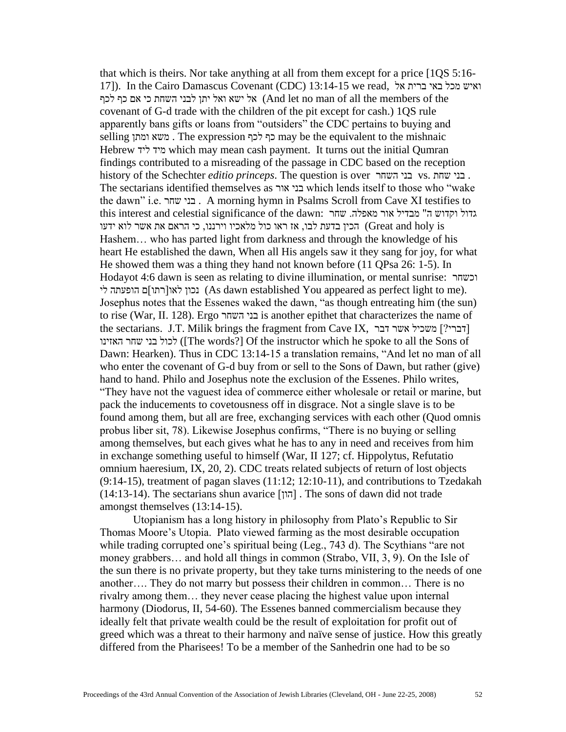that which is theirs. Nor take anything at all from them except for a price [1QS 5:16-17]). In the Cairo Damascus Covenant (CDC) 13:14-15 we read, ואיש מכל באי ברית אל אל ישא ואל יתן לבני השחת כי אם כף לכף (And let no man of all the members of the covenant of G-d trade with the children of the pit except for cash.) 1QS rule apparently bans gifts or loans from "outsiders" the CDC pertains to buying and selling משא ומתן . The expression כף לכף may be the equivalent to the mishnaic Hebrew מיד ליד which may mean cash payment. It turns out the initial Qumran findings contributed to a misreading of the passage in CDC based on the reception history of the Schechter *editio princeps*. The question is over בני השחר vs. בני שחת . The sectarians identified themselves as בני אור which lends itself to those who "wake the dawn" i.e. בני שחר . A morning hymn in Psalms Scroll from Cave XI testifies to this interest and celestial significance of the dawn: גדול וקדוש ה" מבדיל אור מאפלה. שחר הכין בדעת לבו, אז ראו כול מלאכיו וירננו, כי הראם את אשר לוא ידעו (Great and holy is Hashem… who has parted light from darkness and through the knowledge of his heart He established the dawn, When all His angels saw it they sang for joy, for what He showed them was a thing they hand not known before (11 QPsa 26: 1-5). In Hodayot 4:6 dawn is seen as relating to divine illumination, or mental sunrise: וכשחר נכון לאו[רתו]ם הופעתה לי (As dawn established You appeared as perfect light to me). Josephus notes that the Essenes waked the dawn, "as though entreating him (the sun) to rise (War, II. 128). Ergo בני השחר is another epithet that characterizes the name of the sectarians. J.T. Milik brings the fragment from Cave IX, [דברי?] משכיל אשר דבר לכול בני שחר האזינו ([The words?] Of the instructor which he spoke to all the Sons of Dawn: Hearken). Thus in CDC 13:14-15 a translation remains, "And let no man of all who enter the covenant of G-d buy from or sell to the Sons of Dawn, but rather (give) hand to hand. Philo and Josephus note the exclusion of the Essenes. Philo writes, "They have not the vaguest idea of commerce either wholesale or retail or marine, but pack the inducements to covetousness off in disgrace. Not a single slave is to be found among them, but all are free, exchanging services with each other (Quod omnis probus liber sit, 78). Likewise Josephus confirms, "There is no buying or selling among themselves, but each gives what he has to any in need and receives from him in exchange something useful to himself (War, II 127; cf. Hippolytus, Refutatio omnium haeresium, IX, 20, 2). CDC treats related subjects of return of lost objects (9:14-15), treatment of pagan slaves (11:12; 12:10-11), and contributions to Tzedakah (14:13-14). The sectarians shun avarice [הון] . The sons of dawn did not trade amongst themselves (13:14-15).

Utopianism has a long history in philosophy from Plato's Republic to Sir Thomas Moore's Utopia. Plato viewed farming as the most desirable occupation while trading corrupted one's spiritual being (Leg., 743 d). The Scythians "are not money grabbers… and hold all things in common (Strabo, VII, 3, 9). On the Isle of the sun there is no private property, but they take turns ministering to the needs of one another…. They do not marry but possess their children in common… There is no rivalry among them… they never cease placing the highest value upon internal harmony (Diodorus, II, 54-60). The Essenes banned commercialism because they ideally felt that private wealth could be the result of exploitation for profit out of greed which was a threat to their harmony and naïve sense of justice. How this greatly differed from the Pharisees! To be a member of the Sanhedrin one had to be so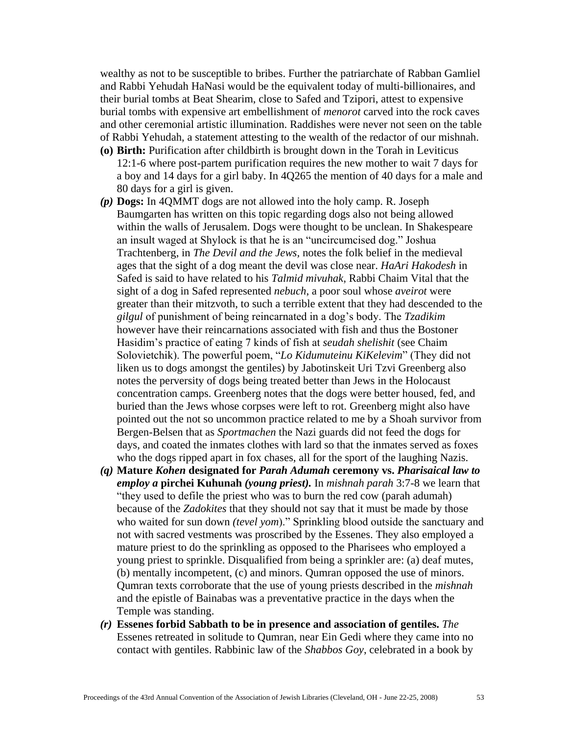wealthy as not to be susceptible to bribes. Further the patriarchate of Rabban Gamliel and Rabbi Yehudah HaNasi would be the equivalent today of multi-billionaires, and their burial tombs at Beat Shearim, close to Safed and Tzipori, attest to expensive burial tombs with expensive art embellishment of *menorot* carved into the rock caves and other ceremonial artistic illumination. Raddishes were never not seen on the table of Rabbi Yehudah, a statement attesting to the wealth of the redactor of our mishnah.

**(o) Birth:** Purification after childbirth is brought down in the Torah in Leviticus 12:1-6 where post-partem purification requires the new mother to wait 7 days for a boy and 14 days for a girl baby. In 4Q265 the mention of 40 days for a male and 80 days for a girl is given.

***(p)* Dogs:** In 4QMMT dogs are not allowed into the holy camp. R. Joseph Baumgarten has written on this topic regarding dogs also not being allowed within the walls of Jerusalem. Dogs were thought to be unclean. In Shakespeare an insult waged at Shylock is that he is an "uncircumcised dog." Joshua Trachtenberg, in *The Devil and the Jews,* notes the folk belief in the medieval ages that the sight of a dog meant the devil was close near. *HaAri Hakodesh* in Safed is said to have related to his *Talmid mivuhak*, Rabbi Chaim Vital that the sight of a dog in Safed represented *nebuch*, a poor soul whose *aveirot* were greater than their mitzvoth, to such a terrible extent that they had descended to the *gilgul* of punishment of being reincarnated in a dog's body. The *Tzadikim* however have their reincarnations associated with fish and thus the Bostoner Hasidim's practice of eating 7 kinds of fish at *seudah shelishit* (see Chaim Solovietchik). The powerful poem, "*Lo Kidumuteinu KiKelevim*" (They did not liken us to dogs amongst the gentiles) by Jabotinskeit Uri Tzvi Greenberg also notes the perversity of dogs being treated better than Jews in the Holocaust concentration camps. Greenberg notes that the dogs were better housed, fed, and buried than the Jews whose corpses were left to rot. Greenberg might also have pointed out the not so uncommon practice related to me by a Shoah survivor from Bergen-Belsen that as *Sportmachen* the Nazi guards did not feed the dogs for days, and coated the inmates clothes with lard so that the inmates served as foxes who the dogs ripped apart in fox chases, all for the sport of the laughing Nazis.

***(q)* Mature *Kohen* designated for *Parah Adumah* ceremony vs. *Pharisaical law to employ a* pirchei Kuhunah *(young priest).*** In *mishnah parah* 3:7-8 we learn that "they used to defile the priest who was to burn the red cow (parah adumah) because of the *Zadokites* that they should not say that it must be made by those who waited for sun down *(tevel yom*)." Sprinkling blood outside the sanctuary and not with sacred vestments was proscribed by the Essenes. They also employed a mature priest to do the sprinkling as opposed to the Pharisees who employed a young priest to sprinkle. Disqualified from being a sprinkler are: (a) deaf mutes, (b) mentally incompetent, (c) and minors. Qumran opposed the use of minors. Qumran texts corroborate that the use of young priests described in the *mishnah* and the epistle of Bainabas was a preventative practice in the days when the Temple was standing.

***(r)* Essenes forbid Sabbath to be in presence and association of gentiles.** *The* Essenes retreated in solitude to Qumran, near Ein Gedi where they came into no contact with gentiles. Rabbinic law of the *Shabbos Goy*, celebrated in a book by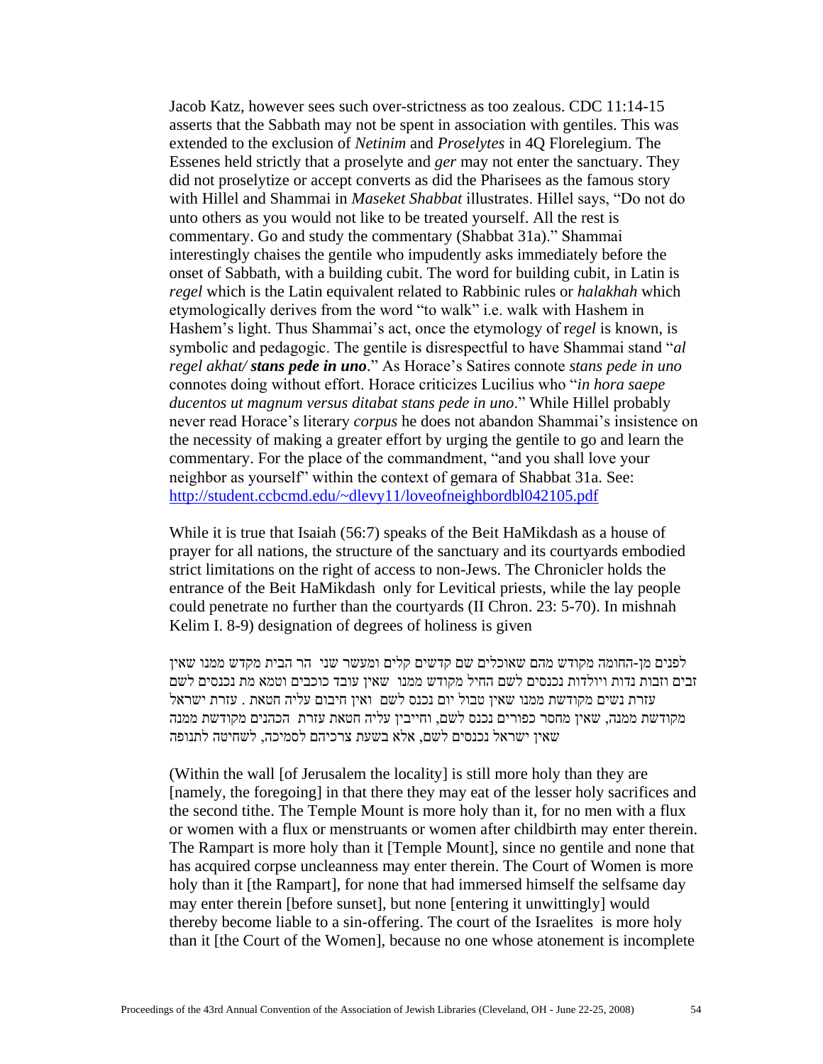Jacob Katz, however sees such over-strictness as too zealous. CDC 11:14-15 asserts that the Sabbath may not be spent in association with gentiles. This was extended to the exclusion of *Netinim* and *Proselytes* in 4Q Florelegium. The Essenes held strictly that a proselyte and *ger* may not enter the sanctuary. They did not proselytize or accept converts as did the Pharisees as the famous story with Hillel and Shammai in *Maseket Shabbat* illustrates. Hillel says, "Do not do unto others as you would not like to be treated yourself. All the rest is commentary. Go and study the commentary (Shabbat 31a)." Shammai interestingly chaises the gentile who impudently asks immediately before the onset of Sabbath, with a building cubit. The word for building cubit, in Latin is *regel* which is the Latin equivalent related to Rabbinic rules or *halakhah* which etymologically derives from the word "to walk" i.e. walk with Hashem in Hashem's light. Thus Shammai's act, once the etymology of r*egel* is known, is symbolic and pedagogic. The gentile is disrespectful to have Shammai stand "*al regel akhat/* ***stans pede in uno***." As Horace's Satires connote *stans pede in uno* connotes doing without effort. Horace criticizes Lucilius who "*in hora saepe ducentos ut magnum versus ditabat stans pede in uno*." While Hillel probably never read Horace's literary *corpus* he does not abandon Shammai's insistence on the necessity of making a greater effort by urging the gentile to go and learn the commentary. For the place of the commandment, "and you shall love your neighbor as yourself" within the context of gemara of Shabbat 31a. See: http://student.ccbcmd.edu/~dlevy11/loveofneighbordbl042105.pdf

While it is true that Isaiah (56:7) speaks of the Beit HaMikdash as a house of prayer for all nations, the structure of the sanctuary and its courtyards embodied strict limitations on the right of access to non-Jews. The Chronicler holds the entrance of the Beit HaMikdash only for Levitical priests, while the lay people could penetrate no further than the courtyards (II Chron. 23: 5-70). In mishnah Kelim I. 8-9) designation of degrees of holiness is given

לפנים מן-החומה מקודש מהם שאוכלים שם קדשים קלים ומעשר שני הר הבית מקדש ממנו שאין זבים וזבות נדות ויולדות נכנסים לשם החיל מקודש ממנו שאין עובד כוכבים וטמא מת נכנסים לשם עזרת נשים מקודשת ממנו שאין טבול יום נכנס לשם ואין חיבום עליה חטאת . עזרת ישראל מקודשת ממנה, שאין מחסר כפורים נכנס לשם, וחייבין עליה חטאת עזרת הכהנים מקודשת ממנה שאין ישראל נכנסים לשם, אלא בשעת צרכיהם לסמיכה, לשחיטה לתנופה

(Within the wall [of Jerusalem the locality] is still more holy than they are [namely, the foregoing] in that there they may eat of the lesser holy sacrifices and the second tithe. The Temple Mount is more holy than it, for no men with a flux or women with a flux or menstruants or women after childbirth may enter therein. The Rampart is more holy than it [Temple Mount], since no gentile and none that has acquired corpse uncleanness may enter therein. The Court of Women is more holy than it [the Rampart], for none that had immersed himself the selfsame day may enter therein [before sunset], but none [entering it unwittingly] would thereby become liable to a sin-offering. The court of the Israelites is more holy than it [the Court of the Women], because no one whose atonement is incomplete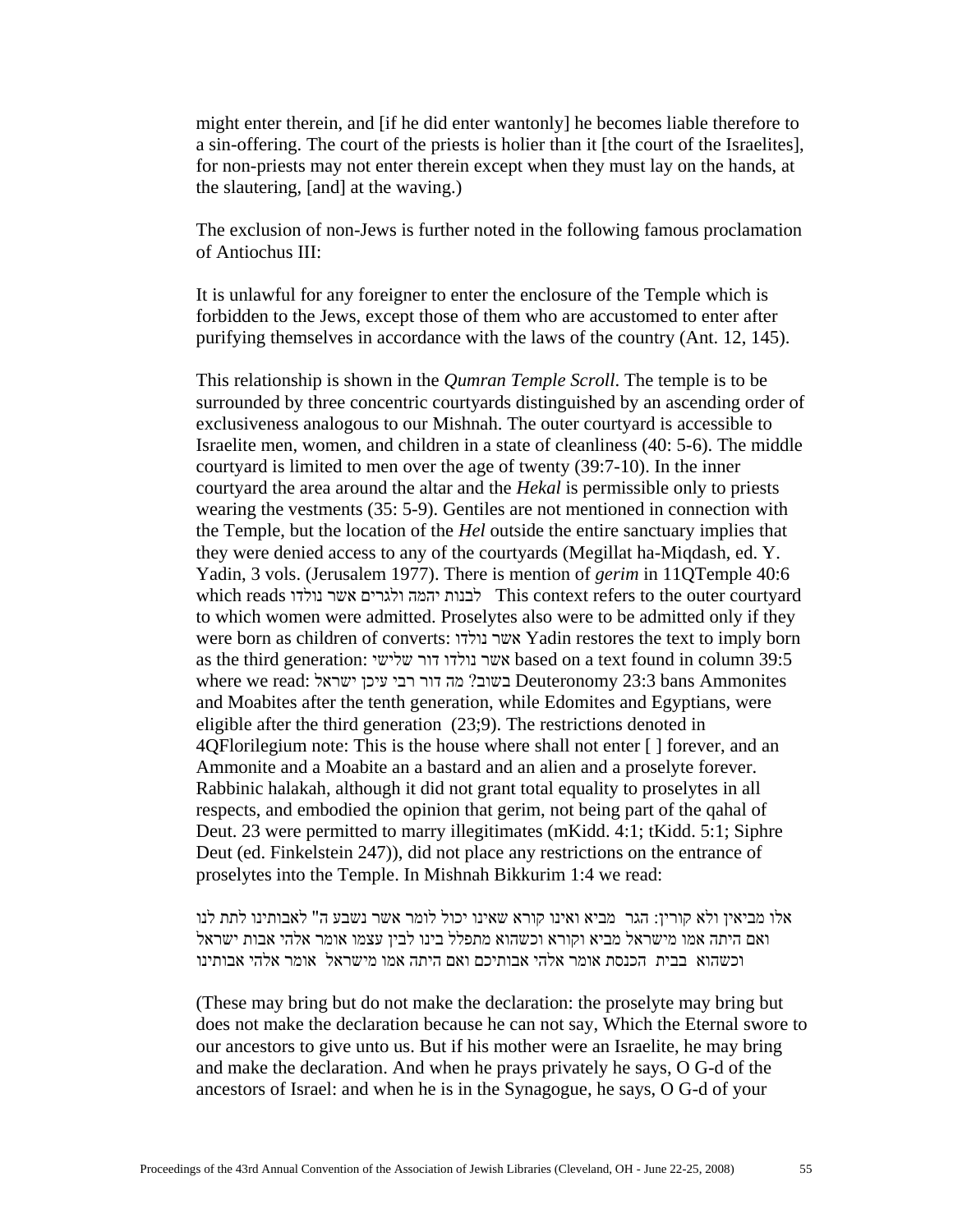might enter therein, and [if he did enter wantonly] he becomes liable therefore to a sin-offering. The court of the priests is holier than it [the court of the Israelites], for non-priests may not enter therein except when they must lay on the hands, at the slautering, [and] at the waving.)

The exclusion of non-Jews is further noted in the following famous proclamation of Antiochus III:

It is unlawful for any foreigner to enter the enclosure of the Temple which is forbidden to the Jews, except those of them who are accustomed to enter after purifying themselves in accordance with the laws of the country (Ant. 12, 145).

This relationship is shown in the *Qumran Temple Scroll*. The temple is to be surrounded by three concentric courtyards distinguished by an ascending order of exclusiveness analogous to our Mishnah. The outer courtyard is accessible to Israelite men, women, and children in a state of cleanliness (40: 5-6). The middle courtyard is limited to men over the age of twenty (39:7-10). In the inner courtyard the area around the altar and the *Hekal* is permissible only to priests wearing the vestments (35: 5-9). Gentiles are not mentioned in connection with the Temple, but the location of the *Hel* outside the entire sanctuary implies that they were denied access to any of the courtyards (Megillat ha-Miqdash, ed. Y. Yadin, 3 vols. (Jerusalem 1977). There is mention of *gerim* in 11QTemple 40:6 which reads לבנות יהמה ולגרים אשר נולדו This context refers to the outer courtyard to which women were admitted. Proselytes also were to be admitted only if they were born as children of converts: אשר נולדו Yadin restores the text to imply born as the third generation: אשר נולדו דור שלישי based on a text found in column 39:5 where we read: בשוב? מה דור רבי עיכן ישראל Deuteronomy 23:3 bans Ammonites and Moabites after the tenth generation, while Edomites and Egyptians, were eligible after the third generation (23;9). The restrictions denoted in 4QFlorilegium note: This is the house where shall not enter [ ] forever, and an Ammonite and a Moabite an a bastard and an alien and a proselyte forever. Rabbinic halakah, although it did not grant total equality to proselytes in all respects, and embodied the opinion that gerim, not being part of the qahal of Deut. 23 were permitted to marry illegitimates (mKidd. 4:1; tKidd. 5:1; Siphre Deut (ed. Finkelstein 247)), did not place any restrictions on the entrance of proselytes into the Temple. In Mishnah Bikkurim 1:4 we read:

אלו מביאין ולא קורין: הגר מביא ואינו קורא שאינו יכול לומר אשר נשבע ה" לאבותינו לתת לנו ואם היתה אמו מישראל מביא וקורא וכשהוא מתפלל בינו לבין עצמו אומר אלהי אבות ישראל וכשהוא בבית הכנסת אומר אלהי אבותיכם ואם היתה אמו מישראל אומר אלהי אבותינו

(These may bring but do not make the declaration: the proselyte may bring but does not make the declaration because he can not say, Which the Eternal swore to our ancestors to give unto us. But if his mother were an Israelite, he may bring and make the declaration. And when he prays privately he says, O G-d of the ancestors of Israel: and when he is in the Synagogue, he says, O G-d of your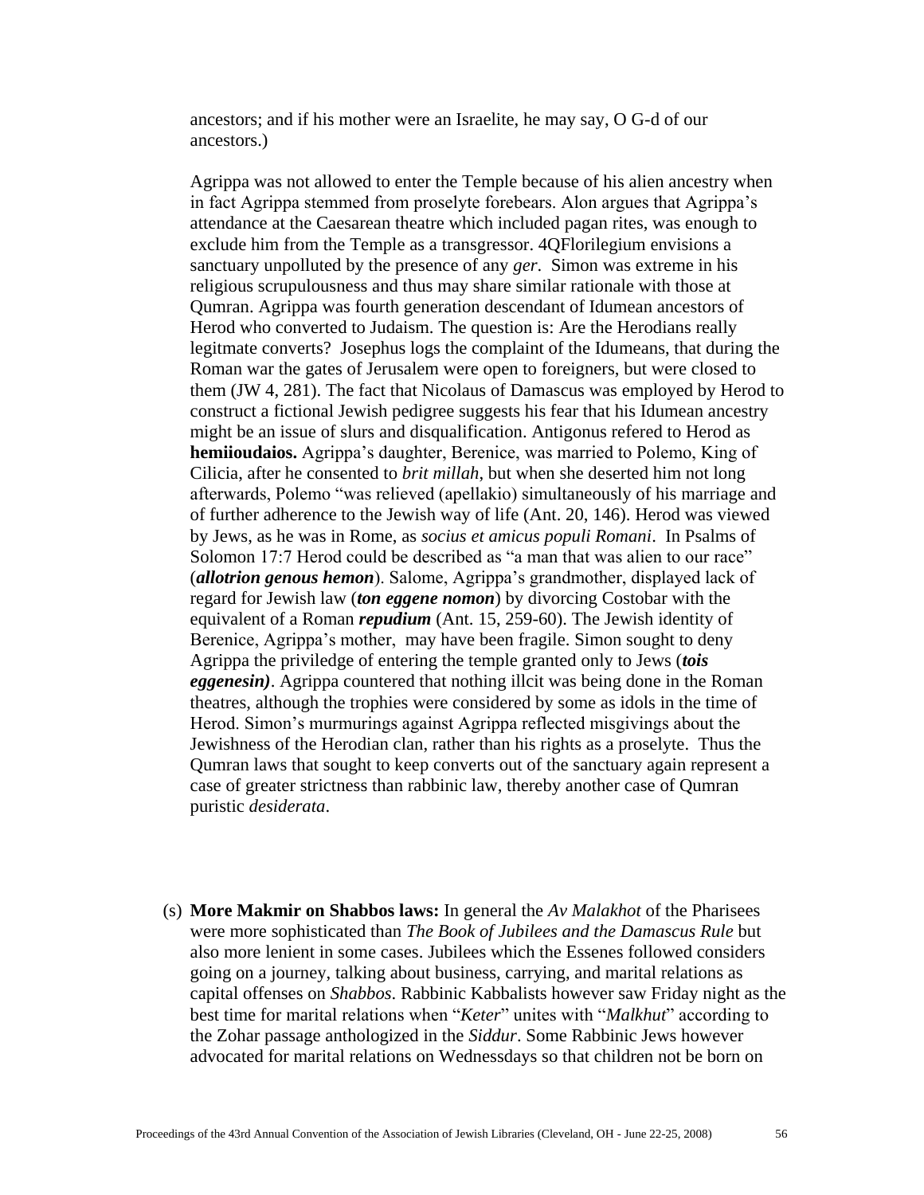ancestors; and if his mother were an Israelite, he may say, O G-d of our ancestors.)

Agrippa was not allowed to enter the Temple because of his alien ancestry when in fact Agrippa stemmed from proselyte forebears. Alon argues that Agrippa's attendance at the Caesarean theatre which included pagan rites, was enough to exclude him from the Temple as a transgressor. 4QFlorilegium envisions a sanctuary unpolluted by the presence of any *ger*. Simon was extreme in his religious scrupulousness and thus may share similar rationale with those at Qumran. Agrippa was fourth generation descendant of Idumean ancestors of Herod who converted to Judaism. The question is: Are the Herodians really legitmate converts? Josephus logs the complaint of the Idumeans, that during the Roman war the gates of Jerusalem were open to foreigners, but were closed to them (JW 4, 281). The fact that Nicolaus of Damascus was employed by Herod to construct a fictional Jewish pedigree suggests his fear that his Idumean ancestry might be an issue of slurs and disqualification. Antigonus refered to Herod as **hemiioudaios.** Agrippa's daughter, Berenice, was married to Polemo, King of Cilicia, after he consented to *brit millah*, but when she deserted him not long afterwards, Polemo "was relieved (apellakio) simultaneously of his marriage and of further adherence to the Jewish way of life (Ant. 20, 146). Herod was viewed by Jews, as he was in Rome, as *socius et amicus populi Romani*. In Psalms of Solomon 17:7 Herod could be described as "a man that was alien to our race" (***allotrion genous hemon***). Salome, Agrippa's grandmother, displayed lack of regard for Jewish law (***ton eggene nomon***) by divorcing Costobar with the equivalent of a Roman ***repudium*** (Ant. 15, 259-60). The Jewish identity of Berenice, Agrippa's mother, may have been fragile. Simon sought to deny Agrippa the priviledge of entering the temple granted only to Jews (***tois eggenesin)***. Agrippa countered that nothing illcit was being done in the Roman theatres, although the trophies were considered by some as idols in the time of Herod. Simon's murmurings against Agrippa reflected misgivings about the Jewishness of the Herodian clan, rather than his rights as a proselyte. Thus the Qumran laws that sought to keep converts out of the sanctuary again represent a case of greater strictness than rabbinic law, thereby another case of Qumran puristic *desiderata*.

(s) **More Makmir on Shabbos laws:** In general the *Av Malakhot* of the Pharisees were more sophisticated than *The Book of Jubilees and the Damascus Rule* but also more lenient in some cases. Jubilees which the Essenes followed considers going on a journey, talking about business, carrying, and marital relations as capital offenses on *Shabbos*. Rabbinic Kabbalists however saw Friday night as the best time for marital relations when "*Keter*" unites with "*Malkhut*" according to the Zohar passage anthologized in the *Siddur*. Some Rabbinic Jews however advocated for marital relations on Wednessdays so that children not be born on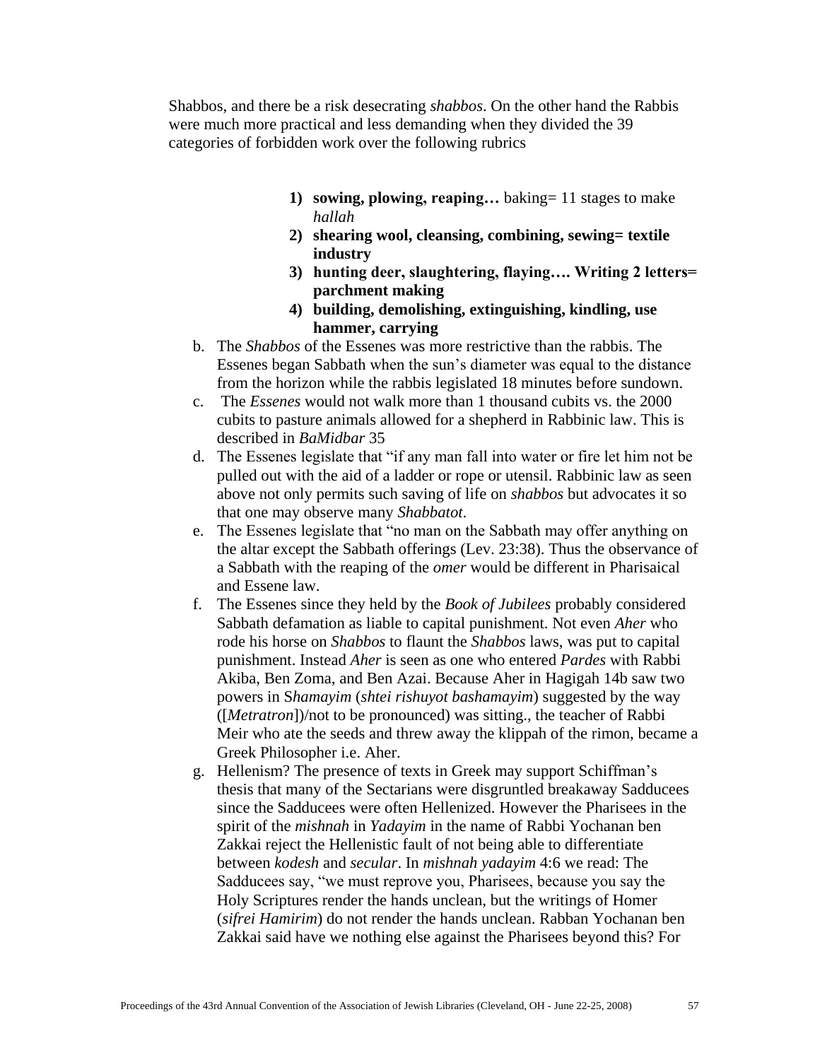Shabbos, and there be a risk desecrating *shabbos*. On the other hand the Rabbis were much more practical and less demanding when they divided the 39 categories of forbidden work over the following rubrics

1) **sowing, plowing, reaping…** baking= 11 stages to make *hallah*
2) **shearing wool, cleansing, combining, sewing= textile industry**
3) **hunting deer, slaughtering, flaying…. Writing 2 letters= parchment making**
4) **building, demolishing, extinguishing, kindling, use hammer, carrying**

b. The *Shabbos* of the Essenes was more restrictive than the rabbis. The Essenes began Sabbath when the sun's diameter was equal to the distance from the horizon while the rabbis legislated 18 minutes before sundown.

c. The *Essenes* would not walk more than 1 thousand cubits vs. the 2000 cubits to pasture animals allowed for a shepherd in Rabbinic law. This is described in *BaMidbar* 35

d. The Essenes legislate that "if any man fall into water or fire let him not be pulled out with the aid of a ladder or rope or utensil. Rabbinic law as seen above not only permits such saving of life on *shabbos* but advocates it so that one may observe many *Shabbatot*.

e. The Essenes legislate that "no man on the Sabbath may offer anything on the altar except the Sabbath offerings (Lev. 23:38). Thus the observance of a Sabbath with the reaping of the *omer* would be different in Pharisaical and Essene law.

f. The Essenes since they held by the *Book of Jubilees* probably considered Sabbath defamation as liable to capital punishment. Not even *Aher* who rode his horse on *Shabbos* to flaunt the *Shabbos* laws, was put to capital punishment. Instead *Aher* is seen as one who entered *Pardes* with Rabbi Akiba, Ben Zoma, and Ben Azai. Because Aher in Hagigah 14b saw two powers in S*hamayim* (*shtei rishuyot bashamayim*) suggested by the way ([*Metratron*])/not to be pronounced) was sitting., the teacher of Rabbi Meir who ate the seeds and threw away the klippah of the rimon, became a Greek Philosopher i.e. Aher.

g. Hellenism? The presence of texts in Greek may support Schiffman's thesis that many of the Sectarians were disgruntled breakaway Sadducees since the Sadducees were often Hellenized. However the Pharisees in the spirit of the *mishnah* in *Yadayim* in the name of Rabbi Yochanan ben Zakkai reject the Hellenistic fault of not being able to differentiate between *kodesh* and *secular*. In *mishnah yadayim* 4:6 we read: The Sadducees say, "we must reprove you, Pharisees, because you say the Holy Scriptures render the hands unclean, but the writings of Homer (*sifrei Hamirim*) do not render the hands unclean. Rabban Yochanan ben Zakkai said have we nothing else against the Pharisees beyond this? For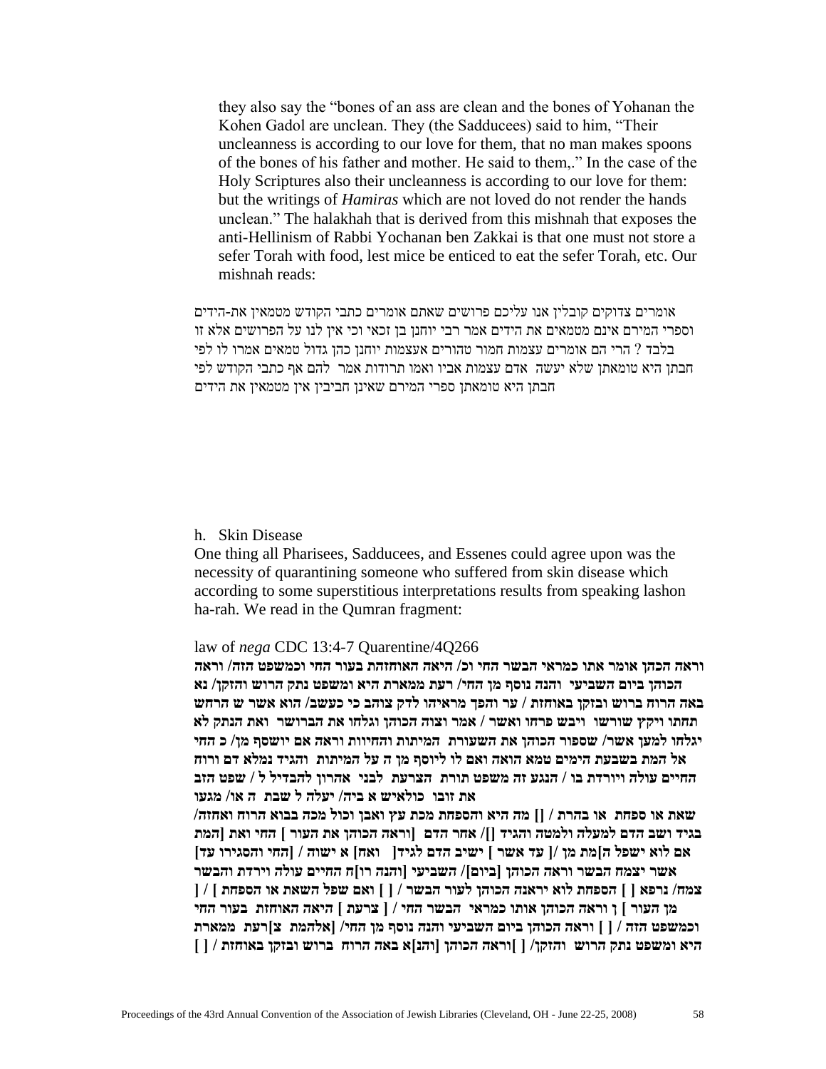they also say the "bones of an ass are clean and the bones of Yohanan the Kohen Gadol are unclean. They (the Sadducees) said to him, "Their uncleanness is according to our love for them, that no man makes spoons of the bones of his father and mother. He said to them,." In the case of the Holy Scriptures also their uncleanness is according to our love for them: but the writings of *Hamiras* which are not loved do not render the hands unclean." The halakhah that is derived from this mishnah that exposes the anti-Hellinism of Rabbi Yochanan ben Zakkai is that one must not store a sefer Torah with food, lest mice be enticed to eat the sefer Torah, etc. Our mishnah reads:

אומרים צדוקים קובלין אנו עליכם פרושים שאתם אומרים כתבי הקודש מטמאין את-הידים וספרי המירם אינם מטמאים את הידים אמר רבי יוחנן בן זכאי וכי אין לנו על הפרושים אלא זו בלבד ? הרי הם אומרים עצמות חמור טהורים אעצמות יוחנן כהן גדול טמאים אמרו לו לפי חבתן היא טומאתן שלא יעשה אדם עצמות אביו ואמו תרוודות אמר להם אף כתבי הקודש לפי חבתן היא טומאתן ספרי המירם שאינן חביבין אין מטמאין את הידים

h. Skin Disease

One thing all Pharisees, Sadducees, and Essenes could agree upon was the necessity of quarantining someone who suffered from skin disease which according to some superstitious interpretations results from speaking lashon ha-rah. We read in the Qumran fragment:

law of *nega* CDC 13:4-7 Quarentine/4Q266

**וראה הכהן אומר אתו כמראי הבשר החי וכ/ היאה האוחזהת בעור החי וכמשפט הזה/ וראה הכוהן ביום השביעי והנה נוסף מן החי/ רעת ממארת היא ומשפט נתק הרוש והזקן/ נא באה הרוח ברוש ובזקן באוחזת / ער והפך מראיהו לדק צוהב כי כעשב/ הוא אשר ש הרחש תחתו ויקץ שורשו ויבש פרחו ואשר / אמר וצוה הכוהן וגלחו את הברושר ואת הנתק לא יגלחו למען אשר/ שספור הכוהן את השעורת המיתות והחיוות וראה אם יושסף מן/ כ החי אל המת בשבעת הימים טמא הואה ואם לו ליוסף מן ה על המיתות והגיד נמלא דם ורוח החיים עולה ויורדת בו / הנגע זה משפט תורת הצרעת לבני אהרון להבדיל ל / שפט הזב את זובו כולאיש א ביה/ יעלה ל שבת ה או/ מגעו**

**שאת או ספחת או בהרת / [] מה היא והספחת מכת עץ ואבן וכול מכה בבוא הרוח ואחזה/ בגיד ושב הדם למעלה ולמטה והגיד []/ אחר הדם [וראה הכוהן את העור ] החי ואת [המת אם לוא ישפל ה]מת מן /[ עד אשר ] ישיב הדם לגיד[ ואח] א ישוה / [החי והסגירו עד] אשר יצמח הבשר וראה הכוהן [ביום]/ השביעי [והנה רו]ח החיים עולה וירדת והבשר צמח/ נרפא [ ] הספחת לוא יראנה הכוהן לעור הבשר / [ ] ואם שפל השאת או הספחת / [ ] מן העור ] ן וראה הכוהן אותו כמראי הבשר החי / [ צרעת ] היאה האוחזת בעור החי וכמשפט הזה / [ ] וראה הכוהן ביום השביעי והנה נוסף מן החי/ [אלהמת צ]רעת ממארת היא ומשפט נתק הרוש והזקן/ [ ]וראה הכוהן [והנ]א באה הרוח ברוש ובזקן באוחזת / [ ]**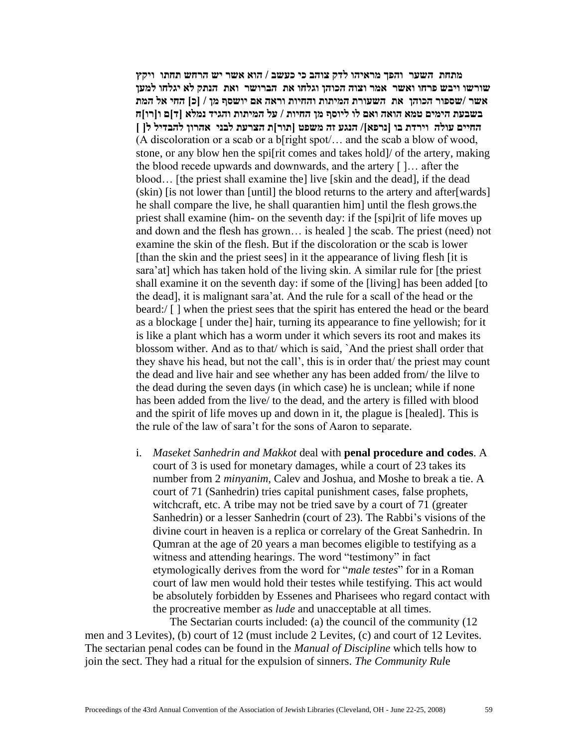**מתחת השער והפך מראיהו לדק צוהב כי כעשב / הוא אשר יש הרחש תחתו ויקץ שורשו ויבש פרחו ואשר אמר וצוה הכוהן וגלחו את הברושר ואת הנתק לא יגלחו למען אשר /שספור הכוהן את השעורת המיתות והחיות וראה אם יושסף מן / [כ] החי אל המת בשבעת הימים טמא הואה ואם לו ליוסף מן החיות / על המיתות והגיד נמלא [ד]ם ו[רו]ח החיים עולה וירדת בו [נרפא]/ הנגע זה משפט [תור]ת הצרעת לבני אהרון להבדיל ל[ ]**

(A discoloration or a scab or a b[right spot/… and the scab a blow of wood, stone, or any blow hen the spi[rit comes and takes hold]/ of the artery, making the blood recede upwards and downwards, and the artery [ ]… after the blood… [the priest shall examine the] live [skin and the dead], if the dead (skin) [is not lower than [until] the blood returns to the artery and after[wards] he shall compare the live, he shall quarantien him] until the flesh grows.the priest shall examine (him- on the seventh day: if the [spi]rit of life moves up and down and the flesh has grown… is healed ] the scab. The priest (need) not examine the skin of the flesh. But if the discoloration or the scab is lower [than the skin and the priest sees] in it the appearance of living flesh [it is sara'at] which has taken hold of the living skin. A similar rule for [the priest shall examine it on the seventh day: if some of the [living] has been added [to the dead], it is malignant sara'at. And the rule for a scall of the head or the beard:/ [ ] when the priest sees that the spirit has entered the head or the beard as a blockage [ under the] hair, turning its appearance to fine yellowish; for it is like a plant which has a worm under it which severs its root and makes its blossom wither. And as to that/ which is said, `And the priest shall order that they shave his head, but not the call', this is in order that/ the priest may count the dead and live hair and see whether any has been added from/ the lilve to the dead during the seven days (in which case) he is unclean; while if none has been added from the live/ to the dead, and the artery is filled with blood and the spirit of life moves up and down in it, the plague is [healed]. This is the rule of the law of sara't for the sons of Aaron to separate.

i. *Maseket Sanhedrin and Makkot* deal with **penal procedure and codes**. A court of 3 is used for monetary damages, while a court of 23 takes its number from 2 *minyanim*, Calev and Joshua, and Moshe to break a tie. A court of 71 (Sanhedrin) tries capital punishment cases, false prophets, witchcraft, etc. A tribe may not be tried save by a court of 71 (greater Sanhedrin) or a lesser Sanhedrin (court of 23). The Rabbi's visions of the divine court in heaven is a replica or correlary of the Great Sanhedrin. In Qumran at the age of 20 years a man becomes eligible to testifying as a witness and attending hearings. The word "testimony" in fact etymologically derives from the word for "*male testes*" for in a Roman court of law men would hold their testes while testifying. This act would be absolutely forbidden by Essenes and Pharisees who regard contact with the procreative member as *lude* and unacceptable at all times.

The Sectarian courts included: (a) the council of the community (12 men and 3 Levites), (b) court of 12 (must include 2 Levites, (c) and court of 12 Levites. The sectarian penal codes can be found in the *Manual of Discipline* which tells how to join the sect. They had a ritual for the expulsion of sinners. *The Community Rule*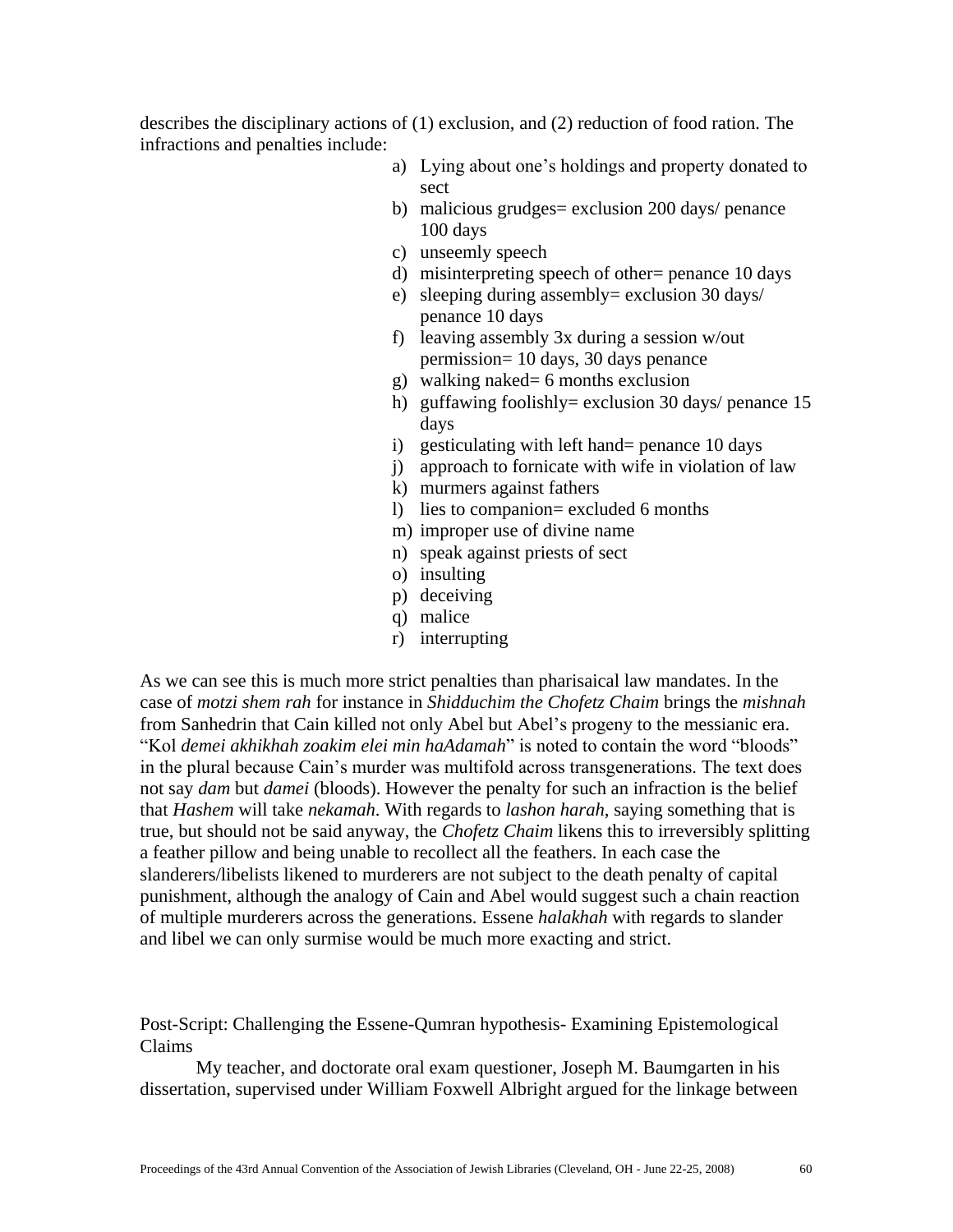describes the disciplinary actions of (1) exclusion, and (2) reduction of food ration. The infractions and penalties include:

a) Lying about one's holdings and property donated to sect
b) malicious grudges= exclusion 200 days/ penance 100 days
c) unseemly speech
d) misinterpreting speech of other= penance 10 days
e) sleeping during assembly= exclusion 30 days/ penance 10 days
f) leaving assembly 3x during a session w/out permission= 10 days, 30 days penance
g) walking naked= 6 months exclusion
h) guffawing foolishly= exclusion 30 days/ penance 15 days
i) gesticulating with left hand= penance 10 days
j) approach to fornicate with wife in violation of law
k) murmers against fathers
l) lies to companion= excluded 6 months
m) improper use of divine name
n) speak against priests of sect
o) insulting
p) deceiving
q) malice
r) interrupting

As we can see this is much more strict penalties than pharisaical law mandates. In the case of *motzi shem rah* for instance in *Shidduchim the Chofetz Chaim* brings the *mishnah* from Sanhedrin that Cain killed not only Abel but Abel's progeny to the messianic era. "Kol *demei akhikhah zoakim elei min haAdamah*" is noted to contain the word "bloods" in the plural because Cain's murder was multifold across transgenerations. The text does not say *dam* but *damei* (bloods). However the penalty for such an infraction is the belief that *Hashem* will take *nekamah*. With regards to *lashon harah*, saying something that is true, but should not be said anyway, the *Chofetz Chaim* likens this to irreversibly splitting a feather pillow and being unable to recollect all the feathers. In each case the slanderers/libelists likened to murderers are not subject to the death penalty of capital punishment, although the analogy of Cain and Abel would suggest such a chain reaction of multiple murderers across the generations. Essene *halakhah* with regards to slander and libel we can only surmise would be much more exacting and strict.

Post-Script: Challenging the Essene-Qumran hypothesis- Examining Epistemological Claims

My teacher, and doctorate oral exam questioner, Joseph M. Baumgarten in his dissertation, supervised under William Foxwell Albright argued for the linkage between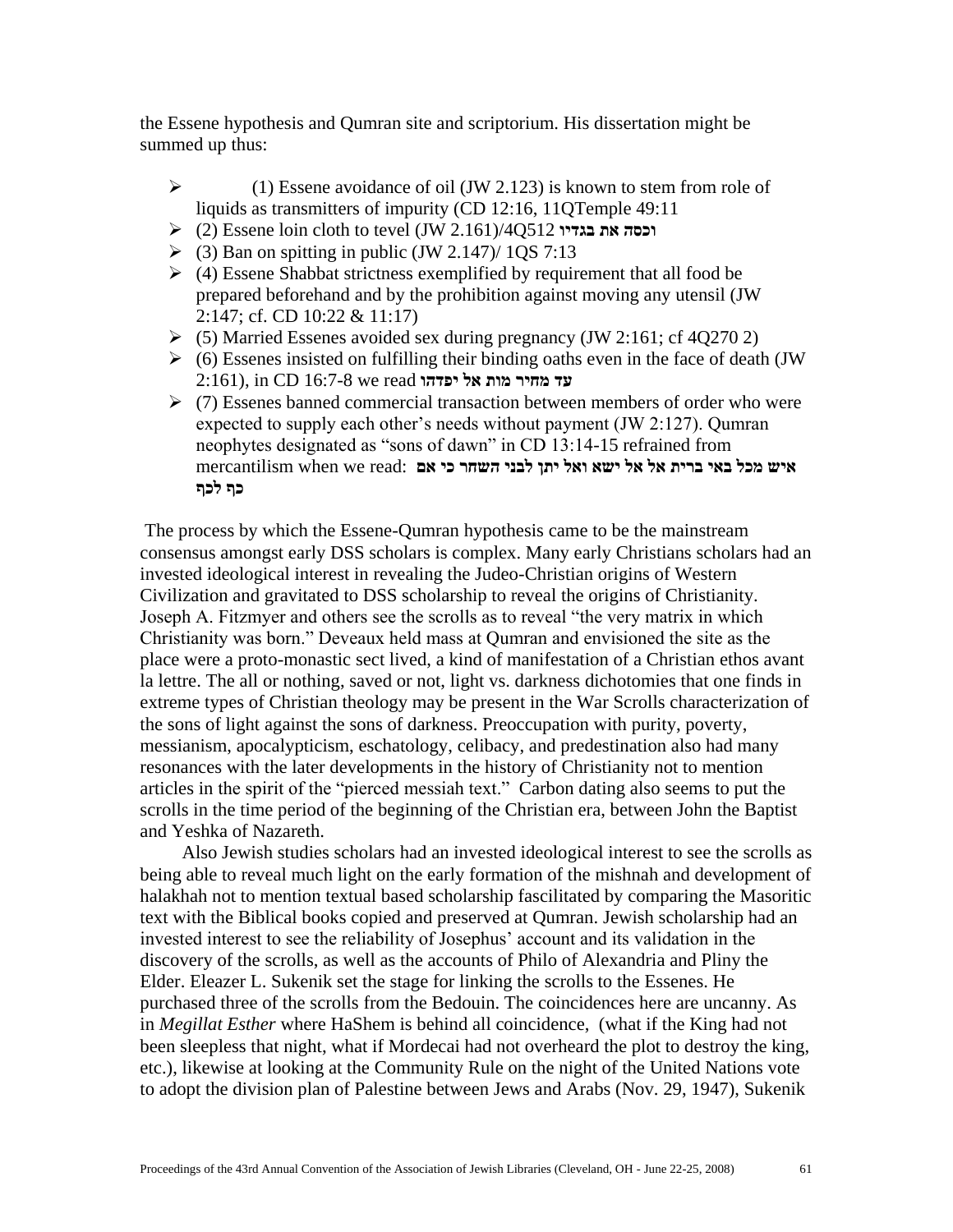the Essene hypothesis and Qumran site and scriptorium. His dissertation might be summed up thus:

- (1) Essene avoidance of oil (JW 2.123) is known to stem from role of liquids as transmitters of impurity (CD 12:16, 11QTemple 49:11
- (2) Essene loin cloth to tevel (JW 2.161)/4Q512 **וכסה את בגדיו**
- (3) Ban on spitting in public (JW 2.147)/ 1QS 7:13
- (4) Essene Shabbat strictness exemplified by requirement that all food be prepared beforehand and by the prohibition against moving any utensil (JW 2:147; cf. CD 10:22 & 11:17)
- (5) Married Essenes avoided sex during pregnancy (JW 2:161; cf 4Q270 2)
- (6) Essenes insisted on fulfilling their binding oaths even in the face of death (JW 2:161), in CD 16:7-8 we read **עד מחיר מות אל יפדהו**
- (7) Essenes banned commercial transaction between members of order who were expected to supply each other's needs without payment (JW 2:127). Qumran neophytes designated as "sons of dawn" in CD 13:14-15 refrained from mercantilism when we read: **איש מכל באי ברית אל אל ישא ואל יתן לבני השחר כי אם כף לכף**

The process by which the Essene-Qumran hypothesis came to be the mainstream consensus amongst early DSS scholars is complex. Many early Christians scholars had an invested ideological interest in revealing the Judeo-Christian origins of Western Civilization and gravitated to DSS scholarship to reveal the origins of Christianity. Joseph A. Fitzmyer and others see the scrolls as to reveal "the very matrix in which Christianity was born." Deveaux held mass at Qumran and envisioned the site as the place were a proto-monastic sect lived, a kind of manifestation of a Christian ethos avant la lettre. The all or nothing, saved or not, light vs. darkness dichotomies that one finds in extreme types of Christian theology may be present in the War Scrolls characterization of the sons of light against the sons of darkness. Preoccupation with purity, poverty, messianism, apocalypticism, eschatology, celibacy, and predestination also had many resonances with the later developments in the history of Christianity not to mention articles in the spirit of the "pierced messiah text." Carbon dating also seems to put the scrolls in the time period of the beginning of the Christian era, between John the Baptist and Yeshka of Nazareth.

Also Jewish studies scholars had an invested ideological interest to see the scrolls as being able to reveal much light on the early formation of the mishnah and development of halakhah not to mention textual based scholarship fascilitated by comparing the Masoritic text with the Biblical books copied and preserved at Qumran. Jewish scholarship had an invested interest to see the reliability of Josephus' account and its validation in the discovery of the scrolls, as well as the accounts of Philo of Alexandria and Pliny the Elder. Eleazer L. Sukenik set the stage for linking the scrolls to the Essenes. He purchased three of the scrolls from the Bedouin. The coincidences here are uncanny. As in *Megillat Esther* where HaShem is behind all coincidence, (what if the King had not been sleepless that night, what if Mordecai had not overheard the plot to destroy the king, etc.), likewise at looking at the Community Rule on the night of the United Nations vote to adopt the division plan of Palestine between Jews and Arabs (Nov. 29, 1947), Sukenik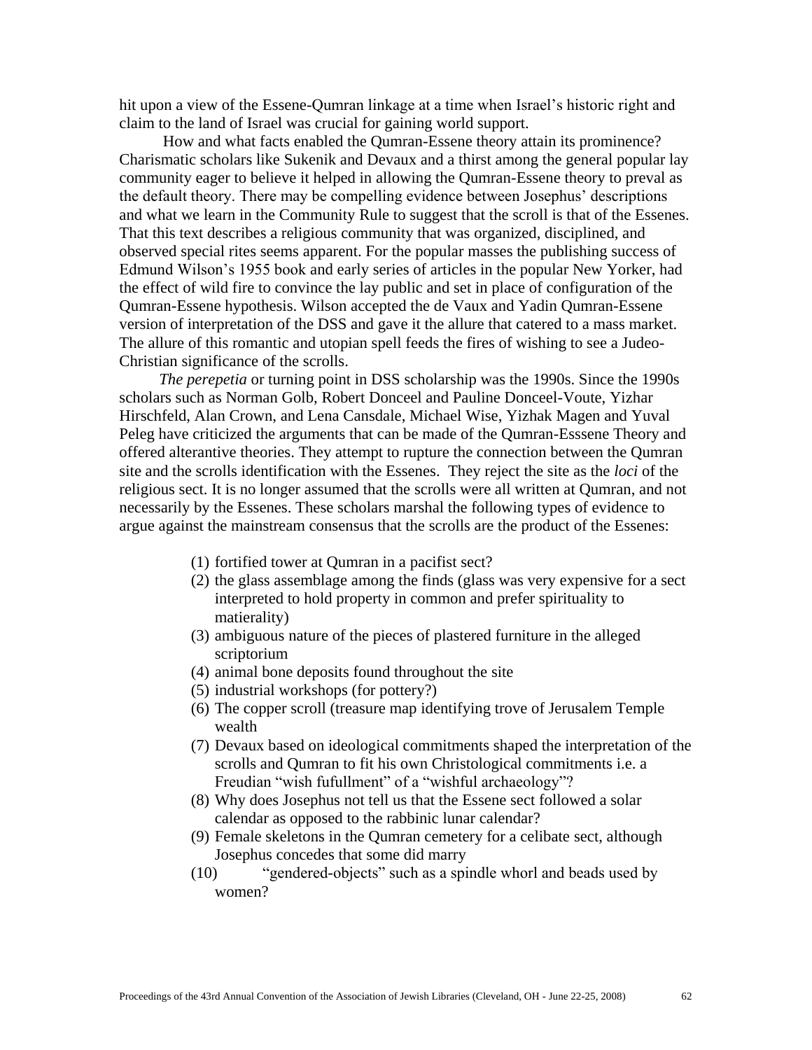hit upon a view of the Essene-Qumran linkage at a time when Israel's historic right and claim to the land of Israel was crucial for gaining world support.

How and what facts enabled the Qumran-Essene theory attain its prominence? Charismatic scholars like Sukenik and Devaux and a thirst among the general popular lay community eager to believe it helped in allowing the Qumran-Essene theory to preval as the default theory. There may be compelling evidence between Josephus' descriptions and what we learn in the Community Rule to suggest that the scroll is that of the Essenes. That this text describes a religious community that was organized, disciplined, and observed special rites seems apparent. For the popular masses the publishing success of Edmund Wilson's 1955 book and early series of articles in the popular New Yorker, had the effect of wild fire to convince the lay public and set in place of configuration of the Qumran-Essene hypothesis. Wilson accepted the de Vaux and Yadin Qumran-Essene version of interpretation of the DSS and gave it the allure that catered to a mass market. The allure of this romantic and utopian spell feeds the fires of wishing to see a Judeo-Christian significance of the scrolls.

*The perepetia* or turning point in DSS scholarship was the 1990s. Since the 1990s scholars such as Norman Golb, Robert Donceel and Pauline Donceel-Voute, Yizhar Hirschfeld, Alan Crown, and Lena Cansdale, Michael Wise, Yizhak Magen and Yuval Peleg have criticized the arguments that can be made of the Qumran-Esssene Theory and offered alterantive theories. They attempt to rupture the connection between the Qumran site and the scrolls identification with the Essenes. They reject the site as the *loci* of the religious sect. It is no longer assumed that the scrolls were all written at Qumran, and not necessarily by the Essenes. These scholars marshal the following types of evidence to argue against the mainstream consensus that the scrolls are the product of the Essenes:

(1) fortified tower at Qumran in a pacifist sect?
(2) the glass assemblage among the finds (glass was very expensive for a sect interpreted to hold property in common and prefer spirituality to matierality)
(3) ambiguous nature of the pieces of plastered furniture in the alleged scriptorium
(4) animal bone deposits found throughout the site
(5) industrial workshops (for pottery?)
(6) The copper scroll (treasure map identifying trove of Jerusalem Temple wealth
(7) Devaux based on ideological commitments shaped the interpretation of the scrolls and Qumran to fit his own Christological commitments i.e. a Freudian "wish fufullment" of a "wishful archaeology"?
(8) Why does Josephus not tell us that the Essene sect followed a solar calendar as opposed to the rabbinic lunar calendar?
(9) Female skeletons in the Qumran cemetery for a celibate sect, although Josephus concedes that some did marry
(10) "gendered-objects" such as a spindle whorl and beads used by women?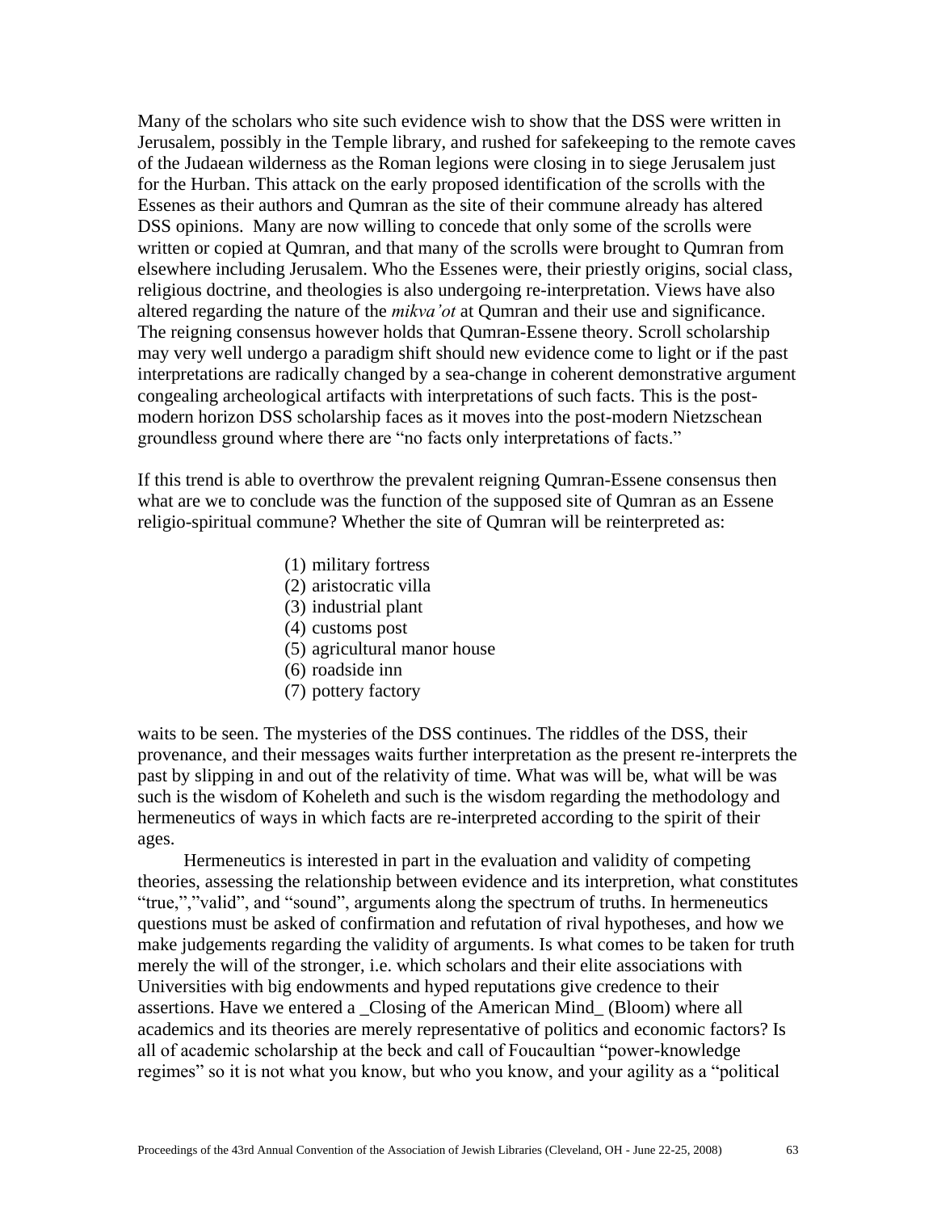Many of the scholars who site such evidence wish to show that the DSS were written in Jerusalem, possibly in the Temple library, and rushed for safekeeping to the remote caves of the Judaean wilderness as the Roman legions were closing in to siege Jerusalem just for the Hurban. This attack on the early proposed identification of the scrolls with the Essenes as their authors and Qumran as the site of their commune already has altered DSS opinions. Many are now willing to concede that only some of the scrolls were written or copied at Qumran, and that many of the scrolls were brought to Qumran from elsewhere including Jerusalem. Who the Essenes were, their priestly origins, social class, religious doctrine, and theologies is also undergoing re-interpretation. Views have also altered regarding the nature of the *mikva'ot* at Qumran and their use and significance. The reigning consensus however holds that Qumran-Essene theory. Scroll scholarship may very well undergo a paradigm shift should new evidence come to light or if the past interpretations are radically changed by a sea-change in coherent demonstrative argument congealing archeological artifacts with interpretations of such facts. This is the post-modern horizon DSS scholarship faces as it moves into the post-modern Nietzschean groundless ground where there are "no facts only interpretations of facts."

If this trend is able to overthrow the prevalent reigning Qumran-Essene consensus then what are we to conclude was the function of the supposed site of Qumran as an Essene religio-spiritual commune? Whether the site of Qumran will be reinterpreted as:

(1) military fortress
(2) aristocratic villa
(3) industrial plant
(4) customs post
(5) agricultural manor house
(6) roadside inn
(7) pottery factory

waits to be seen. The mysteries of the DSS continues. The riddles of the DSS, their provenance, and their messages waits further interpretation as the present re-interprets the past by slipping in and out of the relativity of time. What was will be, what will be was such is the wisdom of Koheleth and such is the wisdom regarding the methodology and hermeneutics of ways in which facts are re-interpreted according to the spirit of their ages.

Hermeneutics is interested in part in the evaluation and validity of competing theories, assessing the relationship between evidence and its interpretion, what constitutes "true,","valid", and "sound", arguments along the spectrum of truths. In hermeneutics questions must be asked of confirmation and refutation of rival hypotheses, and how we make judgements regarding the validity of arguments. Is what comes to be taken for truth merely the will of the stronger, i.e. which scholars and their elite associations with Universities with big endowments and hyped reputations give credence to their assertions. Have we entered a _Closing of the American Mind_ (Bloom) where all academics and its theories are merely representative of politics and economic factors? Is all of academic scholarship at the beck and call of Foucaultian "power-knowledge regimes" so it is not what you know, but who you know, and your agility as a "political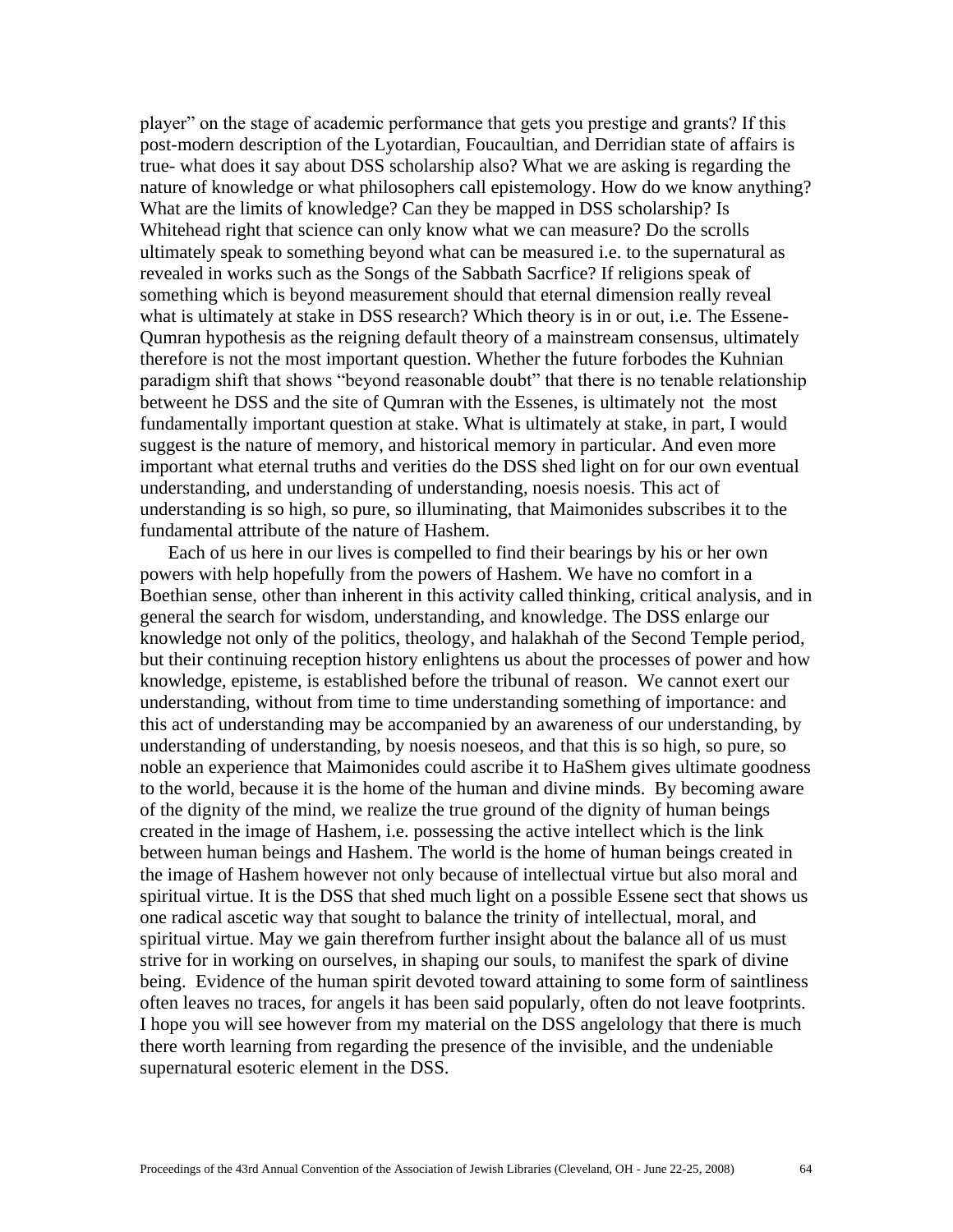player" on the stage of academic performance that gets you prestige and grants? If this post-modern description of the Lyotardian, Foucaultian, and Derridian state of affairs is true- what does it say about DSS scholarship also? What we are asking is regarding the nature of knowledge or what philosophers call epistemology. How do we know anything? What are the limits of knowledge? Can they be mapped in DSS scholarship? Is Whitehead right that science can only know what we can measure? Do the scrolls ultimately speak to something beyond what can be measured i.e. to the supernatural as revealed in works such as the Songs of the Sabbath Sacrfice? If religions speak of something which is beyond measurement should that eternal dimension really reveal what is ultimately at stake in DSS research? Which theory is in or out, i.e. The Essene-Qumran hypothesis as the reigning default theory of a mainstream consensus, ultimately therefore is not the most important question. Whether the future forbodes the Kuhnian paradigm shift that shows "beyond reasonable doubt" that there is no tenable relationship betweent he DSS and the site of Qumran with the Essenes, is ultimately not the most fundamentally important question at stake. What is ultimately at stake, in part, I would suggest is the nature of memory, and historical memory in particular. And even more important what eternal truths and verities do the DSS shed light on for our own eventual understanding, and understanding of understanding, noesis noesis. This act of understanding is so high, so pure, so illuminating, that Maimonides subscribes it to the fundamental attribute of the nature of Hashem.

Each of us here in our lives is compelled to find their bearings by his or her own powers with help hopefully from the powers of Hashem. We have no comfort in a Boethian sense, other than inherent in this activity called thinking, critical analysis, and in general the search for wisdom, understanding, and knowledge. The DSS enlarge our knowledge not only of the politics, theology, and halakhah of the Second Temple period, but their continuing reception history enlightens us about the processes of power and how knowledge, episteme, is established before the tribunal of reason. We cannot exert our understanding, without from time to time understanding something of importance: and this act of understanding may be accompanied by an awareness of our understanding, by understanding of understanding, by noesis noeseos, and that this is so high, so pure, so noble an experience that Maimonides could ascribe it to HaShem gives ultimate goodness to the world, because it is the home of the human and divine minds. By becoming aware of the dignity of the mind, we realize the true ground of the dignity of human beings created in the image of Hashem, i.e. possessing the active intellect which is the link between human beings and Hashem. The world is the home of human beings created in the image of Hashem however not only because of intellectual virtue but also moral and spiritual virtue. It is the DSS that shed much light on a possible Essene sect that shows us one radical ascetic way that sought to balance the trinity of intellectual, moral, and spiritual virtue. May we gain therefrom further insight about the balance all of us must strive for in working on ourselves, in shaping our souls, to manifest the spark of divine being. Evidence of the human spirit devoted toward attaining to some form of saintliness often leaves no traces, for angels it has been said popularly, often do not leave footprints. I hope you will see however from my material on the DSS angelology that there is much there worth learning from regarding the presence of the invisible, and the undeniable supernatural esoteric element in the DSS.